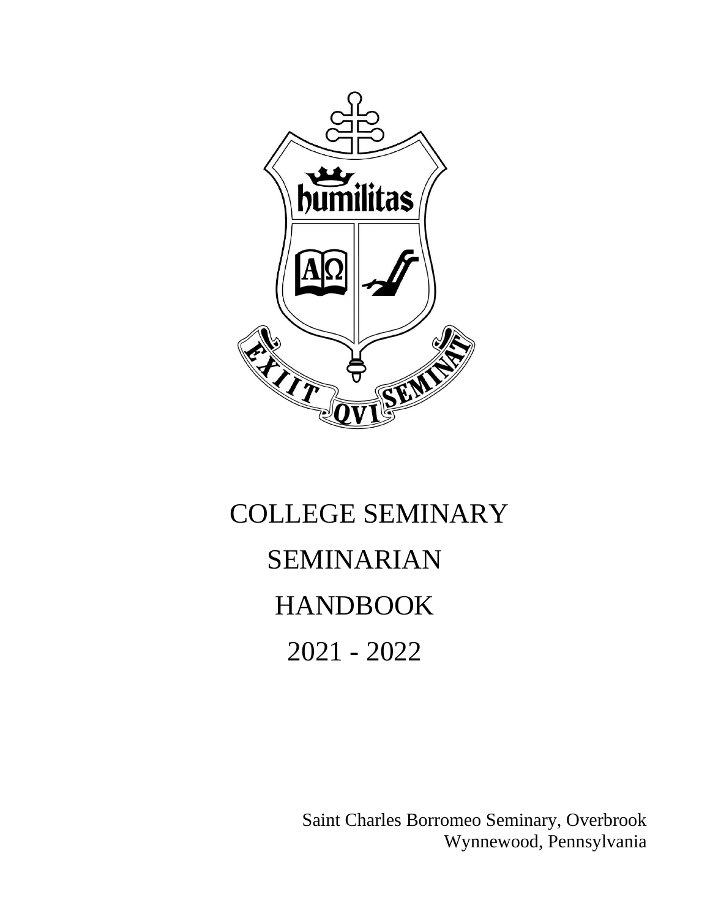# COLLEGE SEMINARY

# SEMINARIAN

# HANDBOOK

# 2021 - 2022

Saint Charles Borromeo Seminary, Overbrook
Wynnewood, Pennsylvania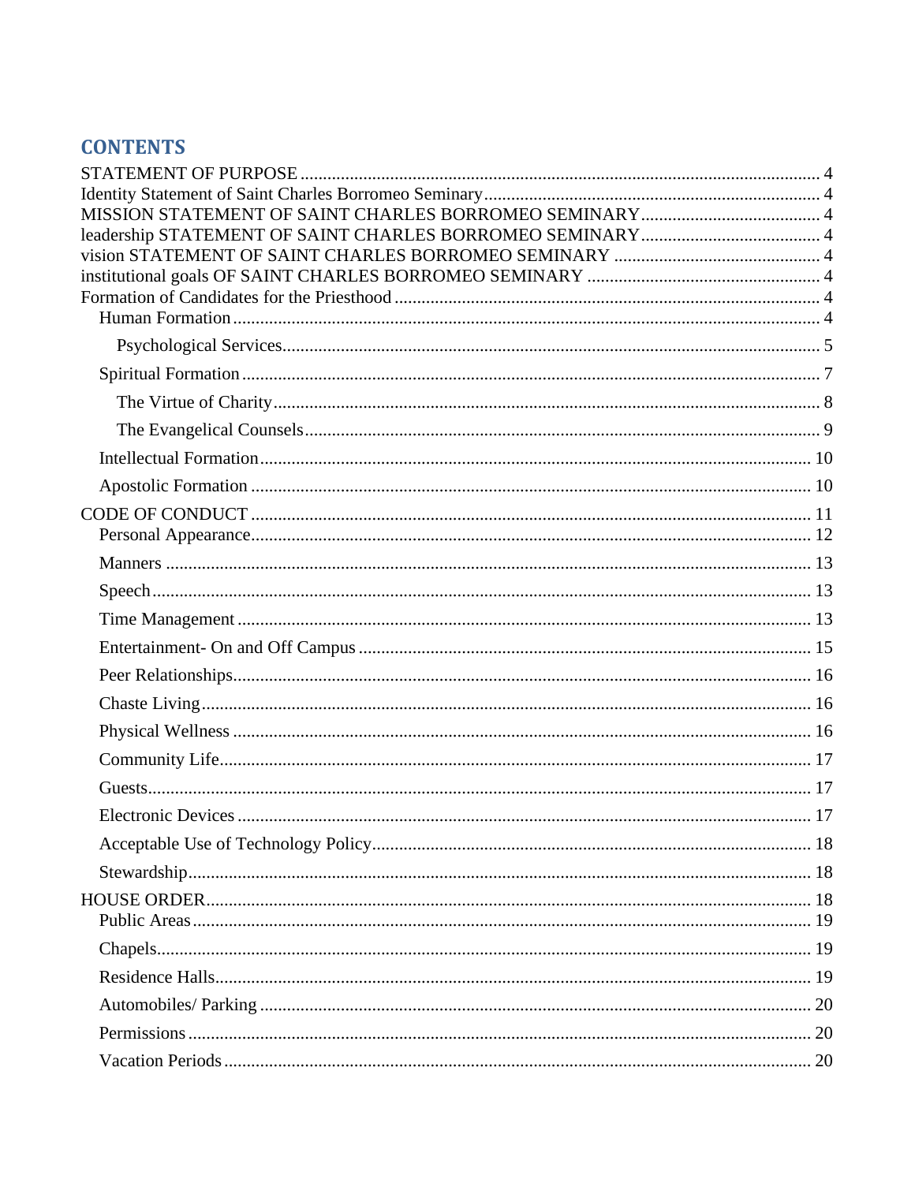# CONTENTS

STATEMENT OF PURPOSE ........ 4
Identity Statement of Saint Charles Borromeo Seminary ........ 4
MISSION STATEMENT OF SAINT CHARLES BORROMEO SEMINARY ........ 4
leadership STATEMENT OF SAINT CHARLES BORROMEO SEMINARY ........ 4
vision STATEMENT OF SAINT CHARLES BORROMEO SEMINARY ........ 4
institutional goals OF SAINT CHARLES BORROMEO SEMINARY ........ 4
Formation of Candidates for the Priesthood ........ 4
- Human Formation ........ 4
  - Psychological Services ........ 5
- Spiritual Formation ........ 7
  - The Virtue of Charity ........ 8
  - The Evangelical Counsels ........ 9
- Intellectual Formation ........ 10
- Apostolic Formation ........ 10

CODE OF CONDUCT ........ 11
- Personal Appearance ........ 12
- Manners ........ 13
- Speech ........ 13
- Time Management ........ 13
- Entertainment- On and Off Campus ........ 15
- Peer Relationships ........ 16
- Chaste Living ........ 16
- Physical Wellness ........ 16
- Community Life ........ 17
- Guests ........ 17
- Electronic Devices ........ 17
- Acceptable Use of Technology Policy ........ 18
- Stewardship ........ 18

HOUSE ORDER ........ 18
- Public Areas ........ 19
- Chapels ........ 19
- Residence Halls ........ 19
- Automobiles/ Parking ........ 20
- Permissions ........ 20
- Vacation Periods ........ 20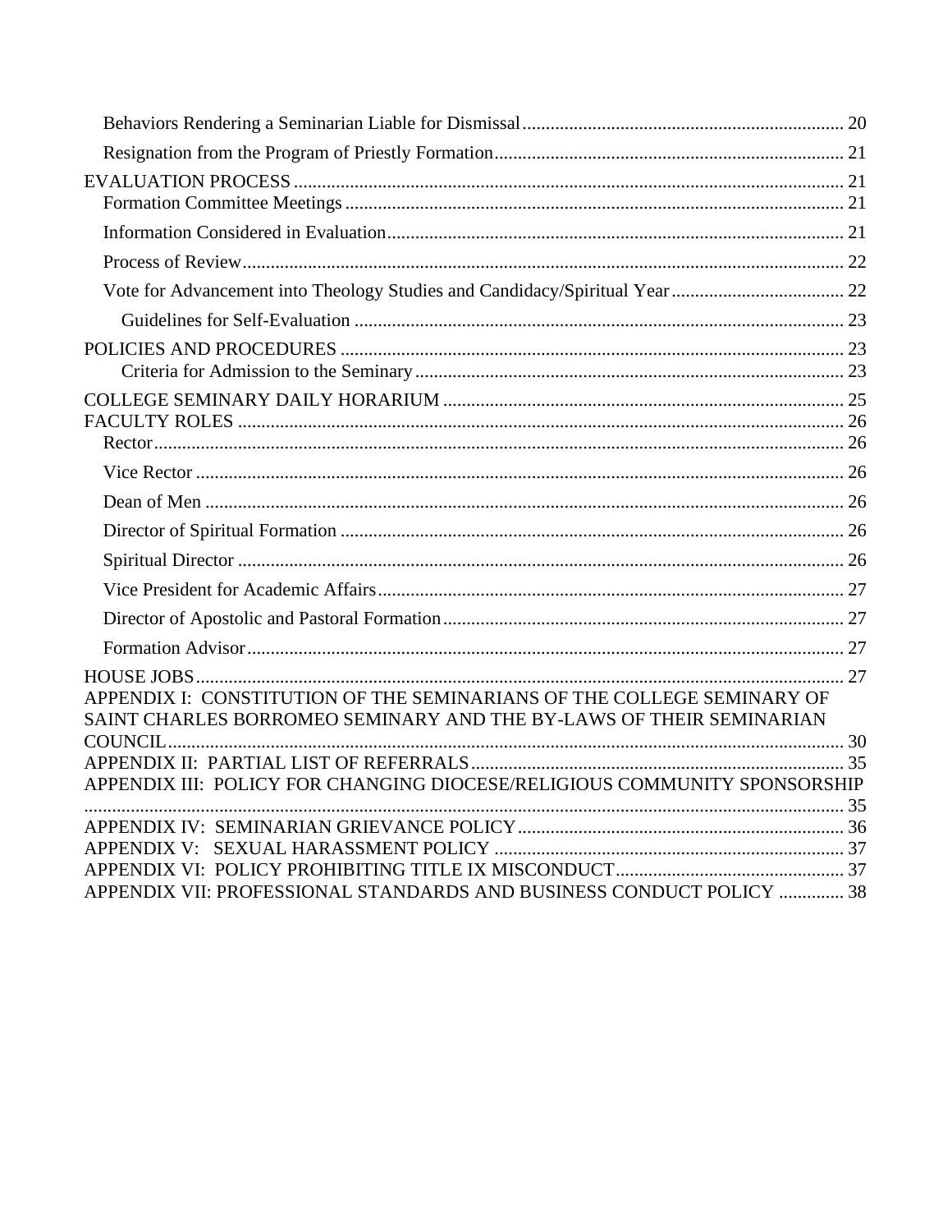Behaviors Rendering a Seminarian Liable for Dismissal .................... 20

Resignation from the Program of Priestly Formation .................... 21

EVALUATION PROCESS .................... 21

Formation Committee Meetings .................... 21

Information Considered in Evaluation .................... 21

Process of Review .................... 22

Vote for Advancement into Theology Studies and Candidacy/Spiritual Year .................... 22

Guidelines for Self-Evaluation .................... 23

POLICIES AND PROCEDURES .................... 23

Criteria for Admission to the Seminary .................... 23

COLLEGE SEMINARY DAILY HORARIUM .................... 25

FACULTY ROLES .................... 26

Rector .................... 26

Vice Rector .................... 26

Dean of Men .................... 26

Director of Spiritual Formation .................... 26

Spiritual Director .................... 26

Vice President for Academic Affairs .................... 27

Director of Apostolic and Pastoral Formation .................... 27

Formation Advisor .................... 27

HOUSE JOBS .................... 27

APPENDIX I: CONSTITUTION OF THE SEMINARIANS OF THE COLLEGE SEMINARY OF SAINT CHARLES BORROMEO SEMINARY AND THE BY-LAWS OF THEIR SEMINARIAN COUNCIL .................... 30

APPENDIX II: PARTIAL LIST OF REFERRALS .................... 35

APPENDIX III: POLICY FOR CHANGING DIOCESE/RELIGIOUS COMMUNITY SPONSORSHIP .................... 35

APPENDIX IV: SEMINARIAN GRIEVANCE POLICY .................... 36

APPENDIX V: SEXUAL HARASSMENT POLICY .................... 37

APPENDIX VI: POLICY PROHIBITING TITLE IX MISCONDUCT .................... 37

APPENDIX VII: PROFESSIONAL STANDARDS AND BUSINESS CONDUCT POLICY .................... 38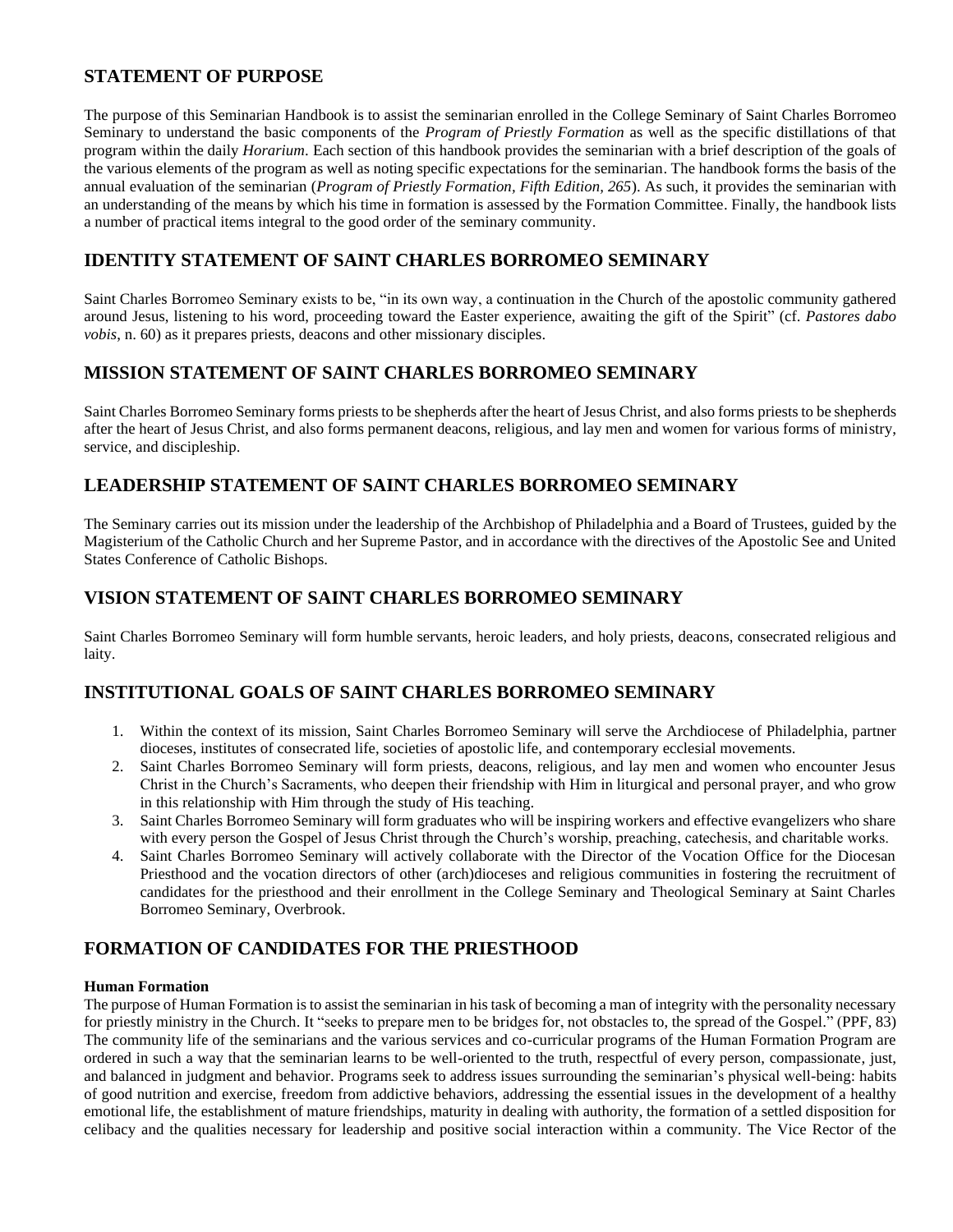## STATEMENT OF PURPOSE

The purpose of this Seminarian Handbook is to assist the seminarian enrolled in the College Seminary of Saint Charles Borromeo Seminary to understand the basic components of the *Program of Priestly Formation* as well as the specific distillations of that program within the daily *Horarium*. Each section of this handbook provides the seminarian with a brief description of the goals of the various elements of the program as well as noting specific expectations for the seminarian. The handbook forms the basis of the annual evaluation of the seminarian (*Program of Priestly Formation, Fifth Edition, 265*). As such, it provides the seminarian with an understanding of the means by which his time in formation is assessed by the Formation Committee. Finally, the handbook lists a number of practical items integral to the good order of the seminary community.

## IDENTITY STATEMENT OF SAINT CHARLES BORROMEO SEMINARY

Saint Charles Borromeo Seminary exists to be, "in its own way, a continuation in the Church of the apostolic community gathered around Jesus, listening to his word, proceeding toward the Easter experience, awaiting the gift of the Spirit" (cf. *Pastores dabo vobis*, n. 60) as it prepares priests, deacons and other missionary disciples.

## MISSION STATEMENT OF SAINT CHARLES BORROMEO SEMINARY

Saint Charles Borromeo Seminary forms priests to be shepherds after the heart of Jesus Christ, and also forms priests to be shepherds after the heart of Jesus Christ, and also forms permanent deacons, religious, and lay men and women for various forms of ministry, service, and discipleship.

## LEADERSHIP STATEMENT OF SAINT CHARLES BORROMEO SEMINARY

The Seminary carries out its mission under the leadership of the Archbishop of Philadelphia and a Board of Trustees, guided by the Magisterium of the Catholic Church and her Supreme Pastor, and in accordance with the directives of the Apostolic See and United States Conference of Catholic Bishops.

## VISION STATEMENT OF SAINT CHARLES BORROMEO SEMINARY

Saint Charles Borromeo Seminary will form humble servants, heroic leaders, and holy priests, deacons, consecrated religious and laity.

## INSTITUTIONAL GOALS OF SAINT CHARLES BORROMEO SEMINARY

1. Within the context of its mission, Saint Charles Borromeo Seminary will serve the Archdiocese of Philadelphia, partner dioceses, institutes of consecrated life, societies of apostolic life, and contemporary ecclesial movements.
2. Saint Charles Borromeo Seminary will form priests, deacons, religious, and lay men and women who encounter Jesus Christ in the Church's Sacraments, who deepen their friendship with Him in liturgical and personal prayer, and who grow in this relationship with Him through the study of His teaching.
3. Saint Charles Borromeo Seminary will form graduates who will be inspiring workers and effective evangelizers who share with every person the Gospel of Jesus Christ through the Church's worship, preaching, catechesis, and charitable works.
4. Saint Charles Borromeo Seminary will actively collaborate with the Director of the Vocation Office for the Diocesan Priesthood and the vocation directors of other (arch)dioceses and religious communities in fostering the recruitment of candidates for the priesthood and their enrollment in the College Seminary and Theological Seminary at Saint Charles Borromeo Seminary, Overbrook.

## FORMATION OF CANDIDATES FOR THE PRIESTHOOD

### Human Formation

The purpose of Human Formation is to assist the seminarian in his task of becoming a man of integrity with the personality necessary for priestly ministry in the Church. It "seeks to prepare men to be bridges for, not obstacles to, the spread of the Gospel." (PPF, 83) The community life of the seminarians and the various services and co-curricular programs of the Human Formation Program are ordered in such a way that the seminarian learns to be well-oriented to the truth, respectful of every person, compassionate, just, and balanced in judgment and behavior. Programs seek to address issues surrounding the seminarian's physical well-being: habits of good nutrition and exercise, freedom from addictive behaviors, addressing the essential issues in the development of a healthy emotional life, the establishment of mature friendships, maturity in dealing with authority, the formation of a settled disposition for celibacy and the qualities necessary for leadership and positive social interaction within a community. The Vice Rector of the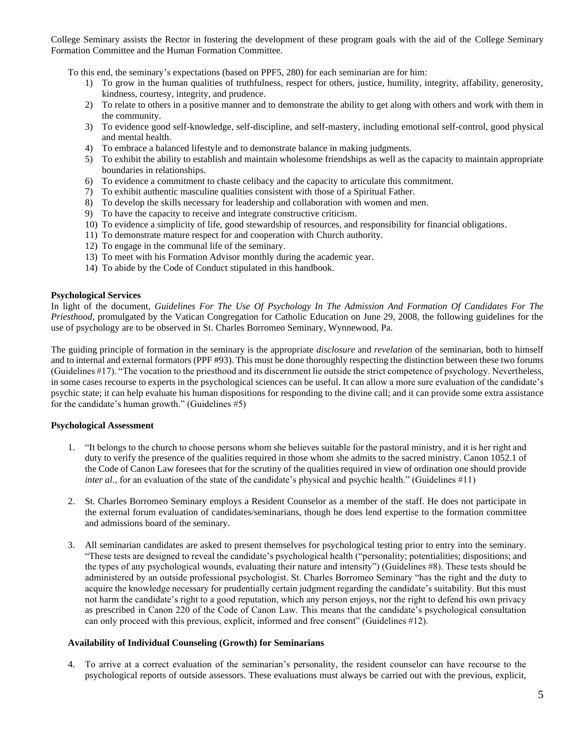College Seminary assists the Rector in fostering the development of these program goals with the aid of the College Seminary Formation Committee and the Human Formation Committee.

To this end, the seminary's expectations (based on PPF5, 280) for each seminarian are for him:

1) To grow in the human qualities of truthfulness, respect for others, justice, humility, integrity, affability, generosity, kindness, courtesy, integrity, and prudence.
2) To relate to others in a positive manner and to demonstrate the ability to get along with others and work with them in the community.
3) To evidence good self-knowledge, self-discipline, and self-mastery, including emotional self-control, good physical and mental health.
4) To embrace a balanced lifestyle and to demonstrate balance in making judgments.
5) To exhibit the ability to establish and maintain wholesome friendships as well as the capacity to maintain appropriate boundaries in relationships.
6) To evidence a commitment to chaste celibacy and the capacity to articulate this commitment.
7) To exhibit authentic masculine qualities consistent with those of a Spiritual Father.
8) To develop the skills necessary for leadership and collaboration with women and men.
9) To have the capacity to receive and integrate constructive criticism.
10) To evidence a simplicity of life, good stewardship of resources, and responsibility for financial obligations.
11) To demonstrate mature respect for and cooperation with Church authority.
12) To engage in the communal life of the seminary.
13) To meet with his Formation Advisor monthly during the academic year.
14) To abide by the Code of Conduct stipulated in this handbook.

**Psychological Services**

In light of the document, *Guidelines For The Use Of Psychology In The Admission And Formation Of Candidates For The Priesthood*, promulgated by the Vatican Congregation for Catholic Education on June 29, 2008, the following guidelines for the use of psychology are to be observed in St. Charles Borromeo Seminary, Wynnewood, Pa.

The guiding principle of formation in the seminary is the appropriate *disclosure* and *revelation* of the seminarian, both to himself and to internal and external formators (PPF #93). This must be done thoroughly respecting the distinction between these two forums (Guidelines #17). "The vocation to the priesthood and its discernment lie outside the strict competence of psychology. Nevertheless, in some cases recourse to experts in the psychological sciences can be useful. It can allow a more sure evaluation of the candidate's psychic state; it can help evaluate his human dispositions for responding to the divine call; and it can provide some extra assistance for the candidate's human growth." (Guidelines #5)

**Psychological Assessment**

1. "It belongs to the church to choose persons whom she believes suitable for the pastoral ministry, and it is her right and duty to verify the presence of the qualities required in those whom she admits to the sacred ministry. Canon 1052.1 of the Code of Canon Law foresees that for the scrutiny of the qualities required in view of ordination one should provide *inter al*., for an evaluation of the state of the candidate's physical and psychic health." (Guidelines #11)

2. St. Charles Borromeo Seminary employs a Resident Counselor as a member of the staff. He does not participate in the external forum evaluation of candidates/seminarians, though he does lend expertise to the formation committee and admissions board of the seminary.

3. All seminarian candidates are asked to present themselves for psychological testing prior to entry into the seminary. "These tests are designed to reveal the candidate's psychological health ("personality; potentialities; dispositions; and the types of any psychological wounds, evaluating their nature and intensity") (Guidelines #8). These tests should be administered by an outside professional psychologist. St. Charles Borromeo Seminary "has the right and the duty to acquire the knowledge necessary for prudentially certain judgment regarding the candidate's suitability. But this must not harm the candidate's right to a good reputation, which any person enjoys, nor the right to defend his own privacy as prescribed in Canon 220 of the Code of Canon Law. This means that the candidate's psychological consultation can only proceed with this previous, explicit, informed and free consent" (Guidelines #12).

**Availability of Individual Counseling (Growth) for Seminarians**

4. To arrive at a correct evaluation of the seminarian's personality, the resident counselor can have recourse to the psychological reports of outside assessors. These evaluations must always be carried out with the previous, explicit,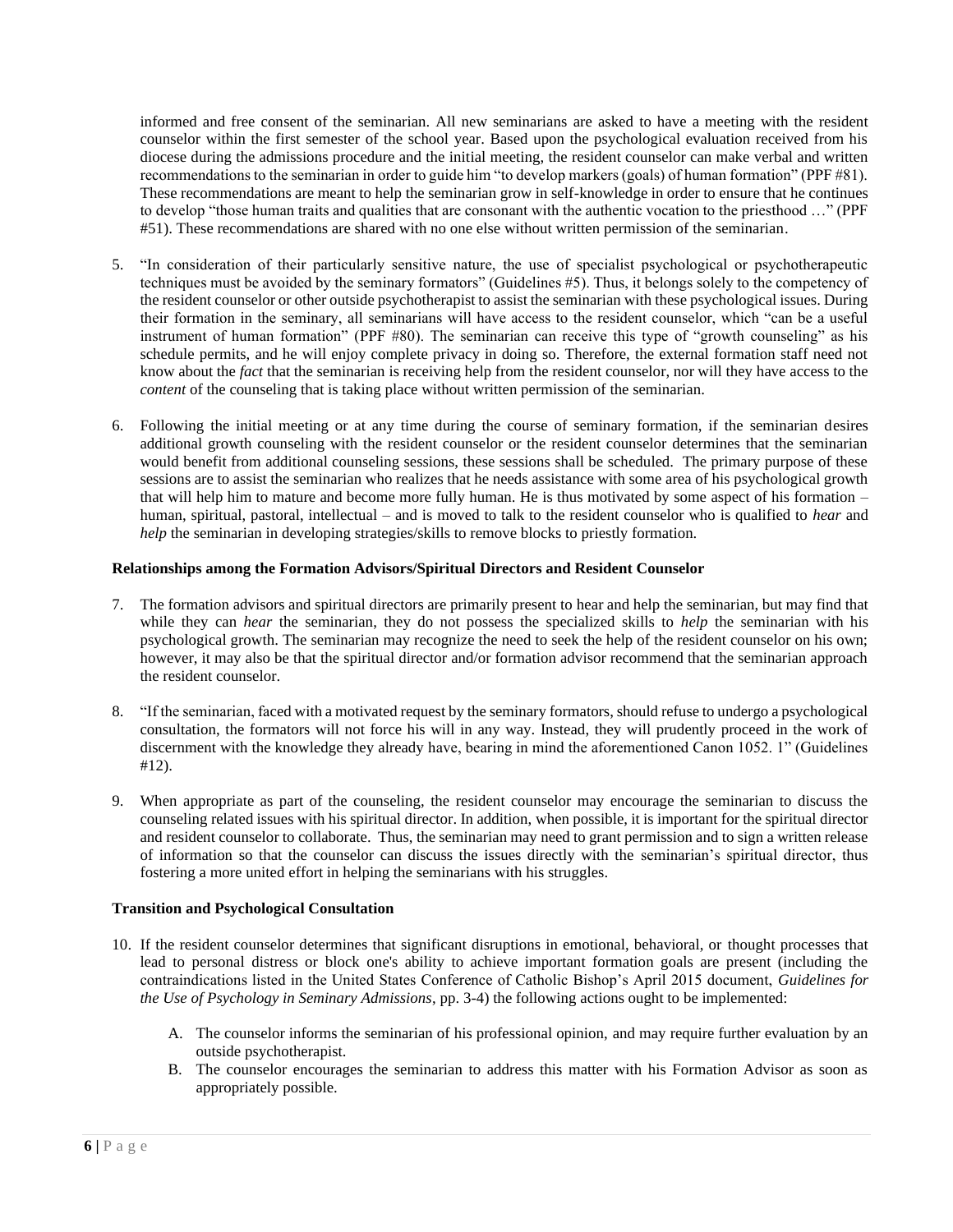informed and free consent of the seminarian. All new seminarians are asked to have a meeting with the resident counselor within the first semester of the school year. Based upon the psychological evaluation received from his diocese during the admissions procedure and the initial meeting, the resident counselor can make verbal and written recommendations to the seminarian in order to guide him "to develop markers (goals) of human formation" (PPF #81). These recommendations are meant to help the seminarian grow in self-knowledge in order to ensure that he continues to develop "those human traits and qualities that are consonant with the authentic vocation to the priesthood …" (PPF #51). These recommendations are shared with no one else without written permission of the seminarian.

5. "In consideration of their particularly sensitive nature, the use of specialist psychological or psychotherapeutic techniques must be avoided by the seminary formators" (Guidelines #5). Thus, it belongs solely to the competency of the resident counselor or other outside psychotherapist to assist the seminarian with these psychological issues. During their formation in the seminary, all seminarians will have access to the resident counselor, which "can be a useful instrument of human formation" (PPF #80). The seminarian can receive this type of "growth counseling" as his schedule permits, and he will enjoy complete privacy in doing so. Therefore, the external formation staff need not know about the *fact* that the seminarian is receiving help from the resident counselor, nor will they have access to the *content* of the counseling that is taking place without written permission of the seminarian.

6. Following the initial meeting or at any time during the course of seminary formation, if the seminarian desires additional growth counseling with the resident counselor or the resident counselor determines that the seminarian would benefit from additional counseling sessions, these sessions shall be scheduled. The primary purpose of these sessions are to assist the seminarian who realizes that he needs assistance with some area of his psychological growth that will help him to mature and become more fully human. He is thus motivated by some aspect of his formation – human, spiritual, pastoral, intellectual – and is moved to talk to the resident counselor who is qualified to *hear* and *help* the seminarian in developing strategies/skills to remove blocks to priestly formation.

**Relationships among the Formation Advisors/Spiritual Directors and Resident Counselor**

7. The formation advisors and spiritual directors are primarily present to hear and help the seminarian, but may find that while they can *hear* the seminarian, they do not possess the specialized skills to *help* the seminarian with his psychological growth. The seminarian may recognize the need to seek the help of the resident counselor on his own; however, it may also be that the spiritual director and/or formation advisor recommend that the seminarian approach the resident counselor.

8. "If the seminarian, faced with a motivated request by the seminary formators, should refuse to undergo a psychological consultation, the formators will not force his will in any way. Instead, they will prudently proceed in the work of discernment with the knowledge they already have, bearing in mind the aforementioned Canon 1052. 1" (Guidelines #12).

9. When appropriate as part of the counseling, the resident counselor may encourage the seminarian to discuss the counseling related issues with his spiritual director. In addition, when possible, it is important for the spiritual director and resident counselor to collaborate. Thus, the seminarian may need to grant permission and to sign a written release of information so that the counselor can discuss the issues directly with the seminarian's spiritual director, thus fostering a more united effort in helping the seminarians with his struggles.

**Transition and Psychological Consultation**

10. If the resident counselor determines that significant disruptions in emotional, behavioral, or thought processes that lead to personal distress or block one's ability to achieve important formation goals are present (including the contraindications listed in the United States Conference of Catholic Bishop's April 2015 document, *Guidelines for the Use of Psychology in Seminary Admissions*, pp. 3-4) the following actions ought to be implemented:

    A. The counselor informs the seminarian of his professional opinion, and may require further evaluation by an outside psychotherapist.
    B. The counselor encourages the seminarian to address this matter with his Formation Advisor as soon as appropriately possible.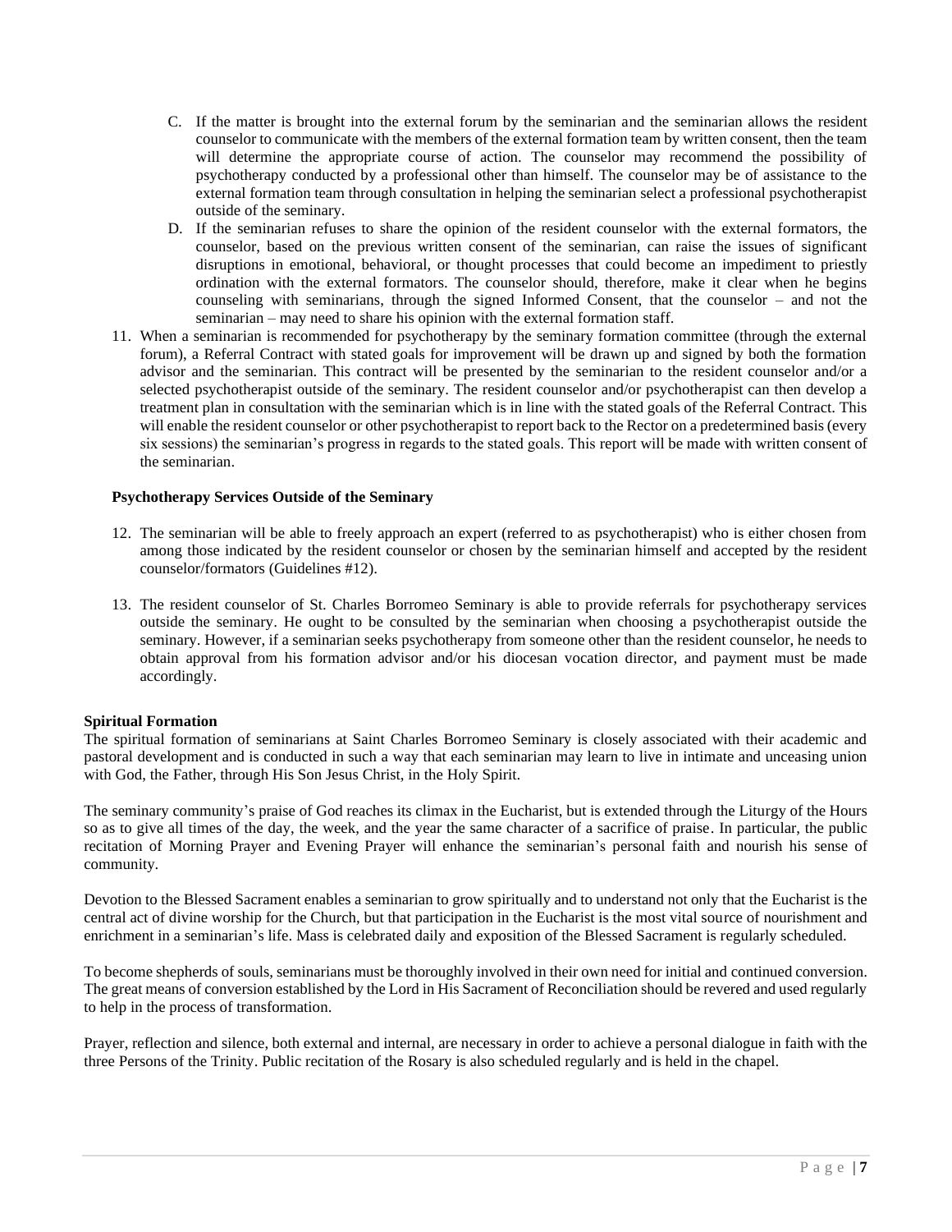C. If the matter is brought into the external forum by the seminarian and the seminarian allows the resident counselor to communicate with the members of the external formation team by written consent, then the team will determine the appropriate course of action. The counselor may recommend the possibility of psychotherapy conducted by a professional other than himself. The counselor may be of assistance to the external formation team through consultation in helping the seminarian select a professional psychotherapist outside of the seminary.

D. If the seminarian refuses to share the opinion of the resident counselor with the external formators, the counselor, based on the previous written consent of the seminarian, can raise the issues of significant disruptions in emotional, behavioral, or thought processes that could become an impediment to priestly ordination with the external formators. The counselor should, therefore, make it clear when he begins counseling with seminarians, through the signed Informed Consent, that the counselor – and not the seminarian – may need to share his opinion with the external formation staff.

11. When a seminarian is recommended for psychotherapy by the seminary formation committee (through the external forum), a Referral Contract with stated goals for improvement will be drawn up and signed by both the formation advisor and the seminarian. This contract will be presented by the seminarian to the resident counselor and/or a selected psychotherapist outside of the seminary. The resident counselor and/or psychotherapist can then develop a treatment plan in consultation with the seminarian which is in line with the stated goals of the Referral Contract. This will enable the resident counselor or other psychotherapist to report back to the Rector on a predetermined basis (every six sessions) the seminarian's progress in regards to the stated goals. This report will be made with written consent of the seminarian.

**Psychotherapy Services Outside of the Seminary**

12. The seminarian will be able to freely approach an expert (referred to as psychotherapist) who is either chosen from among those indicated by the resident counselor or chosen by the seminarian himself and accepted by the resident counselor/formators (Guidelines #12).

13. The resident counselor of St. Charles Borromeo Seminary is able to provide referrals for psychotherapy services outside the seminary. He ought to be consulted by the seminarian when choosing a psychotherapist outside the seminary. However, if a seminarian seeks psychotherapy from someone other than the resident counselor, he needs to obtain approval from his formation advisor and/or his diocesan vocation director, and payment must be made accordingly.

**Spiritual Formation**

The spiritual formation of seminarians at Saint Charles Borromeo Seminary is closely associated with their academic and pastoral development and is conducted in such a way that each seminarian may learn to live in intimate and unceasing union with God, the Father, through His Son Jesus Christ, in the Holy Spirit.

The seminary community's praise of God reaches its climax in the Eucharist, but is extended through the Liturgy of the Hours so as to give all times of the day, the week, and the year the same character of a sacrifice of praise. In particular, the public recitation of Morning Prayer and Evening Prayer will enhance the seminarian's personal faith and nourish his sense of community.

Devotion to the Blessed Sacrament enables a seminarian to grow spiritually and to understand not only that the Eucharist is the central act of divine worship for the Church, but that participation in the Eucharist is the most vital source of nourishment and enrichment in a seminarian's life. Mass is celebrated daily and exposition of the Blessed Sacrament is regularly scheduled.

To become shepherds of souls, seminarians must be thoroughly involved in their own need for initial and continued conversion. The great means of conversion established by the Lord in His Sacrament of Reconciliation should be revered and used regularly to help in the process of transformation.

Prayer, reflection and silence, both external and internal, are necessary in order to achieve a personal dialogue in faith with the three Persons of the Trinity. Public recitation of the Rosary is also scheduled regularly and is held in the chapel.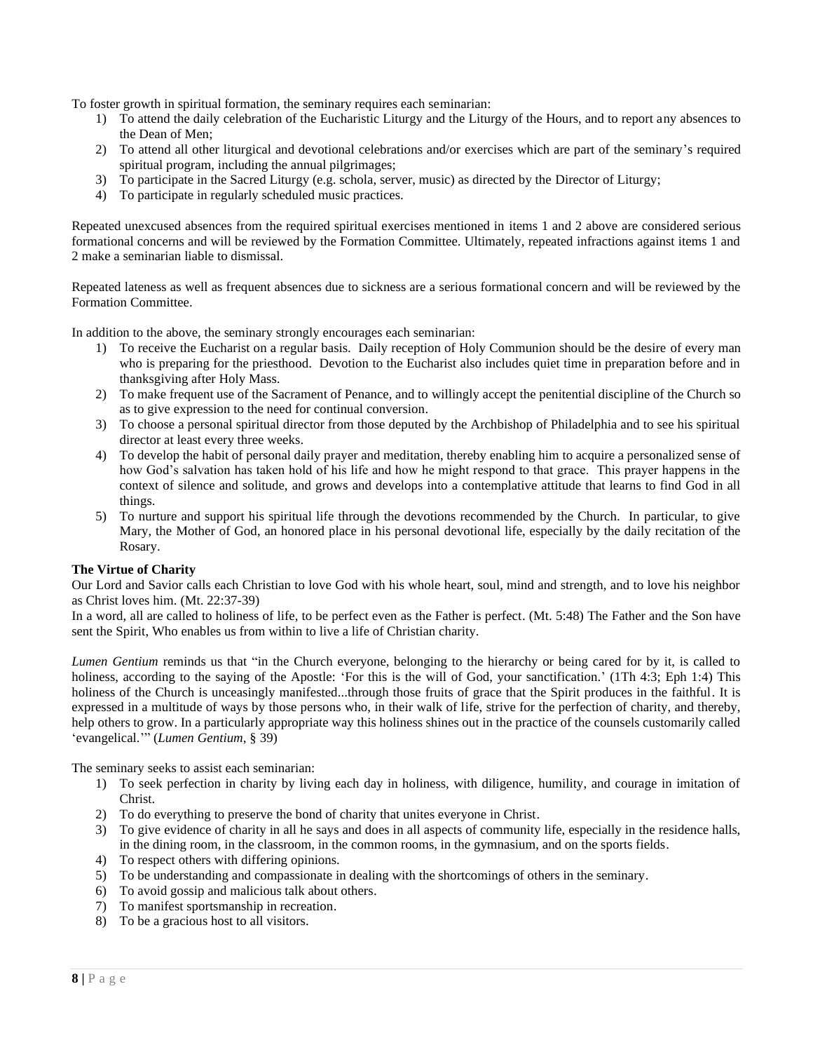To foster growth in spiritual formation, the seminary requires each seminarian:

1) To attend the daily celebration of the Eucharistic Liturgy and the Liturgy of the Hours, and to report any absences to the Dean of Men;
2) To attend all other liturgical and devotional celebrations and/or exercises which are part of the seminary's required spiritual program, including the annual pilgrimages;
3) To participate in the Sacred Liturgy (e.g. schola, server, music) as directed by the Director of Liturgy;
4) To participate in regularly scheduled music practices.

Repeated unexcused absences from the required spiritual exercises mentioned in items 1 and 2 above are considered serious formational concerns and will be reviewed by the Formation Committee. Ultimately, repeated infractions against items 1 and 2 make a seminarian liable to dismissal.

Repeated lateness as well as frequent absences due to sickness are a serious formational concern and will be reviewed by the Formation Committee.

In addition to the above, the seminary strongly encourages each seminarian:

1) To receive the Eucharist on a regular basis. Daily reception of Holy Communion should be the desire of every man who is preparing for the priesthood. Devotion to the Eucharist also includes quiet time in preparation before and in thanksgiving after Holy Mass.
2) To make frequent use of the Sacrament of Penance, and to willingly accept the penitential discipline of the Church so as to give expression to the need for continual conversion.
3) To choose a personal spiritual director from those deputed by the Archbishop of Philadelphia and to see his spiritual director at least every three weeks.
4) To develop the habit of personal daily prayer and meditation, thereby enabling him to acquire a personalized sense of how God's salvation has taken hold of his life and how he might respond to that grace. This prayer happens in the context of silence and solitude, and grows and develops into a contemplative attitude that learns to find God in all things.
5) To nurture and support his spiritual life through the devotions recommended by the Church. In particular, to give Mary, the Mother of God, an honored place in his personal devotional life, especially by the daily recitation of the Rosary.

**The Virtue of Charity**

Our Lord and Savior calls each Christian to love God with his whole heart, soul, mind and strength, and to love his neighbor as Christ loves him. (Mt. 22:37-39)

In a word, all are called to holiness of life, to be perfect even as the Father is perfect. (Mt. 5:48) The Father and the Son have sent the Spirit, Who enables us from within to live a life of Christian charity.

*Lumen Gentium* reminds us that "in the Church everyone, belonging to the hierarchy or being cared for by it, is called to holiness, according to the saying of the Apostle: 'For this is the will of God, your sanctification.' (1Th 4:3; Eph 1:4) This holiness of the Church is unceasingly manifested...through those fruits of grace that the Spirit produces in the faithful. It is expressed in a multitude of ways by those persons who, in their walk of life, strive for the perfection of charity, and thereby, help others to grow. In a particularly appropriate way this holiness shines out in the practice of the counsels customarily called 'evangelical.'" (*Lumen Gentium*, § 39)

The seminary seeks to assist each seminarian:

1) To seek perfection in charity by living each day in holiness, with diligence, humility, and courage in imitation of Christ.
2) To do everything to preserve the bond of charity that unites everyone in Christ.
3) To give evidence of charity in all he says and does in all aspects of community life, especially in the residence halls, in the dining room, in the classroom, in the common rooms, in the gymnasium, and on the sports fields.
4) To respect others with differing opinions.
5) To be understanding and compassionate in dealing with the shortcomings of others in the seminary.
6) To avoid gossip and malicious talk about others.
7) To manifest sportsmanship in recreation.
8) To be a gracious host to all visitors.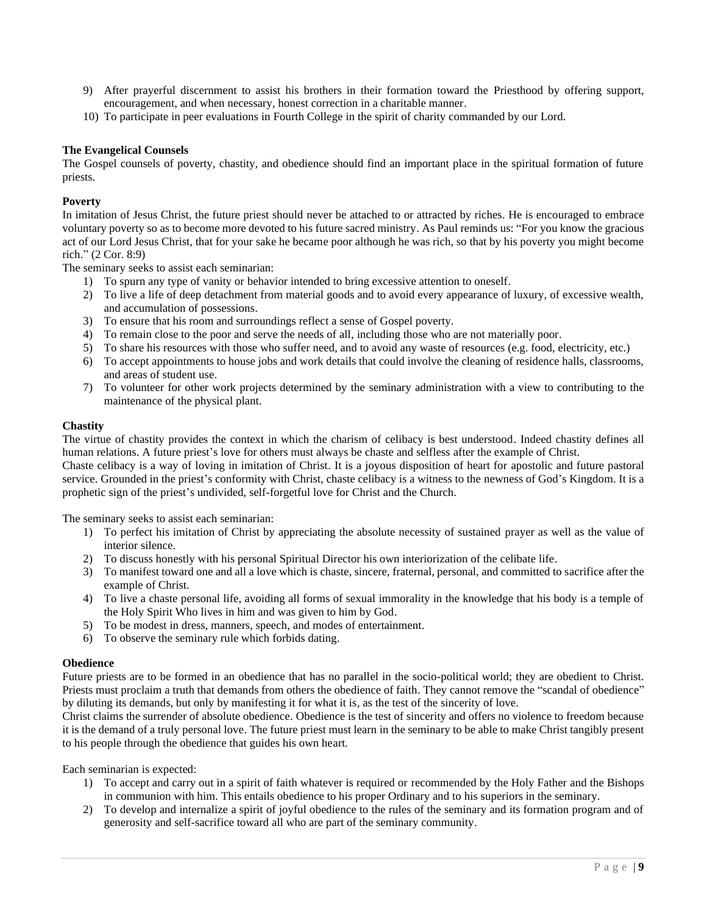9) After prayerful discernment to assist his brothers in their formation toward the Priesthood by offering support, encouragement, and when necessary, honest correction in a charitable manner.
10) To participate in peer evaluations in Fourth College in the spirit of charity commanded by our Lord.

**The Evangelical Counsels**

The Gospel counsels of poverty, chastity, and obedience should find an important place in the spiritual formation of future priests.

**Poverty**

In imitation of Jesus Christ, the future priest should never be attached to or attracted by riches. He is encouraged to embrace voluntary poverty so as to become more devoted to his future sacred ministry. As Paul reminds us: "For you know the gracious act of our Lord Jesus Christ, that for your sake he became poor although he was rich, so that by his poverty you might become rich." (2 Cor. 8:9)

The seminary seeks to assist each seminarian:

1) To spurn any type of vanity or behavior intended to bring excessive attention to oneself.
2) To live a life of deep detachment from material goods and to avoid every appearance of luxury, of excessive wealth, and accumulation of possessions.
3) To ensure that his room and surroundings reflect a sense of Gospel poverty.
4) To remain close to the poor and serve the needs of all, including those who are not materially poor.
5) To share his resources with those who suffer need, and to avoid any waste of resources (e.g. food, electricity, etc.)
6) To accept appointments to house jobs and work details that could involve the cleaning of residence halls, classrooms, and areas of student use.
7) To volunteer for other work projects determined by the seminary administration with a view to contributing to the maintenance of the physical plant.

**Chastity**

The virtue of chastity provides the context in which the charism of celibacy is best understood. Indeed chastity defines all human relations. A future priest's love for others must always be chaste and selfless after the example of Christ.

Chaste celibacy is a way of loving in imitation of Christ. It is a joyous disposition of heart for apostolic and future pastoral service. Grounded in the priest's conformity with Christ, chaste celibacy is a witness to the newness of God's Kingdom. It is a prophetic sign of the priest's undivided, self-forgetful love for Christ and the Church.

The seminary seeks to assist each seminarian:

1) To perfect his imitation of Christ by appreciating the absolute necessity of sustained prayer as well as the value of interior silence.
2) To discuss honestly with his personal Spiritual Director his own interiorization of the celibate life.
3) To manifest toward one and all a love which is chaste, sincere, fraternal, personal, and committed to sacrifice after the example of Christ.
4) To live a chaste personal life, avoiding all forms of sexual immorality in the knowledge that his body is a temple of the Holy Spirit Who lives in him and was given to him by God.
5) To be modest in dress, manners, speech, and modes of entertainment.
6) To observe the seminary rule which forbids dating.

**Obedience**

Future priests are to be formed in an obedience that has no parallel in the socio-political world; they are obedient to Christ. Priests must proclaim a truth that demands from others the obedience of faith. They cannot remove the "scandal of obedience" by diluting its demands, but only by manifesting it for what it is, as the test of the sincerity of love.

Christ claims the surrender of absolute obedience. Obedience is the test of sincerity and offers no violence to freedom because it is the demand of a truly personal love. The future priest must learn in the seminary to be able to make Christ tangibly present to his people through the obedience that guides his own heart.

Each seminarian is expected:

1) To accept and carry out in a spirit of faith whatever is required or recommended by the Holy Father and the Bishops in communion with him. This entails obedience to his proper Ordinary and to his superiors in the seminary.
2) To develop and internalize a spirit of joyful obedience to the rules of the seminary and its formation program and of generosity and self-sacrifice toward all who are part of the seminary community.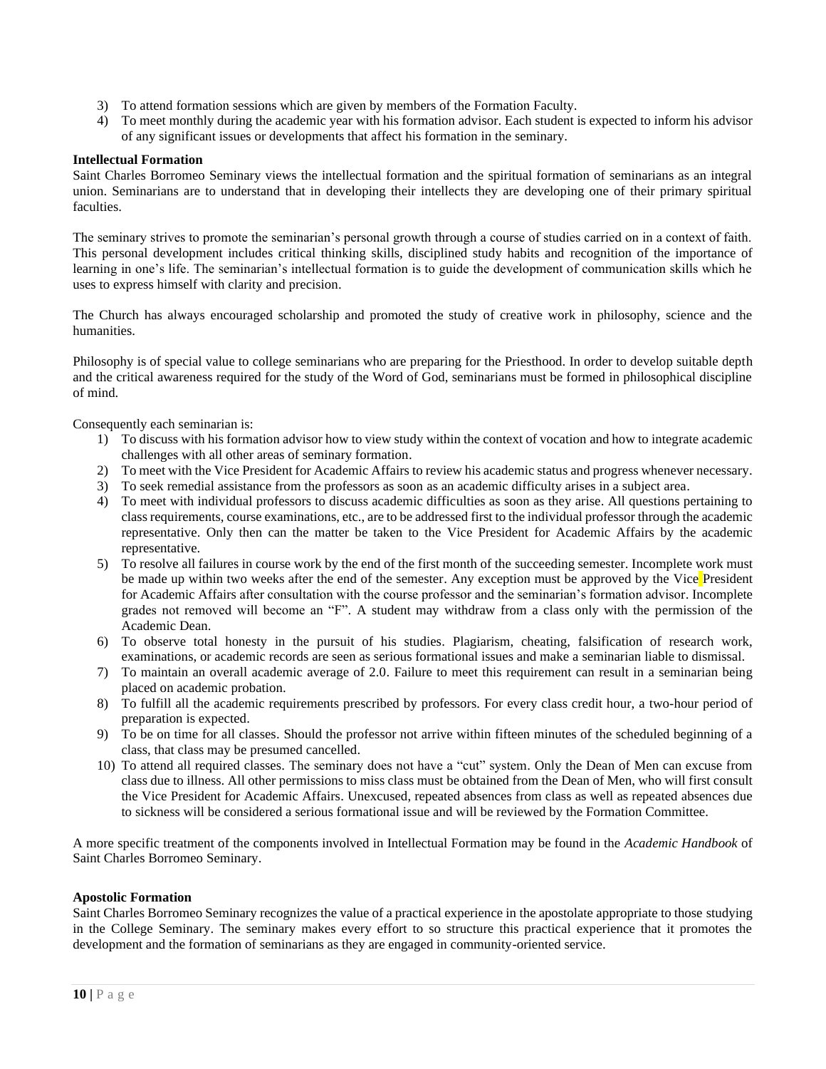3) To attend formation sessions which are given by members of the Formation Faculty.
4) To meet monthly during the academic year with his formation advisor. Each student is expected to inform his advisor of any significant issues or developments that affect his formation in the seminary.

**Intellectual Formation**

Saint Charles Borromeo Seminary views the intellectual formation and the spiritual formation of seminarians as an integral union. Seminarians are to understand that in developing their intellects they are developing one of their primary spiritual faculties.

The seminary strives to promote the seminarian's personal growth through a course of studies carried on in a context of faith. This personal development includes critical thinking skills, disciplined study habits and recognition of the importance of learning in one's life. The seminarian's intellectual formation is to guide the development of communication skills which he uses to express himself with clarity and precision.

The Church has always encouraged scholarship and promoted the study of creative work in philosophy, science and the humanities.

Philosophy is of special value to college seminarians who are preparing for the Priesthood. In order to develop suitable depth and the critical awareness required for the study of the Word of God, seminarians must be formed in philosophical discipline of mind.

Consequently each seminarian is:

1) To discuss with his formation advisor how to view study within the context of vocation and how to integrate academic challenges with all other areas of seminary formation.
2) To meet with the Vice President for Academic Affairs to review his academic status and progress whenever necessary.
3) To seek remedial assistance from the professors as soon as an academic difficulty arises in a subject area.
4) To meet with individual professors to discuss academic difficulties as soon as they arise. All questions pertaining to class requirements, course examinations, etc., are to be addressed first to the individual professor through the academic representative. Only then can the matter be taken to the Vice President for Academic Affairs by the academic representative.
5) To resolve all failures in course work by the end of the first month of the succeeding semester. Incomplete work must be made up within two weeks after the end of the semester. Any exception must be approved by the Vice President for Academic Affairs after consultation with the course professor and the seminarian's formation advisor. Incomplete grades not removed will become an "F". A student may withdraw from a class only with the permission of the Academic Dean.
6) To observe total honesty in the pursuit of his studies. Plagiarism, cheating, falsification of research work, examinations, or academic records are seen as serious formational issues and make a seminarian liable to dismissal.
7) To maintain an overall academic average of 2.0. Failure to meet this requirement can result in a seminarian being placed on academic probation.
8) To fulfill all the academic requirements prescribed by professors. For every class credit hour, a two-hour period of preparation is expected.
9) To be on time for all classes. Should the professor not arrive within fifteen minutes of the scheduled beginning of a class, that class may be presumed cancelled.
10) To attend all required classes. The seminary does not have a "cut" system. Only the Dean of Men can excuse from class due to illness. All other permissions to miss class must be obtained from the Dean of Men, who will first consult the Vice President for Academic Affairs. Unexcused, repeated absences from class as well as repeated absences due to sickness will be considered a serious formational issue and will be reviewed by the Formation Committee.

A more specific treatment of the components involved in Intellectual Formation may be found in the *Academic Handbook* of Saint Charles Borromeo Seminary.

**Apostolic Formation**

Saint Charles Borromeo Seminary recognizes the value of a practical experience in the apostolate appropriate to those studying in the College Seminary. The seminary makes every effort to so structure this practical experience that it promotes the development and the formation of seminarians as they are engaged in community-oriented service.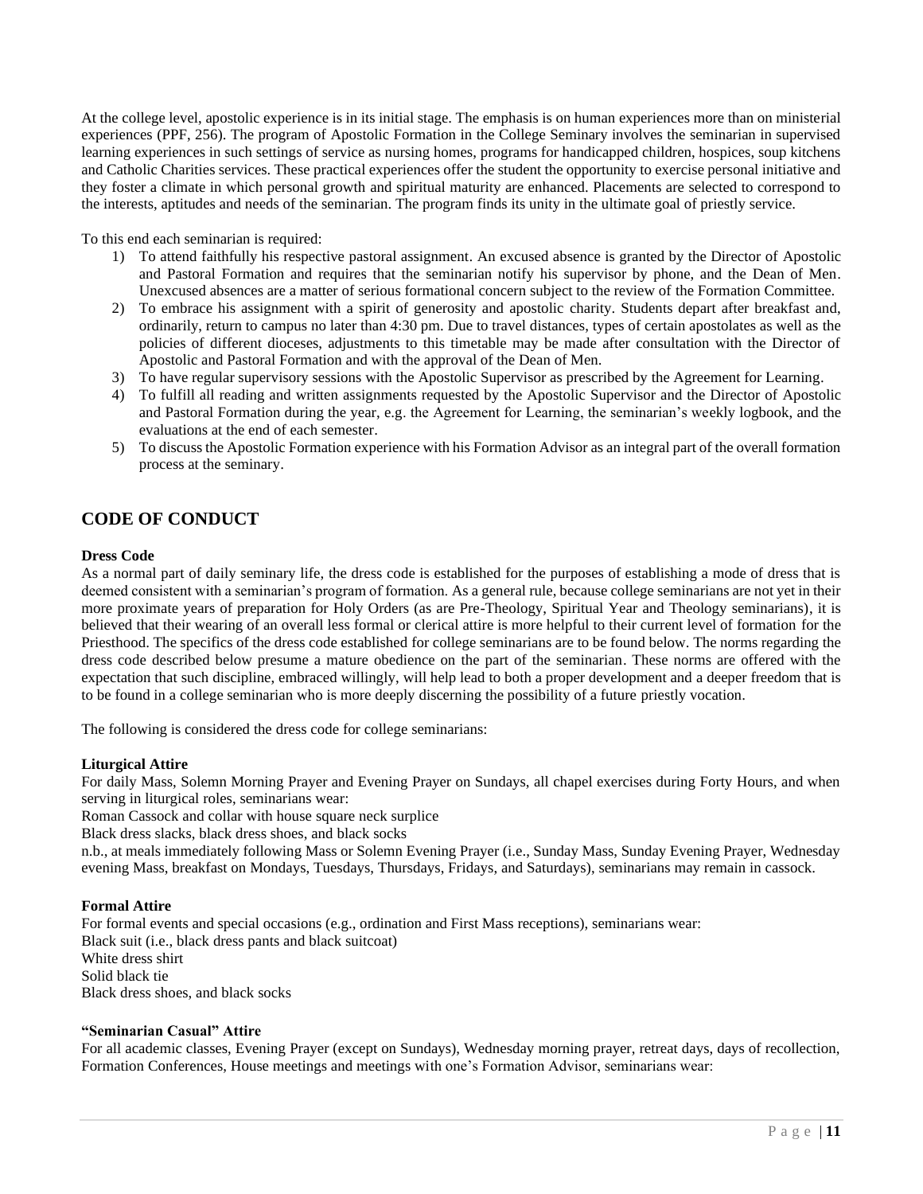At the college level, apostolic experience is in its initial stage. The emphasis is on human experiences more than on ministerial experiences (PPF, 256). The program of Apostolic Formation in the College Seminary involves the seminarian in supervised learning experiences in such settings of service as nursing homes, programs for handicapped children, hospices, soup kitchens and Catholic Charities services. These practical experiences offer the student the opportunity to exercise personal initiative and they foster a climate in which personal growth and spiritual maturity are enhanced. Placements are selected to correspond to the interests, aptitudes and needs of the seminarian. The program finds its unity in the ultimate goal of priestly service.

To this end each seminarian is required:

1) To attend faithfully his respective pastoral assignment. An excused absence is granted by the Director of Apostolic and Pastoral Formation and requires that the seminarian notify his supervisor by phone, and the Dean of Men. Unexcused absences are a matter of serious formational concern subject to the review of the Formation Committee.
2) To embrace his assignment with a spirit of generosity and apostolic charity. Students depart after breakfast and, ordinarily, return to campus no later than 4:30 pm. Due to travel distances, types of certain apostolates as well as the policies of different dioceses, adjustments to this timetable may be made after consultation with the Director of Apostolic and Pastoral Formation and with the approval of the Dean of Men.
3) To have regular supervisory sessions with the Apostolic Supervisor as prescribed by the Agreement for Learning.
4) To fulfill all reading and written assignments requested by the Apostolic Supervisor and the Director of Apostolic and Pastoral Formation during the year, e.g. the Agreement for Learning, the seminarian's weekly logbook, and the evaluations at the end of each semester.
5) To discuss the Apostolic Formation experience with his Formation Advisor as an integral part of the overall formation process at the seminary.

## CODE OF CONDUCT

**Dress Code**

As a normal part of daily seminary life, the dress code is established for the purposes of establishing a mode of dress that is deemed consistent with a seminarian's program of formation. As a general rule, because college seminarians are not yet in their more proximate years of preparation for Holy Orders (as are Pre-Theology, Spiritual Year and Theology seminarians), it is believed that their wearing of an overall less formal or clerical attire is more helpful to their current level of formation for the Priesthood. The specifics of the dress code established for college seminarians are to be found below. The norms regarding the dress code described below presume a mature obedience on the part of the seminarian. These norms are offered with the expectation that such discipline, embraced willingly, will help lead to both a proper development and a deeper freedom that is to be found in a college seminarian who is more deeply discerning the possibility of a future priestly vocation.

The following is considered the dress code for college seminarians:

**Liturgical Attire**

For daily Mass, Solemn Morning Prayer and Evening Prayer on Sundays, all chapel exercises during Forty Hours, and when serving in liturgical roles, seminarians wear:

Roman Cassock and collar with house square neck surplice

Black dress slacks, black dress shoes, and black socks

n.b., at meals immediately following Mass or Solemn Evening Prayer (i.e., Sunday Mass, Sunday Evening Prayer, Wednesday evening Mass, breakfast on Mondays, Tuesdays, Thursdays, Fridays, and Saturdays), seminarians may remain in cassock.

**Formal Attire**

For formal events and special occasions (e.g., ordination and First Mass receptions), seminarians wear:

Black suit (i.e., black dress pants and black suitcoat)

White dress shirt

Solid black tie

Black dress shoes, and black socks

**"Seminarian Casual" Attire**

For all academic classes, Evening Prayer (except on Sundays), Wednesday morning prayer, retreat days, days of recollection, Formation Conferences, House meetings and meetings with one's Formation Advisor, seminarians wear: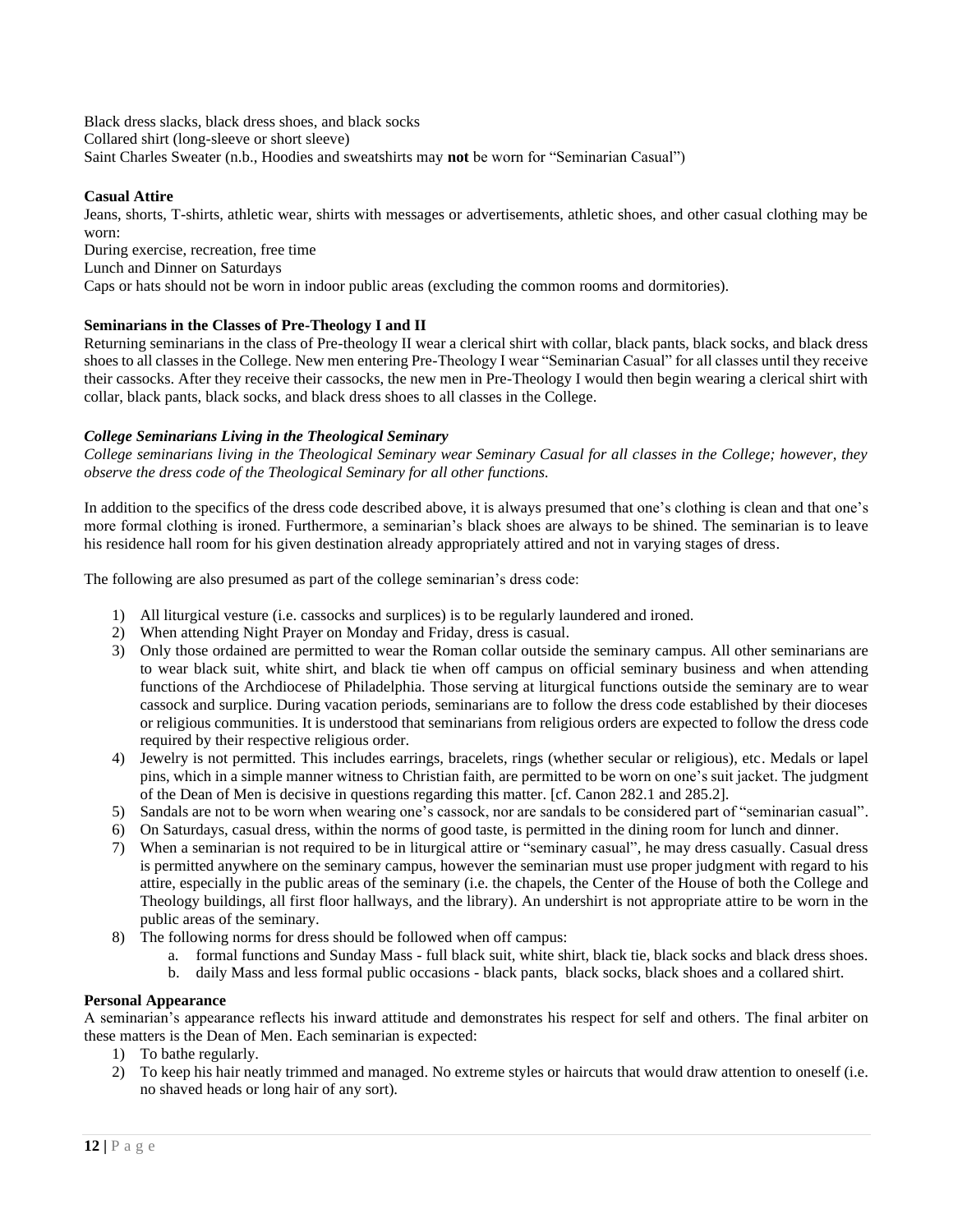Black dress slacks, black dress shoes, and black socks
Collared shirt (long-sleeve or short sleeve)
Saint Charles Sweater (n.b., Hoodies and sweatshirts may **not** be worn for "Seminarian Casual")

**Casual Attire**

Jeans, shorts, T-shirts, athletic wear, shirts with messages or advertisements, athletic shoes, and other casual clothing may be worn:
During exercise, recreation, free time
Lunch and Dinner on Saturdays
Caps or hats should not be worn in indoor public areas (excluding the common rooms and dormitories).

**Seminarians in the Classes of Pre-Theology I and II**

Returning seminarians in the class of Pre-theology II wear a clerical shirt with collar, black pants, black socks, and black dress shoes to all classes in the College. New men entering Pre-Theology I wear "Seminarian Casual" for all classes until they receive their cassocks. After they receive their cassocks, the new men in Pre-Theology I would then begin wearing a clerical shirt with collar, black pants, black socks, and black dress shoes to all classes in the College.

***College Seminarians Living in the Theological Seminary***

*College seminarians living in the Theological Seminary wear Seminary Casual for all classes in the College; however, they observe the dress code of the Theological Seminary for all other functions.*

In addition to the specifics of the dress code described above, it is always presumed that one's clothing is clean and that one's more formal clothing is ironed. Furthermore, a seminarian's black shoes are always to be shined. The seminarian is to leave his residence hall room for his given destination already appropriately attired and not in varying stages of dress.

The following are also presumed as part of the college seminarian's dress code:

1) All liturgical vesture (i.e. cassocks and surplices) is to be regularly laundered and ironed.
2) When attending Night Prayer on Monday and Friday, dress is casual.
3) Only those ordained are permitted to wear the Roman collar outside the seminary campus. All other seminarians are to wear black suit, white shirt, and black tie when off campus on official seminary business and when attending functions of the Archdiocese of Philadelphia. Those serving at liturgical functions outside the seminary are to wear cassock and surplice. During vacation periods, seminarians are to follow the dress code established by their dioceses or religious communities. It is understood that seminarians from religious orders are expected to follow the dress code required by their respective religious order.
4) Jewelry is not permitted. This includes earrings, bracelets, rings (whether secular or religious), etc. Medals or lapel pins, which in a simple manner witness to Christian faith, are permitted to be worn on one's suit jacket. The judgment of the Dean of Men is decisive in questions regarding this matter. [cf. Canon 282.1 and 285.2].
5) Sandals are not to be worn when wearing one's cassock, nor are sandals to be considered part of "seminarian casual".
6) On Saturdays, casual dress, within the norms of good taste, is permitted in the dining room for lunch and dinner.
7) When a seminarian is not required to be in liturgical attire or "seminary casual", he may dress casually. Casual dress is permitted anywhere on the seminary campus, however the seminarian must use proper judgment with regard to his attire, especially in the public areas of the seminary (i.e. the chapels, the Center of the House of both the College and Theology buildings, all first floor hallways, and the library). An undershirt is not appropriate attire to be worn in the public areas of the seminary.
8) The following norms for dress should be followed when off campus:
    a. formal functions and Sunday Mass - full black suit, white shirt, black tie, black socks and black dress shoes.
    b. daily Mass and less formal public occasions - black pants, black socks, black shoes and a collared shirt.

**Personal Appearance**

A seminarian's appearance reflects his inward attitude and demonstrates his respect for self and others. The final arbiter on these matters is the Dean of Men. Each seminarian is expected:

1) To bathe regularly.
2) To keep his hair neatly trimmed and managed. No extreme styles or haircuts that would draw attention to oneself (i.e. no shaved heads or long hair of any sort).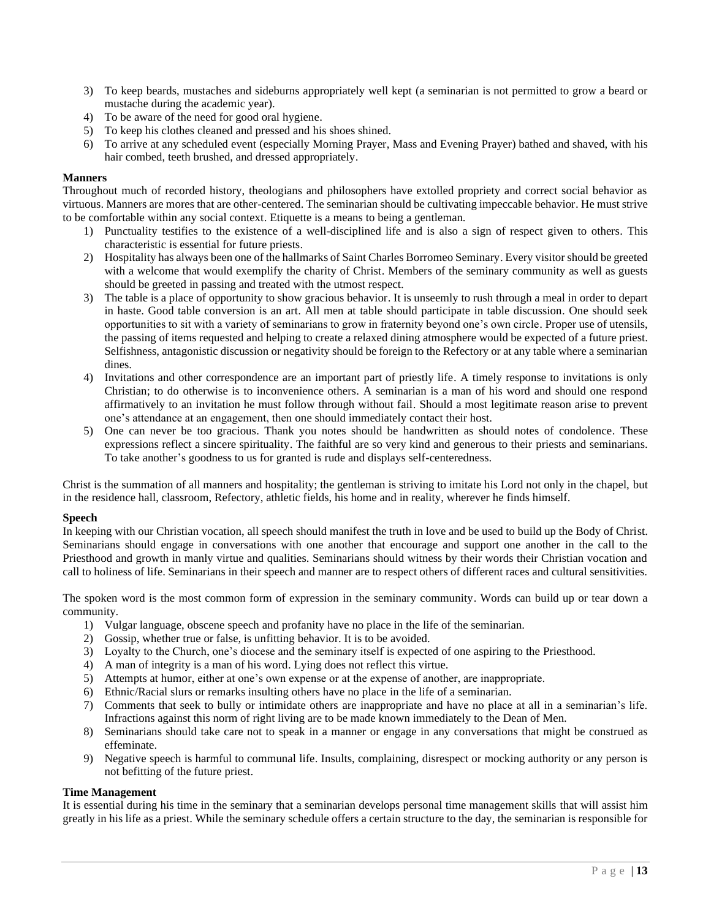3) To keep beards, mustaches and sideburns appropriately well kept (a seminarian is not permitted to grow a beard or mustache during the academic year).
4) To be aware of the need for good oral hygiene.
5) To keep his clothes cleaned and pressed and his shoes shined.
6) To arrive at any scheduled event (especially Morning Prayer, Mass and Evening Prayer) bathed and shaved, with his hair combed, teeth brushed, and dressed appropriately.

**Manners**

Throughout much of recorded history, theologians and philosophers have extolled propriety and correct social behavior as virtuous. Manners are mores that are other-centered. The seminarian should be cultivating impeccable behavior. He must strive to be comfortable within any social context. Etiquette is a means to being a gentleman.

1) Punctuality testifies to the existence of a well-disciplined life and is also a sign of respect given to others. This characteristic is essential for future priests.
2) Hospitality has always been one of the hallmarks of Saint Charles Borromeo Seminary. Every visitor should be greeted with a welcome that would exemplify the charity of Christ. Members of the seminary community as well as guests should be greeted in passing and treated with the utmost respect.
3) The table is a place of opportunity to show gracious behavior. It is unseemly to rush through a meal in order to depart in haste. Good table conversion is an art. All men at table should participate in table discussion. One should seek opportunities to sit with a variety of seminarians to grow in fraternity beyond one's own circle. Proper use of utensils, the passing of items requested and helping to create a relaxed dining atmosphere would be expected of a future priest. Selfishness, antagonistic discussion or negativity should be foreign to the Refectory or at any table where a seminarian dines.
4) Invitations and other correspondence are an important part of priestly life. A timely response to invitations is only Christian; to do otherwise is to inconvenience others. A seminarian is a man of his word and should one respond affirmatively to an invitation he must follow through without fail. Should a most legitimate reason arise to prevent one's attendance at an engagement, then one should immediately contact their host.
5) One can never be too gracious. Thank you notes should be handwritten as should notes of condolence. These expressions reflect a sincere spirituality. The faithful are so very kind and generous to their priests and seminarians. To take another's goodness to us for granted is rude and displays self-centeredness.

Christ is the summation of all manners and hospitality; the gentleman is striving to imitate his Lord not only in the chapel, but in the residence hall, classroom, Refectory, athletic fields, his home and in reality, wherever he finds himself.

**Speech**

In keeping with our Christian vocation, all speech should manifest the truth in love and be used to build up the Body of Christ. Seminarians should engage in conversations with one another that encourage and support one another in the call to the Priesthood and growth in manly virtue and qualities. Seminarians should witness by their words their Christian vocation and call to holiness of life. Seminarians in their speech and manner are to respect others of different races and cultural sensitivities.

The spoken word is the most common form of expression in the seminary community. Words can build up or tear down a community.

1) Vulgar language, obscene speech and profanity have no place in the life of the seminarian.
2) Gossip, whether true or false, is unfitting behavior. It is to be avoided.
3) Loyalty to the Church, one's diocese and the seminary itself is expected of one aspiring to the Priesthood.
4) A man of integrity is a man of his word. Lying does not reflect this virtue.
5) Attempts at humor, either at one's own expense or at the expense of another, are inappropriate.
6) Ethnic/Racial slurs or remarks insulting others have no place in the life of a seminarian.
7) Comments that seek to bully or intimidate others are inappropriate and have no place at all in a seminarian's life. Infractions against this norm of right living are to be made known immediately to the Dean of Men.
8) Seminarians should take care not to speak in a manner or engage in any conversations that might be construed as effeminate.
9) Negative speech is harmful to communal life. Insults, complaining, disrespect or mocking authority or any person is not befitting of the future priest.

**Time Management**

It is essential during his time in the seminary that a seminarian develops personal time management skills that will assist him greatly in his life as a priest. While the seminary schedule offers a certain structure to the day, the seminarian is responsible for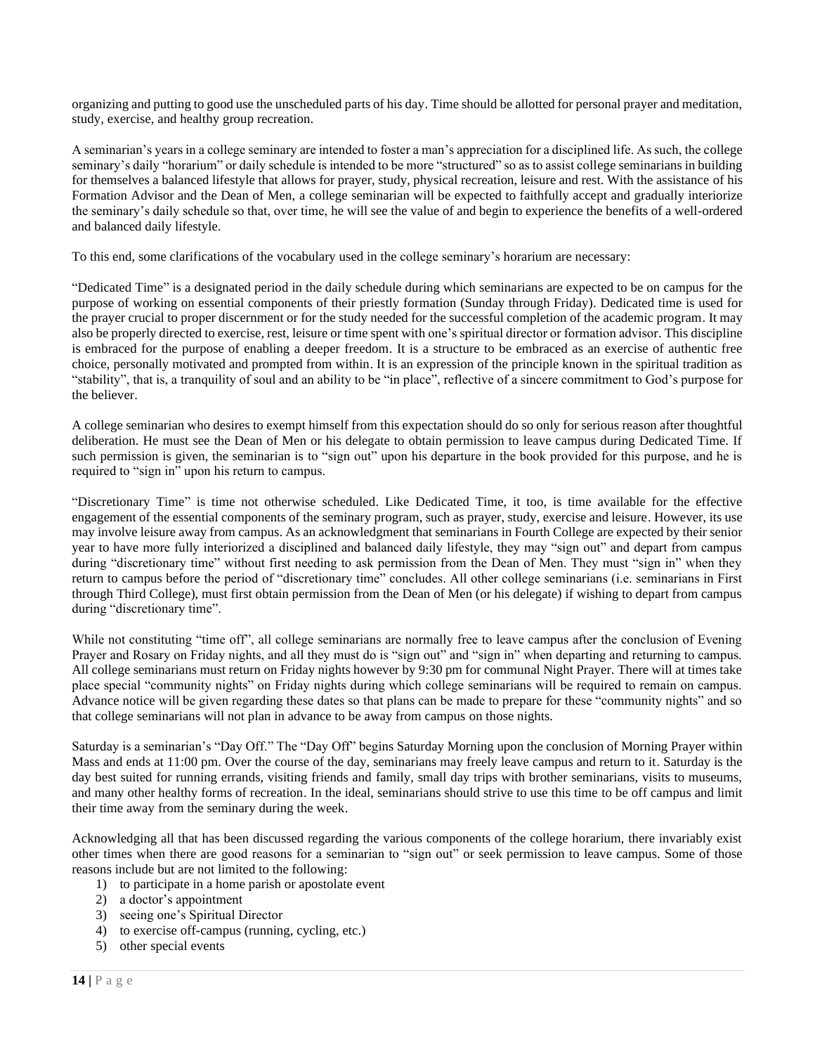organizing and putting to good use the unscheduled parts of his day. Time should be allotted for personal prayer and meditation, study, exercise, and healthy group recreation.

A seminarian's years in a college seminary are intended to foster a man's appreciation for a disciplined life. As such, the college seminary's daily "horarium" or daily schedule is intended to be more "structured" so as to assist college seminarians in building for themselves a balanced lifestyle that allows for prayer, study, physical recreation, leisure and rest. With the assistance of his Formation Advisor and the Dean of Men, a college seminarian will be expected to faithfully accept and gradually interiorize the seminary's daily schedule so that, over time, he will see the value of and begin to experience the benefits of a well-ordered and balanced daily lifestyle.

To this end, some clarifications of the vocabulary used in the college seminary's horarium are necessary:

"Dedicated Time" is a designated period in the daily schedule during which seminarians are expected to be on campus for the purpose of working on essential components of their priestly formation (Sunday through Friday). Dedicated time is used for the prayer crucial to proper discernment or for the study needed for the successful completion of the academic program. It may also be properly directed to exercise, rest, leisure or time spent with one's spiritual director or formation advisor. This discipline is embraced for the purpose of enabling a deeper freedom. It is a structure to be embraced as an exercise of authentic free choice, personally motivated and prompted from within. It is an expression of the principle known in the spiritual tradition as "stability", that is, a tranquility of soul and an ability to be "in place", reflective of a sincere commitment to God's purpose for the believer.

A college seminarian who desires to exempt himself from this expectation should do so only for serious reason after thoughtful deliberation. He must see the Dean of Men or his delegate to obtain permission to leave campus during Dedicated Time. If such permission is given, the seminarian is to "sign out" upon his departure in the book provided for this purpose, and he is required to "sign in" upon his return to campus.

"Discretionary Time" is time not otherwise scheduled. Like Dedicated Time, it too, is time available for the effective engagement of the essential components of the seminary program, such as prayer, study, exercise and leisure. However, its use may involve leisure away from campus. As an acknowledgment that seminarians in Fourth College are expected by their senior year to have more fully interiorized a disciplined and balanced daily lifestyle, they may "sign out" and depart from campus during "discretionary time" without first needing to ask permission from the Dean of Men. They must "sign in" when they return to campus before the period of "discretionary time" concludes. All other college seminarians (i.e. seminarians in First through Third College), must first obtain permission from the Dean of Men (or his delegate) if wishing to depart from campus during "discretionary time".

While not constituting "time off", all college seminarians are normally free to leave campus after the conclusion of Evening Prayer and Rosary on Friday nights, and all they must do is "sign out" and "sign in" when departing and returning to campus. All college seminarians must return on Friday nights however by 9:30 pm for communal Night Prayer. There will at times take place special "community nights" on Friday nights during which college seminarians will be required to remain on campus. Advance notice will be given regarding these dates so that plans can be made to prepare for these "community nights" and so that college seminarians will not plan in advance to be away from campus on those nights.

Saturday is a seminarian's "Day Off." The "Day Off" begins Saturday Morning upon the conclusion of Morning Prayer within Mass and ends at 11:00 pm. Over the course of the day, seminarians may freely leave campus and return to it. Saturday is the day best suited for running errands, visiting friends and family, small day trips with brother seminarians, visits to museums, and many other healthy forms of recreation. In the ideal, seminarians should strive to use this time to be off campus and limit their time away from the seminary during the week.

Acknowledging all that has been discussed regarding the various components of the college horarium, there invariably exist other times when there are good reasons for a seminarian to "sign out" or seek permission to leave campus. Some of those reasons include but are not limited to the following:

1) to participate in a home parish or apostolate event
2) a doctor's appointment
3) seeing one's Spiritual Director
4) to exercise off-campus (running, cycling, etc.)
5) other special events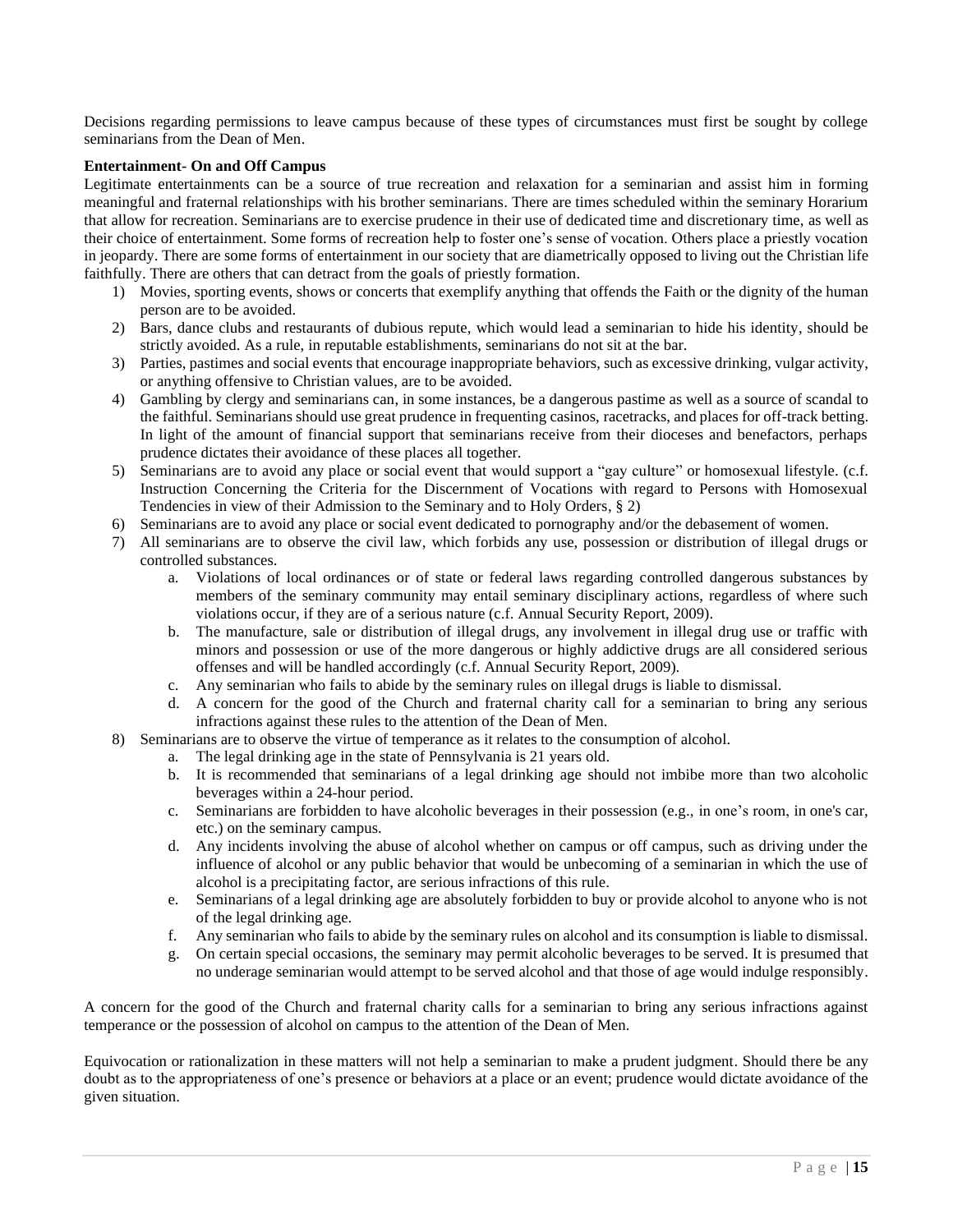Decisions regarding permissions to leave campus because of these types of circumstances must first be sought by college seminarians from the Dean of Men.

**Entertainment- On and Off Campus**

Legitimate entertainments can be a source of true recreation and relaxation for a seminarian and assist him in forming meaningful and fraternal relationships with his brother seminarians. There are times scheduled within the seminary Horarium that allow for recreation. Seminarians are to exercise prudence in their use of dedicated time and discretionary time, as well as their choice of entertainment. Some forms of recreation help to foster one's sense of vocation. Others place a priestly vocation in jeopardy. There are some forms of entertainment in our society that are diametrically opposed to living out the Christian life faithfully. There are others that can detract from the goals of priestly formation.

1) Movies, sporting events, shows or concerts that exemplify anything that offends the Faith or the dignity of the human person are to be avoided.
2) Bars, dance clubs and restaurants of dubious repute, which would lead a seminarian to hide his identity, should be strictly avoided. As a rule, in reputable establishments, seminarians do not sit at the bar.
3) Parties, pastimes and social events that encourage inappropriate behaviors, such as excessive drinking, vulgar activity, or anything offensive to Christian values, are to be avoided.
4) Gambling by clergy and seminarians can, in some instances, be a dangerous pastime as well as a source of scandal to the faithful. Seminarians should use great prudence in frequenting casinos, racetracks, and places for off-track betting. In light of the amount of financial support that seminarians receive from their dioceses and benefactors, perhaps prudence dictates their avoidance of these places all together.
5) Seminarians are to avoid any place or social event that would support a "gay culture" or homosexual lifestyle. (c.f. Instruction Concerning the Criteria for the Discernment of Vocations with regard to Persons with Homosexual Tendencies in view of their Admission to the Seminary and to Holy Orders, § 2)
6) Seminarians are to avoid any place or social event dedicated to pornography and/or the debasement of women.
7) All seminarians are to observe the civil law, which forbids any use, possession or distribution of illegal drugs or controlled substances.
    a. Violations of local ordinances or of state or federal laws regarding controlled dangerous substances by members of the seminary community may entail seminary disciplinary actions, regardless of where such violations occur, if they are of a serious nature (c.f. Annual Security Report, 2009).
    b. The manufacture, sale or distribution of illegal drugs, any involvement in illegal drug use or traffic with minors and possession or use of the more dangerous or highly addictive drugs are all considered serious offenses and will be handled accordingly (c.f. Annual Security Report, 2009).
    c. Any seminarian who fails to abide by the seminary rules on illegal drugs is liable to dismissal.
    d. A concern for the good of the Church and fraternal charity call for a seminarian to bring any serious infractions against these rules to the attention of the Dean of Men.
8) Seminarians are to observe the virtue of temperance as it relates to the consumption of alcohol.
    a. The legal drinking age in the state of Pennsylvania is 21 years old.
    b. It is recommended that seminarians of a legal drinking age should not imbibe more than two alcoholic beverages within a 24-hour period.
    c. Seminarians are forbidden to have alcoholic beverages in their possession (e.g., in one's room, in one's car, etc.) on the seminary campus.
    d. Any incidents involving the abuse of alcohol whether on campus or off campus, such as driving under the influence of alcohol or any public behavior that would be unbecoming of a seminarian in which the use of alcohol is a precipitating factor, are serious infractions of this rule.
    e. Seminarians of a legal drinking age are absolutely forbidden to buy or provide alcohol to anyone who is not of the legal drinking age.
    f. Any seminarian who fails to abide by the seminary rules on alcohol and its consumption is liable to dismissal.
    g. On certain special occasions, the seminary may permit alcoholic beverages to be served. It is presumed that no underage seminarian would attempt to be served alcohol and that those of age would indulge responsibly.

A concern for the good of the Church and fraternal charity calls for a seminarian to bring any serious infractions against temperance or the possession of alcohol on campus to the attention of the Dean of Men.

Equivocation or rationalization in these matters will not help a seminarian to make a prudent judgment. Should there be any doubt as to the appropriateness of one's presence or behaviors at a place or an event; prudence would dictate avoidance of the given situation.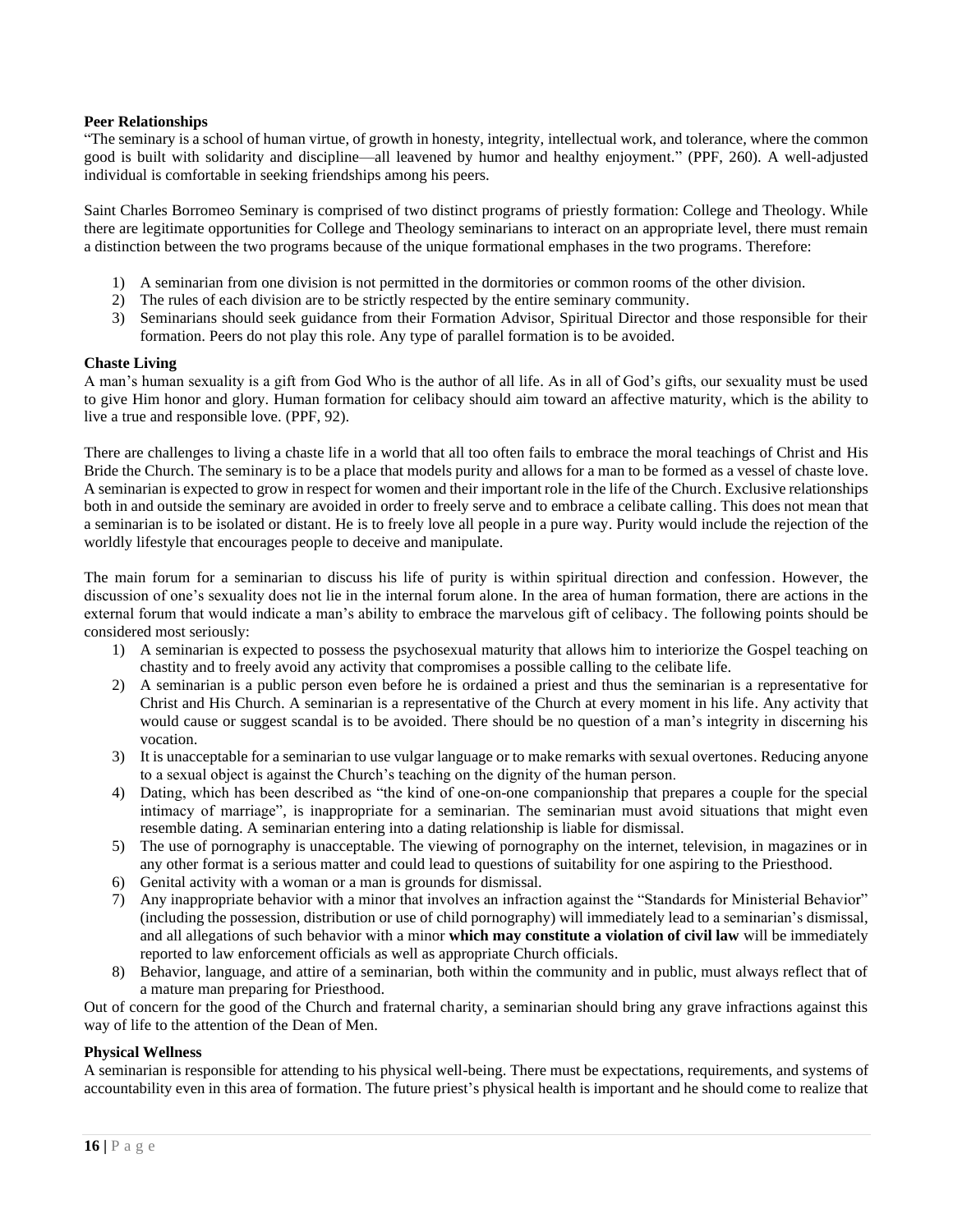**Peer Relationships**

"The seminary is a school of human virtue, of growth in honesty, integrity, intellectual work, and tolerance, where the common good is built with solidarity and discipline—all leavened by humor and healthy enjoyment." (PPF, 260). A well-adjusted individual is comfortable in seeking friendships among his peers.

Saint Charles Borromeo Seminary is comprised of two distinct programs of priestly formation: College and Theology. While there are legitimate opportunities for College and Theology seminarians to interact on an appropriate level, there must remain a distinction between the two programs because of the unique formational emphases in the two programs. Therefore:

1) A seminarian from one division is not permitted in the dormitories or common rooms of the other division.
2) The rules of each division are to be strictly respected by the entire seminary community.
3) Seminarians should seek guidance from their Formation Advisor, Spiritual Director and those responsible for their formation. Peers do not play this role. Any type of parallel formation is to be avoided.

**Chaste Living**

A man's human sexuality is a gift from God Who is the author of all life. As in all of God's gifts, our sexuality must be used to give Him honor and glory. Human formation for celibacy should aim toward an affective maturity, which is the ability to live a true and responsible love. (PPF, 92).

There are challenges to living a chaste life in a world that all too often fails to embrace the moral teachings of Christ and His Bride the Church. The seminary is to be a place that models purity and allows for a man to be formed as a vessel of chaste love. A seminarian is expected to grow in respect for women and their important role in the life of the Church. Exclusive relationships both in and outside the seminary are avoided in order to freely serve and to embrace a celibate calling. This does not mean that a seminarian is to be isolated or distant. He is to freely love all people in a pure way. Purity would include the rejection of the worldly lifestyle that encourages people to deceive and manipulate.

The main forum for a seminarian to discuss his life of purity is within spiritual direction and confession. However, the discussion of one's sexuality does not lie in the internal forum alone. In the area of human formation, there are actions in the external forum that would indicate a man's ability to embrace the marvelous gift of celibacy. The following points should be considered most seriously:

1) A seminarian is expected to possess the psychosexual maturity that allows him to interiorize the Gospel teaching on chastity and to freely avoid any activity that compromises a possible calling to the celibate life.
2) A seminarian is a public person even before he is ordained a priest and thus the seminarian is a representative for Christ and His Church. A seminarian is a representative of the Church at every moment in his life. Any activity that would cause or suggest scandal is to be avoided. There should be no question of a man's integrity in discerning his vocation.
3) It is unacceptable for a seminarian to use vulgar language or to make remarks with sexual overtones. Reducing anyone to a sexual object is against the Church's teaching on the dignity of the human person.
4) Dating, which has been described as "the kind of one-on-one companionship that prepares a couple for the special intimacy of marriage", is inappropriate for a seminarian. The seminarian must avoid situations that might even resemble dating. A seminarian entering into a dating relationship is liable for dismissal.
5) The use of pornography is unacceptable. The viewing of pornography on the internet, television, in magazines or in any other format is a serious matter and could lead to questions of suitability for one aspiring to the Priesthood.
6) Genital activity with a woman or a man is grounds for dismissal.
7) Any inappropriate behavior with a minor that involves an infraction against the "Standards for Ministerial Behavior" (including the possession, distribution or use of child pornography) will immediately lead to a seminarian's dismissal, and all allegations of such behavior with a minor **which may constitute a violation of civil law** will be immediately reported to law enforcement officials as well as appropriate Church officials.
8) Behavior, language, and attire of a seminarian, both within the community and in public, must always reflect that of a mature man preparing for Priesthood.

Out of concern for the good of the Church and fraternal charity, a seminarian should bring any grave infractions against this way of life to the attention of the Dean of Men.

**Physical Wellness**

A seminarian is responsible for attending to his physical well-being. There must be expectations, requirements, and systems of accountability even in this area of formation. The future priest's physical health is important and he should come to realize that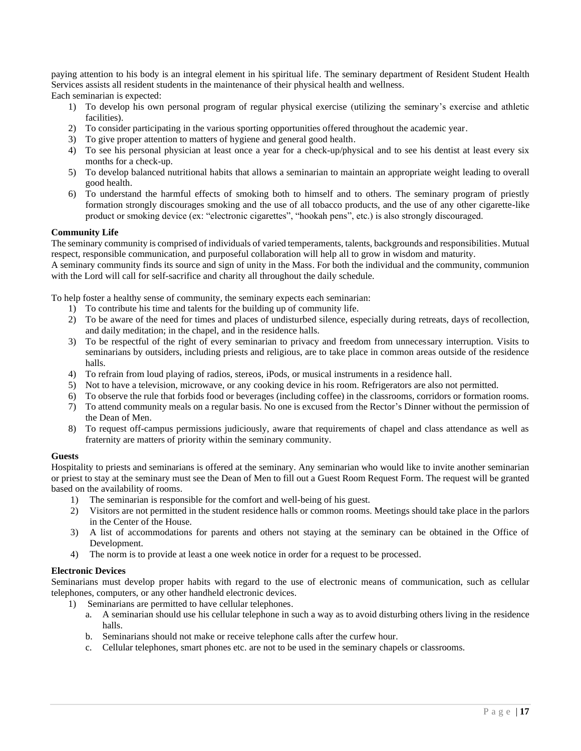paying attention to his body is an integral element in his spiritual life. The seminary department of Resident Student Health Services assists all resident students in the maintenance of their physical health and wellness.
Each seminarian is expected:

1) To develop his own personal program of regular physical exercise (utilizing the seminary's exercise and athletic facilities).
2) To consider participating in the various sporting opportunities offered throughout the academic year.
3) To give proper attention to matters of hygiene and general good health.
4) To see his personal physician at least once a year for a check-up/physical and to see his dentist at least every six months for a check-up.
5) To develop balanced nutritional habits that allows a seminarian to maintain an appropriate weight leading to overall good health.
6) To understand the harmful effects of smoking both to himself and to others. The seminary program of priestly formation strongly discourages smoking and the use of all tobacco products, and the use of any other cigarette-like product or smoking device (ex: "electronic cigarettes", "hookah pens", etc.) is also strongly discouraged.

**Community Life**
The seminary community is comprised of individuals of varied temperaments, talents, backgrounds and responsibilities. Mutual respect, responsible communication, and purposeful collaboration will help all to grow in wisdom and maturity.
A seminary community finds its source and sign of unity in the Mass. For both the individual and the community, communion with the Lord will call for self-sacrifice and charity all throughout the daily schedule.

To help foster a healthy sense of community, the seminary expects each seminarian:

1) To contribute his time and talents for the building up of community life.
2) To be aware of the need for times and places of undisturbed silence, especially during retreats, days of recollection, and daily meditation; in the chapel, and in the residence halls.
3) To be respectful of the right of every seminarian to privacy and freedom from unnecessary interruption. Visits to seminarians by outsiders, including priests and religious, are to take place in common areas outside of the residence halls.
4) To refrain from loud playing of radios, stereos, iPods, or musical instruments in a residence hall.
5) Not to have a television, microwave, or any cooking device in his room. Refrigerators are also not permitted.
6) To observe the rule that forbids food or beverages (including coffee) in the classrooms, corridors or formation rooms.
7) To attend community meals on a regular basis. No one is excused from the Rector's Dinner without the permission of the Dean of Men.
8) To request off-campus permissions judiciously, aware that requirements of chapel and class attendance as well as fraternity are matters of priority within the seminary community.

**Guests**
Hospitality to priests and seminarians is offered at the seminary. Any seminarian who would like to invite another seminarian or priest to stay at the seminary must see the Dean of Men to fill out a Guest Room Request Form. The request will be granted based on the availability of rooms.

1) The seminarian is responsible for the comfort and well-being of his guest.
2) Visitors are not permitted in the student residence halls or common rooms. Meetings should take place in the parlors in the Center of the House.
3) A list of accommodations for parents and others not staying at the seminary can be obtained in the Office of Development.
4) The norm is to provide at least a one week notice in order for a request to be processed.

**Electronic Devices**
Seminarians must develop proper habits with regard to the use of electronic means of communication, such as cellular telephones, computers, or any other handheld electronic devices.

1) Seminarians are permitted to have cellular telephones.
   a. A seminarian should use his cellular telephone in such a way as to avoid disturbing others living in the residence halls.
   b. Seminarians should not make or receive telephone calls after the curfew hour.
   c. Cellular telephones, smart phones etc. are not to be used in the seminary chapels or classrooms.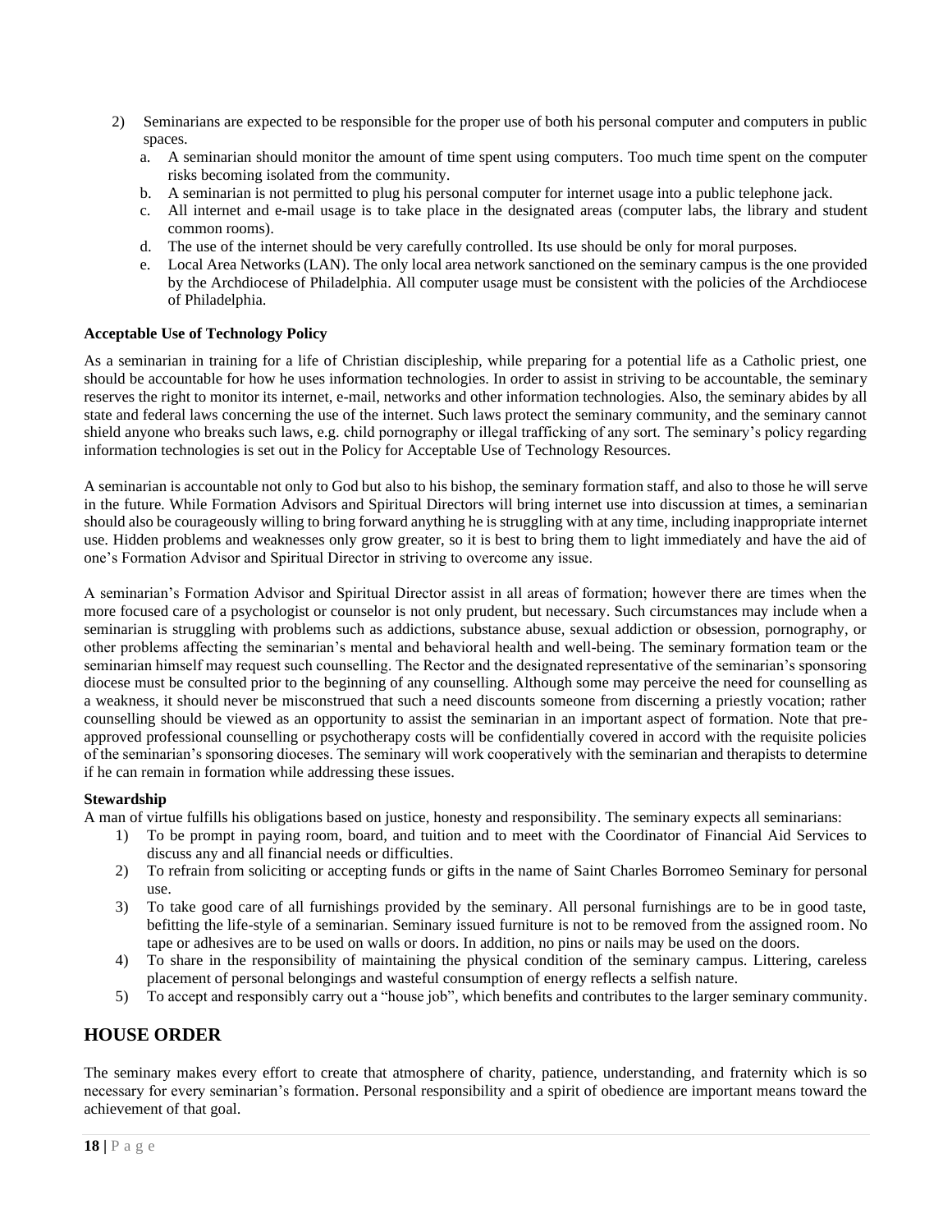2) Seminarians are expected to be responsible for the proper use of both his personal computer and computers in public spaces.
   a. A seminarian should monitor the amount of time spent using computers. Too much time spent on the computer risks becoming isolated from the community.
   b. A seminarian is not permitted to plug his personal computer for internet usage into a public telephone jack.
   c. All internet and e-mail usage is to take place in the designated areas (computer labs, the library and student common rooms).
   d. The use of the internet should be very carefully controlled. Its use should be only for moral purposes.
   e. Local Area Networks (LAN). The only local area network sanctioned on the seminary campus is the one provided by the Archdiocese of Philadelphia. All computer usage must be consistent with the policies of the Archdiocese of Philadelphia.

**Acceptable Use of Technology Policy**

As a seminarian in training for a life of Christian discipleship, while preparing for a potential life as a Catholic priest, one should be accountable for how he uses information technologies. In order to assist in striving to be accountable, the seminary reserves the right to monitor its internet, e-mail, networks and other information technologies. Also, the seminary abides by all state and federal laws concerning the use of the internet. Such laws protect the seminary community, and the seminary cannot shield anyone who breaks such laws, e.g. child pornography or illegal trafficking of any sort. The seminary's policy regarding information technologies is set out in the Policy for Acceptable Use of Technology Resources.

A seminarian is accountable not only to God but also to his bishop, the seminary formation staff, and also to those he will serve in the future. While Formation Advisors and Spiritual Directors will bring internet use into discussion at times, a seminarian should also be courageously willing to bring forward anything he is struggling with at any time, including inappropriate internet use. Hidden problems and weaknesses only grow greater, so it is best to bring them to light immediately and have the aid of one's Formation Advisor and Spiritual Director in striving to overcome any issue.

A seminarian's Formation Advisor and Spiritual Director assist in all areas of formation; however there are times when the more focused care of a psychologist or counselor is not only prudent, but necessary. Such circumstances may include when a seminarian is struggling with problems such as addictions, substance abuse, sexual addiction or obsession, pornography, or other problems affecting the seminarian's mental and behavioral health and well-being. The seminary formation team or the seminarian himself may request such counselling. The Rector and the designated representative of the seminarian's sponsoring diocese must be consulted prior to the beginning of any counselling. Although some may perceive the need for counselling as a weakness, it should never be misconstrued that such a need discounts someone from discerning a priestly vocation; rather counselling should be viewed as an opportunity to assist the seminarian in an important aspect of formation. Note that pre-approved professional counselling or psychotherapy costs will be confidentially covered in accord with the requisite policies of the seminarian's sponsoring dioceses. The seminary will work cooperatively with the seminarian and therapists to determine if he can remain in formation while addressing these issues.

**Stewardship**

A man of virtue fulfills his obligations based on justice, honesty and responsibility. The seminary expects all seminarians:

1) To be prompt in paying room, board, and tuition and to meet with the Coordinator of Financial Aid Services to discuss any and all financial needs or difficulties.
2) To refrain from soliciting or accepting funds or gifts in the name of Saint Charles Borromeo Seminary for personal use.
3) To take good care of all furnishings provided by the seminary. All personal furnishings are to be in good taste, befitting the life-style of a seminarian. Seminary issued furniture is not to be removed from the assigned room. No tape or adhesives are to be used on walls or doors. In addition, no pins or nails may be used on the doors.
4) To share in the responsibility of maintaining the physical condition of the seminary campus. Littering, careless placement of personal belongings and wasteful consumption of energy reflects a selfish nature.
5) To accept and responsibly carry out a "house job", which benefits and contributes to the larger seminary community.

## HOUSE ORDER

The seminary makes every effort to create that atmosphere of charity, patience, understanding, and fraternity which is so necessary for every seminarian's formation. Personal responsibility and a spirit of obedience are important means toward the achievement of that goal.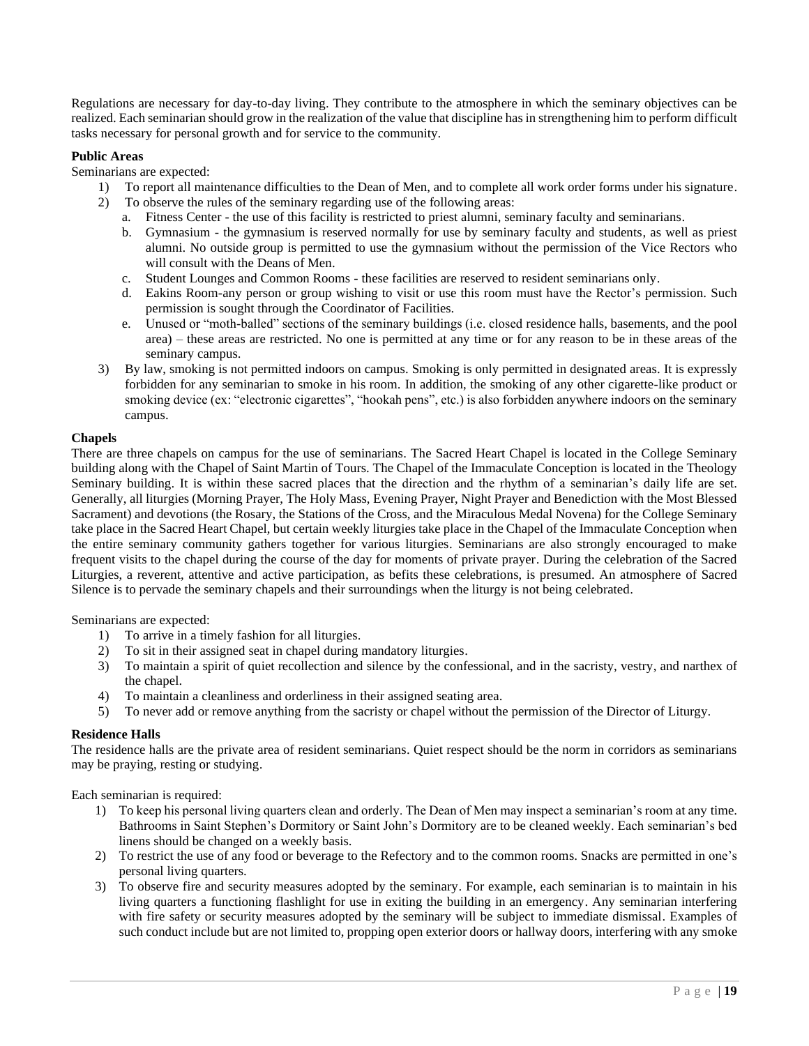Regulations are necessary for day-to-day living. They contribute to the atmosphere in which the seminary objectives can be realized. Each seminarian should grow in the realization of the value that discipline has in strengthening him to perform difficult tasks necessary for personal growth and for service to the community.

**Public Areas**

Seminarians are expected:

1) To report all maintenance difficulties to the Dean of Men, and to complete all work order forms under his signature.
2) To observe the rules of the seminary regarding use of the following areas:
   a. Fitness Center - the use of this facility is restricted to priest alumni, seminary faculty and seminarians.
   b. Gymnasium - the gymnasium is reserved normally for use by seminary faculty and students, as well as priest alumni. No outside group is permitted to use the gymnasium without the permission of the Vice Rectors who will consult with the Deans of Men.
   c. Student Lounges and Common Rooms - these facilities are reserved to resident seminarians only.
   d. Eakins Room-any person or group wishing to visit or use this room must have the Rector's permission. Such permission is sought through the Coordinator of Facilities.
   e. Unused or "moth-balled" sections of the seminary buildings (i.e. closed residence halls, basements, and the pool area) – these areas are restricted. No one is permitted at any time or for any reason to be in these areas of the seminary campus.
3) By law, smoking is not permitted indoors on campus. Smoking is only permitted in designated areas. It is expressly forbidden for any seminarian to smoke in his room. In addition, the smoking of any other cigarette-like product or smoking device (ex: "electronic cigarettes", "hookah pens", etc.) is also forbidden anywhere indoors on the seminary campus.

**Chapels**

There are three chapels on campus for the use of seminarians. The Sacred Heart Chapel is located in the College Seminary building along with the Chapel of Saint Martin of Tours. The Chapel of the Immaculate Conception is located in the Theology Seminary building. It is within these sacred places that the direction and the rhythm of a seminarian's daily life are set. Generally, all liturgies (Morning Prayer, The Holy Mass, Evening Prayer, Night Prayer and Benediction with the Most Blessed Sacrament) and devotions (the Rosary, the Stations of the Cross, and the Miraculous Medal Novena) for the College Seminary take place in the Sacred Heart Chapel, but certain weekly liturgies take place in the Chapel of the Immaculate Conception when the entire seminary community gathers together for various liturgies. Seminarians are also strongly encouraged to make frequent visits to the chapel during the course of the day for moments of private prayer. During the celebration of the Sacred Liturgies, a reverent, attentive and active participation, as befits these celebrations, is presumed. An atmosphere of Sacred Silence is to pervade the seminary chapels and their surroundings when the liturgy is not being celebrated.

Seminarians are expected:

1) To arrive in a timely fashion for all liturgies.
2) To sit in their assigned seat in chapel during mandatory liturgies.
3) To maintain a spirit of quiet recollection and silence by the confessional, and in the sacristy, vestry, and narthex of the chapel.
4) To maintain a cleanliness and orderliness in their assigned seating area.
5) To never add or remove anything from the sacristy or chapel without the permission of the Director of Liturgy.

**Residence Halls**

The residence halls are the private area of resident seminarians. Quiet respect should be the norm in corridors as seminarians may be praying, resting or studying.

Each seminarian is required:

1) To keep his personal living quarters clean and orderly. The Dean of Men may inspect a seminarian's room at any time. Bathrooms in Saint Stephen's Dormitory or Saint John's Dormitory are to be cleaned weekly. Each seminarian's bed linens should be changed on a weekly basis.
2) To restrict the use of any food or beverage to the Refectory and to the common rooms. Snacks are permitted in one's personal living quarters.
3) To observe fire and security measures adopted by the seminary. For example, each seminarian is to maintain in his living quarters a functioning flashlight for use in exiting the building in an emergency. Any seminarian interfering with fire safety or security measures adopted by the seminary will be subject to immediate dismissal. Examples of such conduct include but are not limited to, propping open exterior doors or hallway doors, interfering with any smoke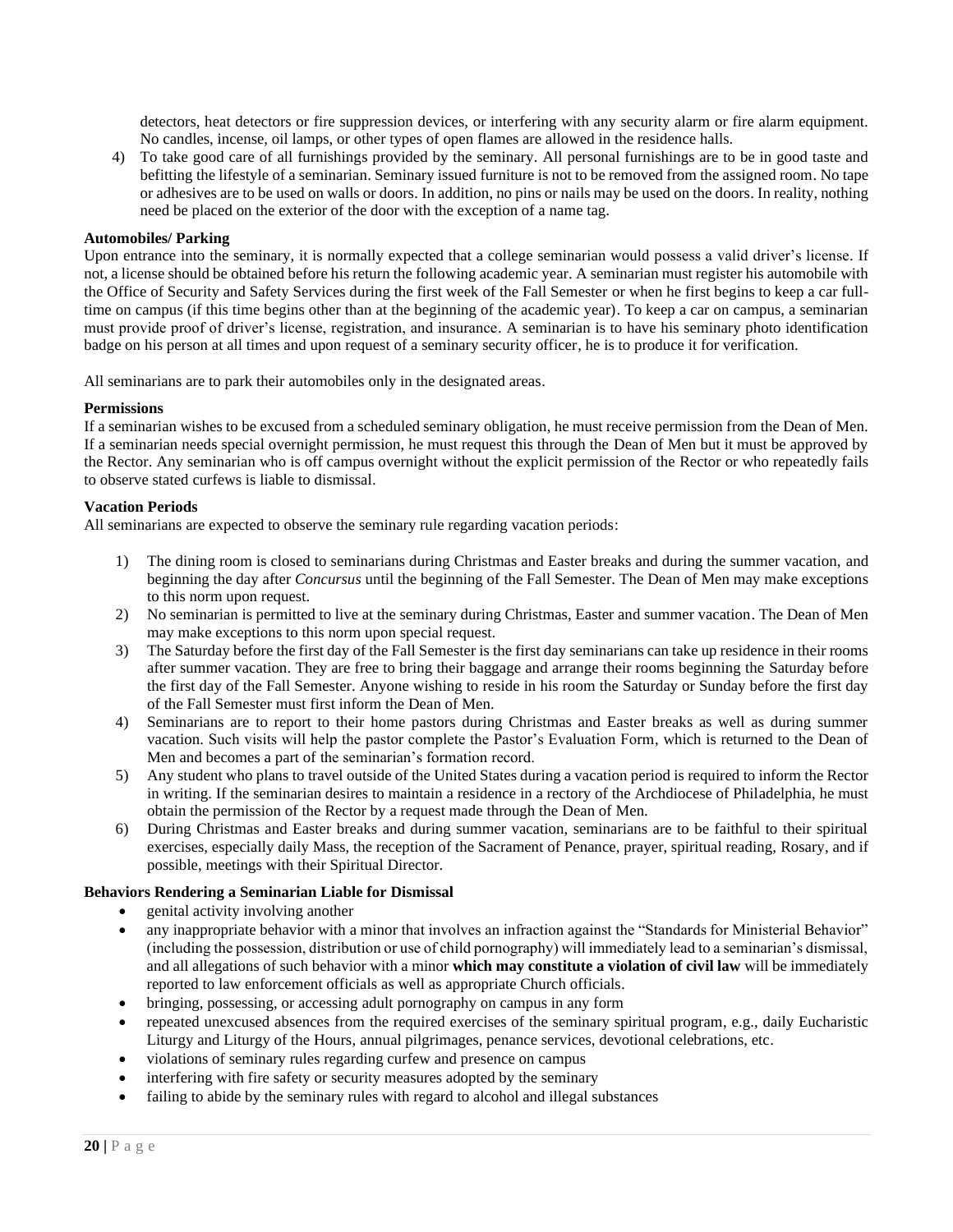detectors, heat detectors or fire suppression devices, or interfering with any security alarm or fire alarm equipment. No candles, incense, oil lamps, or other types of open flames are allowed in the residence halls.

4) To take good care of all furnishings provided by the seminary. All personal furnishings are to be in good taste and befitting the lifestyle of a seminarian. Seminary issued furniture is not to be removed from the assigned room. No tape or adhesives are to be used on walls or doors. In addition, no pins or nails may be used on the doors. In reality, nothing need be placed on the exterior of the door with the exception of a name tag.

**Automobiles/ Parking**

Upon entrance into the seminary, it is normally expected that a college seminarian would possess a valid driver's license. If not, a license should be obtained before his return the following academic year. A seminarian must register his automobile with the Office of Security and Safety Services during the first week of the Fall Semester or when he first begins to keep a car full-time on campus (if this time begins other than at the beginning of the academic year). To keep a car on campus, a seminarian must provide proof of driver's license, registration, and insurance. A seminarian is to have his seminary photo identification badge on his person at all times and upon request of a seminary security officer, he is to produce it for verification.

All seminarians are to park their automobiles only in the designated areas.

**Permissions**

If a seminarian wishes to be excused from a scheduled seminary obligation, he must receive permission from the Dean of Men. If a seminarian needs special overnight permission, he must request this through the Dean of Men but it must be approved by the Rector. Any seminarian who is off campus overnight without the explicit permission of the Rector or who repeatedly fails to observe stated curfews is liable to dismissal.

**Vacation Periods**

All seminarians are expected to observe the seminary rule regarding vacation periods:

1) The dining room is closed to seminarians during Christmas and Easter breaks and during the summer vacation, and beginning the day after *Concursus* until the beginning of the Fall Semester. The Dean of Men may make exceptions to this norm upon request.
2) No seminarian is permitted to live at the seminary during Christmas, Easter and summer vacation. The Dean of Men may make exceptions to this norm upon special request.
3) The Saturday before the first day of the Fall Semester is the first day seminarians can take up residence in their rooms after summer vacation. They are free to bring their baggage and arrange their rooms beginning the Saturday before the first day of the Fall Semester. Anyone wishing to reside in his room the Saturday or Sunday before the first day of the Fall Semester must first inform the Dean of Men.
4) Seminarians are to report to their home pastors during Christmas and Easter breaks as well as during summer vacation. Such visits will help the pastor complete the Pastor's Evaluation Form, which is returned to the Dean of Men and becomes a part of the seminarian's formation record.
5) Any student who plans to travel outside of the United States during a vacation period is required to inform the Rector in writing. If the seminarian desires to maintain a residence in a rectory of the Archdiocese of Philadelphia, he must obtain the permission of the Rector by a request made through the Dean of Men.
6) During Christmas and Easter breaks and during summer vacation, seminarians are to be faithful to their spiritual exercises, especially daily Mass, the reception of the Sacrament of Penance, prayer, spiritual reading, Rosary, and if possible, meetings with their Spiritual Director.

**Behaviors Rendering a Seminarian Liable for Dismissal**

- genital activity involving another
- any inappropriate behavior with a minor that involves an infraction against the "Standards for Ministerial Behavior" (including the possession, distribution or use of child pornography) will immediately lead to a seminarian's dismissal, and all allegations of such behavior with a minor **which may constitute a violation of civil law** will be immediately reported to law enforcement officials as well as appropriate Church officials.
- bringing, possessing, or accessing adult pornography on campus in any form
- repeated unexcused absences from the required exercises of the seminary spiritual program, e.g., daily Eucharistic Liturgy and Liturgy of the Hours, annual pilgrimages, penance services, devotional celebrations, etc.
- violations of seminary rules regarding curfew and presence on campus
- interfering with fire safety or security measures adopted by the seminary
- failing to abide by the seminary rules with regard to alcohol and illegal substances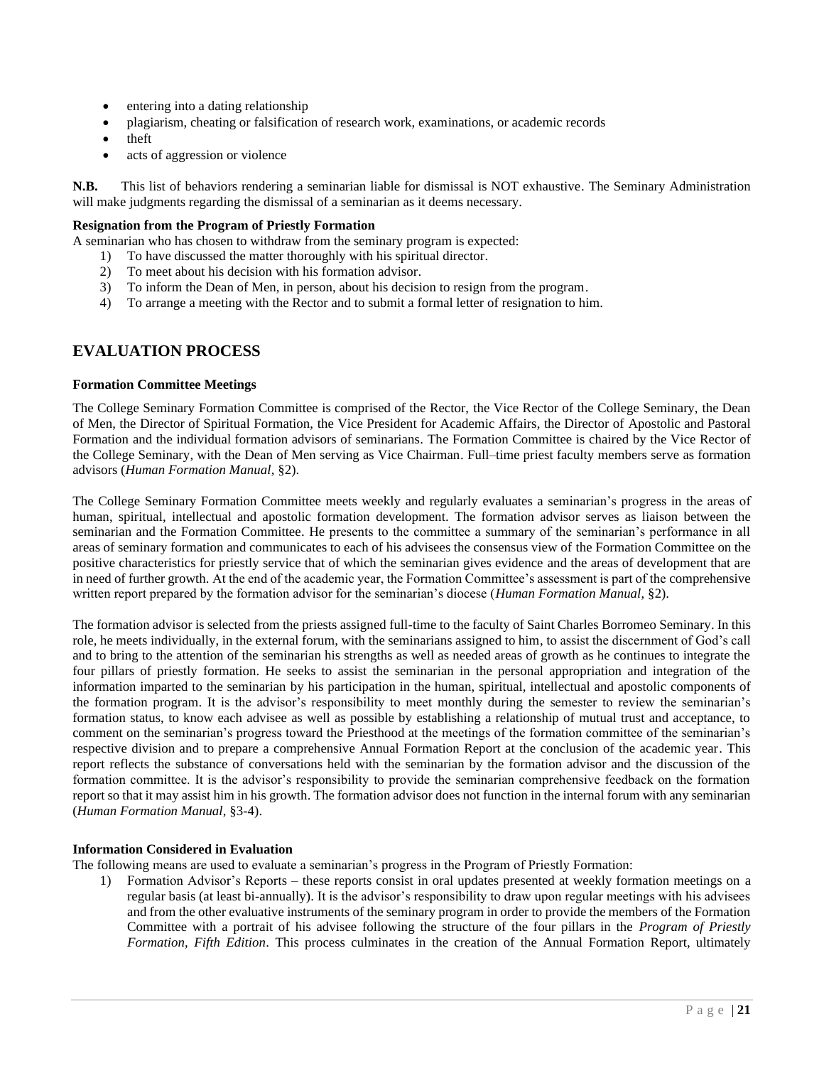- entering into a dating relationship
- plagiarism, cheating or falsification of research work, examinations, or academic records
- theft
- acts of aggression or violence

**N.B.** This list of behaviors rendering a seminarian liable for dismissal is NOT exhaustive. The Seminary Administration will make judgments regarding the dismissal of a seminarian as it deems necessary.

**Resignation from the Program of Priestly Formation**

A seminarian who has chosen to withdraw from the seminary program is expected:

1) To have discussed the matter thoroughly with his spiritual director.
2) To meet about his decision with his formation advisor.
3) To inform the Dean of Men, in person, about his decision to resign from the program.
4) To arrange a meeting with the Rector and to submit a formal letter of resignation to him.

## EVALUATION PROCESS

**Formation Committee Meetings**

The College Seminary Formation Committee is comprised of the Rector, the Vice Rector of the College Seminary, the Dean of Men, the Director of Spiritual Formation, the Vice President for Academic Affairs, the Director of Apostolic and Pastoral Formation and the individual formation advisors of seminarians. The Formation Committee is chaired by the Vice Rector of the College Seminary, with the Dean of Men serving as Vice Chairman. Full–time priest faculty members serve as formation advisors (*Human Formation Manual*, §2).

The College Seminary Formation Committee meets weekly and regularly evaluates a seminarian's progress in the areas of human, spiritual, intellectual and apostolic formation development. The formation advisor serves as liaison between the seminarian and the Formation Committee. He presents to the committee a summary of the seminarian's performance in all areas of seminary formation and communicates to each of his advisees the consensus view of the Formation Committee on the positive characteristics for priestly service that of which the seminarian gives evidence and the areas of development that are in need of further growth. At the end of the academic year, the Formation Committee's assessment is part of the comprehensive written report prepared by the formation advisor for the seminarian's diocese (*Human Formation Manual*, §2).

The formation advisor is selected from the priests assigned full-time to the faculty of Saint Charles Borromeo Seminary. In this role, he meets individually, in the external forum, with the seminarians assigned to him, to assist the discernment of God's call and to bring to the attention of the seminarian his strengths as well as needed areas of growth as he continues to integrate the four pillars of priestly formation. He seeks to assist the seminarian in the personal appropriation and integration of the information imparted to the seminarian by his participation in the human, spiritual, intellectual and apostolic components of the formation program. It is the advisor's responsibility to meet monthly during the semester to review the seminarian's formation status, to know each advisee as well as possible by establishing a relationship of mutual trust and acceptance, to comment on the seminarian's progress toward the Priesthood at the meetings of the formation committee of the seminarian's respective division and to prepare a comprehensive Annual Formation Report at the conclusion of the academic year. This report reflects the substance of conversations held with the seminarian by the formation advisor and the discussion of the formation committee. It is the advisor's responsibility to provide the seminarian comprehensive feedback on the formation report so that it may assist him in his growth. The formation advisor does not function in the internal forum with any seminarian (*Human Formation Manual*, §3-4).

**Information Considered in Evaluation**

The following means are used to evaluate a seminarian's progress in the Program of Priestly Formation:

1) Formation Advisor's Reports – these reports consist in oral updates presented at weekly formation meetings on a regular basis (at least bi-annually). It is the advisor's responsibility to draw upon regular meetings with his advisees and from the other evaluative instruments of the seminary program in order to provide the members of the Formation Committee with a portrait of his advisee following the structure of the four pillars in the *Program of Priestly Formation, Fifth Edition*. This process culminates in the creation of the Annual Formation Report, ultimately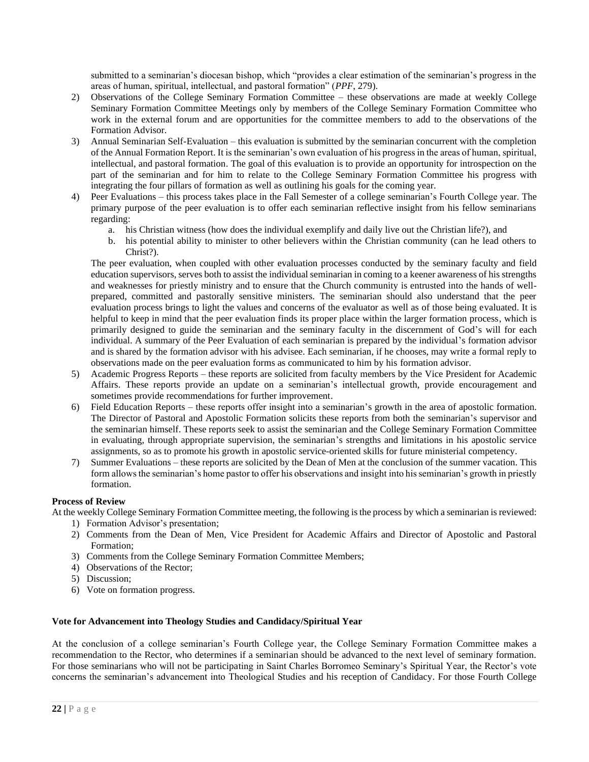submitted to a seminarian's diocesan bishop, which "provides a clear estimation of the seminarian's progress in the areas of human, spiritual, intellectual, and pastoral formation" (*PPF*, 279).

2) Observations of the College Seminary Formation Committee – these observations are made at weekly College Seminary Formation Committee Meetings only by members of the College Seminary Formation Committee who work in the external forum and are opportunities for the committee members to add to the observations of the Formation Advisor.
3) Annual Seminarian Self-Evaluation – this evaluation is submitted by the seminarian concurrent with the completion of the Annual Formation Report. It is the seminarian's own evaluation of his progress in the areas of human, spiritual, intellectual, and pastoral formation. The goal of this evaluation is to provide an opportunity for introspection on the part of the seminarian and for him to relate to the College Seminary Formation Committee his progress with integrating the four pillars of formation as well as outlining his goals for the coming year.
4) Peer Evaluations – this process takes place in the Fall Semester of a college seminarian's Fourth College year. The primary purpose of the peer evaluation is to offer each seminarian reflective insight from his fellow seminarians regarding:
   a. his Christian witness (how does the individual exemplify and daily live out the Christian life?), and
   b. his potential ability to minister to other believers within the Christian community (can he lead others to Christ?).

   The peer evaluation, when coupled with other evaluation processes conducted by the seminary faculty and field education supervisors, serves both to assist the individual seminarian in coming to a keener awareness of his strengths and weaknesses for priestly ministry and to ensure that the Church community is entrusted into the hands of well-prepared, committed and pastorally sensitive ministers. The seminarian should also understand that the peer evaluation process brings to light the values and concerns of the evaluator as well as of those being evaluated. It is helpful to keep in mind that the peer evaluation finds its proper place within the larger formation process, which is primarily designed to guide the seminarian and the seminary faculty in the discernment of God's will for each individual. A summary of the Peer Evaluation of each seminarian is prepared by the individual's formation advisor and is shared by the formation advisor with his advisee. Each seminarian, if he chooses, may write a formal reply to observations made on the peer evaluation forms as communicated to him by his formation advisor.
5) Academic Progress Reports – these reports are solicited from faculty members by the Vice President for Academic Affairs. These reports provide an update on a seminarian's intellectual growth, provide encouragement and sometimes provide recommendations for further improvement.
6) Field Education Reports – these reports offer insight into a seminarian's growth in the area of apostolic formation. The Director of Pastoral and Apostolic Formation solicits these reports from both the seminarian's supervisor and the seminarian himself. These reports seek to assist the seminarian and the College Seminary Formation Committee in evaluating, through appropriate supervision, the seminarian's strengths and limitations in his apostolic service assignments, so as to promote his growth in apostolic service-oriented skills for future ministerial competency.
7) Summer Evaluations – these reports are solicited by the Dean of Men at the conclusion of the summer vacation. This form allows the seminarian's home pastor to offer his observations and insight into his seminarian's growth in priestly formation.

**Process of Review**

At the weekly College Seminary Formation Committee meeting, the following is the process by which a seminarian is reviewed:

1) Formation Advisor's presentation;
2) Comments from the Dean of Men, Vice President for Academic Affairs and Director of Apostolic and Pastoral Formation;
3) Comments from the College Seminary Formation Committee Members;
4) Observations of the Rector;
5) Discussion;
6) Vote on formation progress.

**Vote for Advancement into Theology Studies and Candidacy/Spiritual Year**

At the conclusion of a college seminarian's Fourth College year, the College Seminary Formation Committee makes a recommendation to the Rector, who determines if a seminarian should be advanced to the next level of seminary formation. For those seminarians who will not be participating in Saint Charles Borromeo Seminary's Spiritual Year, the Rector's vote concerns the seminarian's advancement into Theological Studies and his reception of Candidacy. For those Fourth College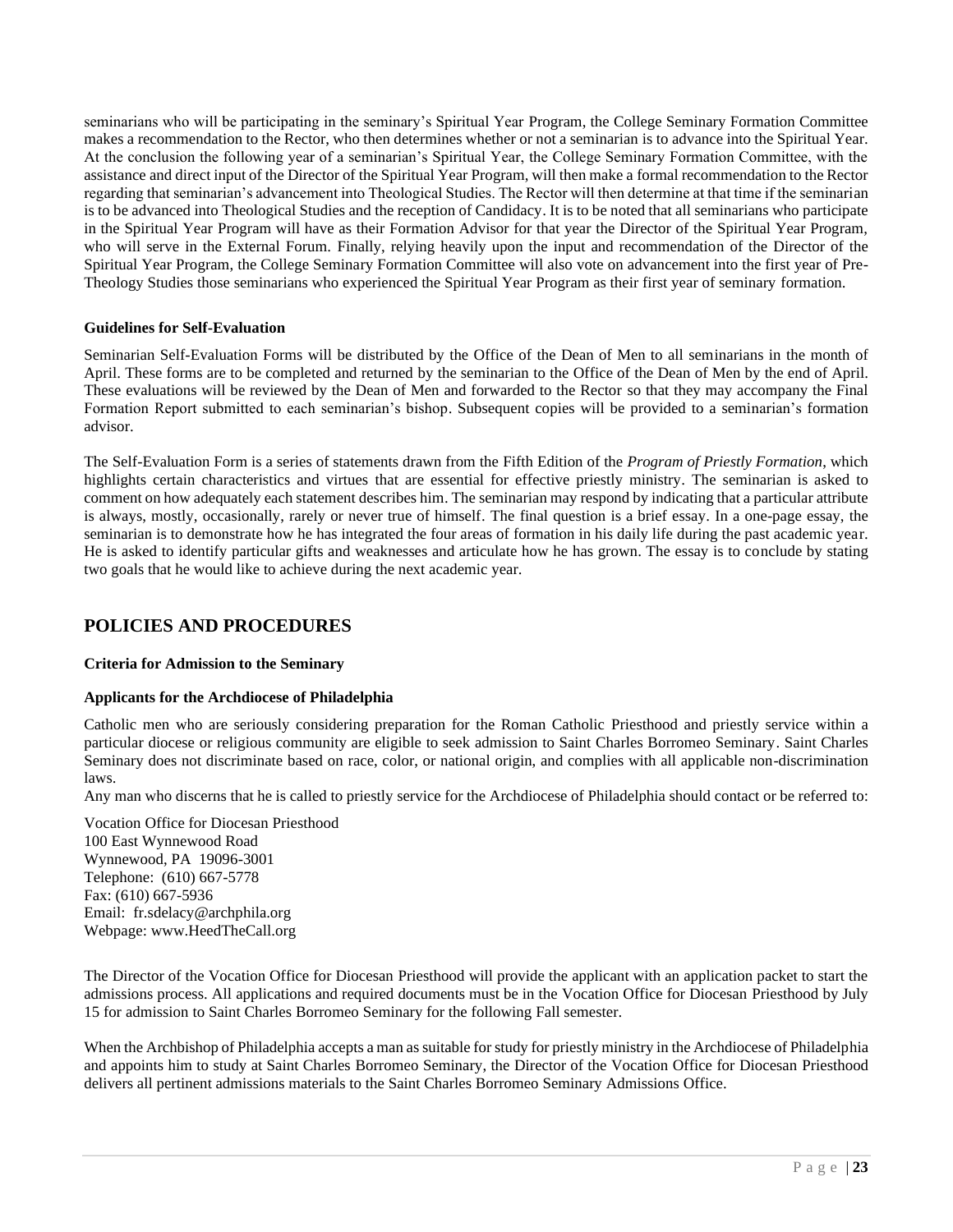seminarians who will be participating in the seminary's Spiritual Year Program, the College Seminary Formation Committee makes a recommendation to the Rector, who then determines whether or not a seminarian is to advance into the Spiritual Year. At the conclusion the following year of a seminarian's Spiritual Year, the College Seminary Formation Committee, with the assistance and direct input of the Director of the Spiritual Year Program, will then make a formal recommendation to the Rector regarding that seminarian's advancement into Theological Studies. The Rector will then determine at that time if the seminarian is to be advanced into Theological Studies and the reception of Candidacy. It is to be noted that all seminarians who participate in the Spiritual Year Program will have as their Formation Advisor for that year the Director of the Spiritual Year Program, who will serve in the External Forum. Finally, relying heavily upon the input and recommendation of the Director of the Spiritual Year Program, the College Seminary Formation Committee will also vote on advancement into the first year of Pre-Theology Studies those seminarians who experienced the Spiritual Year Program as their first year of seminary formation.

**Guidelines for Self-Evaluation**

Seminarian Self-Evaluation Forms will be distributed by the Office of the Dean of Men to all seminarians in the month of April. These forms are to be completed and returned by the seminarian to the Office of the Dean of Men by the end of April. These evaluations will be reviewed by the Dean of Men and forwarded to the Rector so that they may accompany the Final Formation Report submitted to each seminarian's bishop. Subsequent copies will be provided to a seminarian's formation advisor.

The Self-Evaluation Form is a series of statements drawn from the Fifth Edition of the *Program of Priestly Formation*, which highlights certain characteristics and virtues that are essential for effective priestly ministry. The seminarian is asked to comment on how adequately each statement describes him. The seminarian may respond by indicating that a particular attribute is always, mostly, occasionally, rarely or never true of himself. The final question is a brief essay. In a one-page essay, the seminarian is to demonstrate how he has integrated the four areas of formation in his daily life during the past academic year. He is asked to identify particular gifts and weaknesses and articulate how he has grown. The essay is to conclude by stating two goals that he would like to achieve during the next academic year.

## POLICIES AND PROCEDURES

**Criteria for Admission to the Seminary**

**Applicants for the Archdiocese of Philadelphia**

Catholic men who are seriously considering preparation for the Roman Catholic Priesthood and priestly service within a particular diocese or religious community are eligible to seek admission to Saint Charles Borromeo Seminary. Saint Charles Seminary does not discriminate based on race, color, or national origin, and complies with all applicable non-discrimination laws.

Any man who discerns that he is called to priestly service for the Archdiocese of Philadelphia should contact or be referred to:

Vocation Office for Diocesan Priesthood
100 East Wynnewood Road
Wynnewood, PA 19096-3001
Telephone: (610) 667-5778
Fax: (610) 667-5936
Email: fr.sdelacy@archphila.org
Webpage: www.HeedTheCall.org

The Director of the Vocation Office for Diocesan Priesthood will provide the applicant with an application packet to start the admissions process. All applications and required documents must be in the Vocation Office for Diocesan Priesthood by July 15 for admission to Saint Charles Borromeo Seminary for the following Fall semester.

When the Archbishop of Philadelphia accepts a man as suitable for study for priestly ministry in the Archdiocese of Philadelphia and appoints him to study at Saint Charles Borromeo Seminary, the Director of the Vocation Office for Diocesan Priesthood delivers all pertinent admissions materials to the Saint Charles Borromeo Seminary Admissions Office.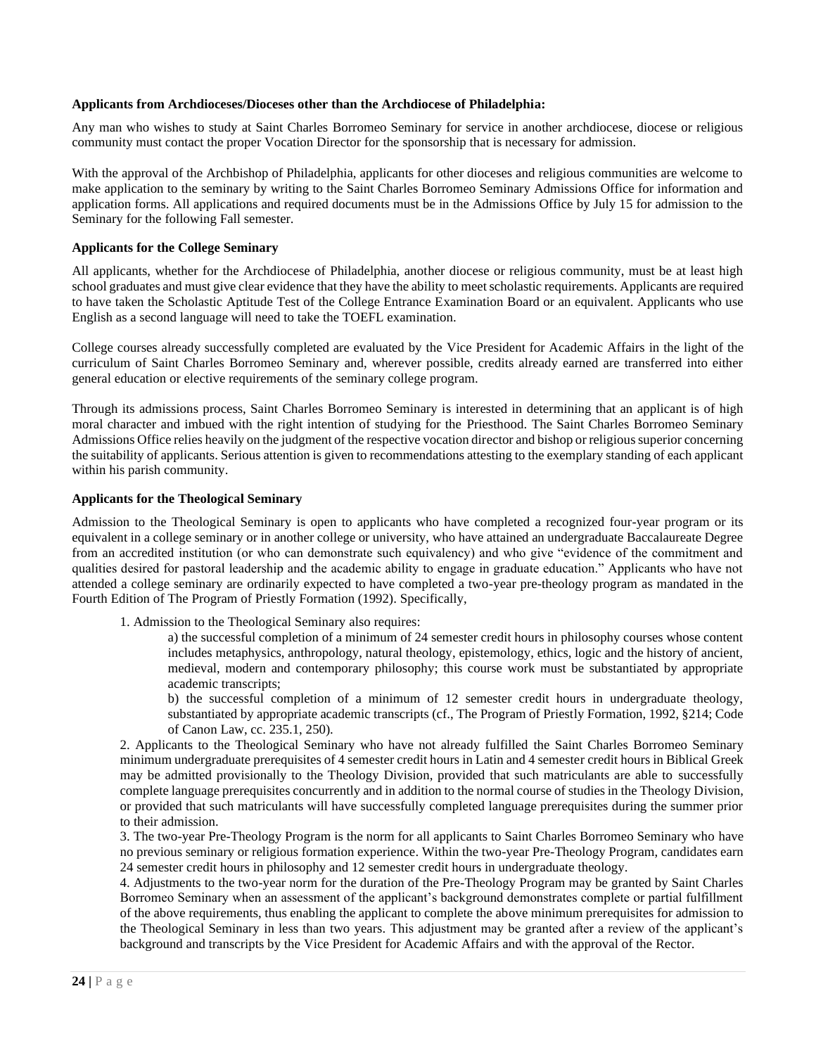**Applicants from Archdioceses/Dioceses other than the Archdiocese of Philadelphia:**

Any man who wishes to study at Saint Charles Borromeo Seminary for service in another archdiocese, diocese or religious community must contact the proper Vocation Director for the sponsorship that is necessary for admission.

With the approval of the Archbishop of Philadelphia, applicants for other dioceses and religious communities are welcome to make application to the seminary by writing to the Saint Charles Borromeo Seminary Admissions Office for information and application forms. All applications and required documents must be in the Admissions Office by July 15 for admission to the Seminary for the following Fall semester.

**Applicants for the College Seminary**

All applicants, whether for the Archdiocese of Philadelphia, another diocese or religious community, must be at least high school graduates and must give clear evidence that they have the ability to meet scholastic requirements. Applicants are required to have taken the Scholastic Aptitude Test of the College Entrance Examination Board or an equivalent. Applicants who use English as a second language will need to take the TOEFL examination.

College courses already successfully completed are evaluated by the Vice President for Academic Affairs in the light of the curriculum of Saint Charles Borromeo Seminary and, wherever possible, credits already earned are transferred into either general education or elective requirements of the seminary college program.

Through its admissions process, Saint Charles Borromeo Seminary is interested in determining that an applicant is of high moral character and imbued with the right intention of studying for the Priesthood. The Saint Charles Borromeo Seminary Admissions Office relies heavily on the judgment of the respective vocation director and bishop or religious superior concerning the suitability of applicants. Serious attention is given to recommendations attesting to the exemplary standing of each applicant within his parish community.

**Applicants for the Theological Seminary**

Admission to the Theological Seminary is open to applicants who have completed a recognized four-year program or its equivalent in a college seminary or in another college or university, who have attained an undergraduate Baccalaureate Degree from an accredited institution (or who can demonstrate such equivalency) and who give "evidence of the commitment and qualities desired for pastoral leadership and the academic ability to engage in graduate education." Applicants who have not attended a college seminary are ordinarily expected to have completed a two-year pre-theology program as mandated in the Fourth Edition of The Program of Priestly Formation (1992). Specifically,

1. Admission to the Theological Seminary also requires:

    a) the successful completion of a minimum of 24 semester credit hours in philosophy courses whose content includes metaphysics, anthropology, natural theology, epistemology, ethics, logic and the history of ancient, medieval, modern and contemporary philosophy; this course work must be substantiated by appropriate academic transcripts;

    b) the successful completion of a minimum of 12 semester credit hours in undergraduate theology, substantiated by appropriate academic transcripts (cf., The Program of Priestly Formation, 1992, §214; Code of Canon Law, cc. 235.1, 250).

2. Applicants to the Theological Seminary who have not already fulfilled the Saint Charles Borromeo Seminary minimum undergraduate prerequisites of 4 semester credit hours in Latin and 4 semester credit hours in Biblical Greek may be admitted provisionally to the Theology Division, provided that such matriculants are able to successfully complete language prerequisites concurrently and in addition to the normal course of studies in the Theology Division, or provided that such matriculants will have successfully completed language prerequisites during the summer prior to their admission.

3. The two-year Pre-Theology Program is the norm for all applicants to Saint Charles Borromeo Seminary who have no previous seminary or religious formation experience. Within the two-year Pre-Theology Program, candidates earn 24 semester credit hours in philosophy and 12 semester credit hours in undergraduate theology.

4. Adjustments to the two-year norm for the duration of the Pre-Theology Program may be granted by Saint Charles Borromeo Seminary when an assessment of the applicant's background demonstrates complete or partial fulfillment of the above requirements, thus enabling the applicant to complete the above minimum prerequisites for admission to the Theological Seminary in less than two years. This adjustment may be granted after a review of the applicant's background and transcripts by the Vice President for Academic Affairs and with the approval of the Rector.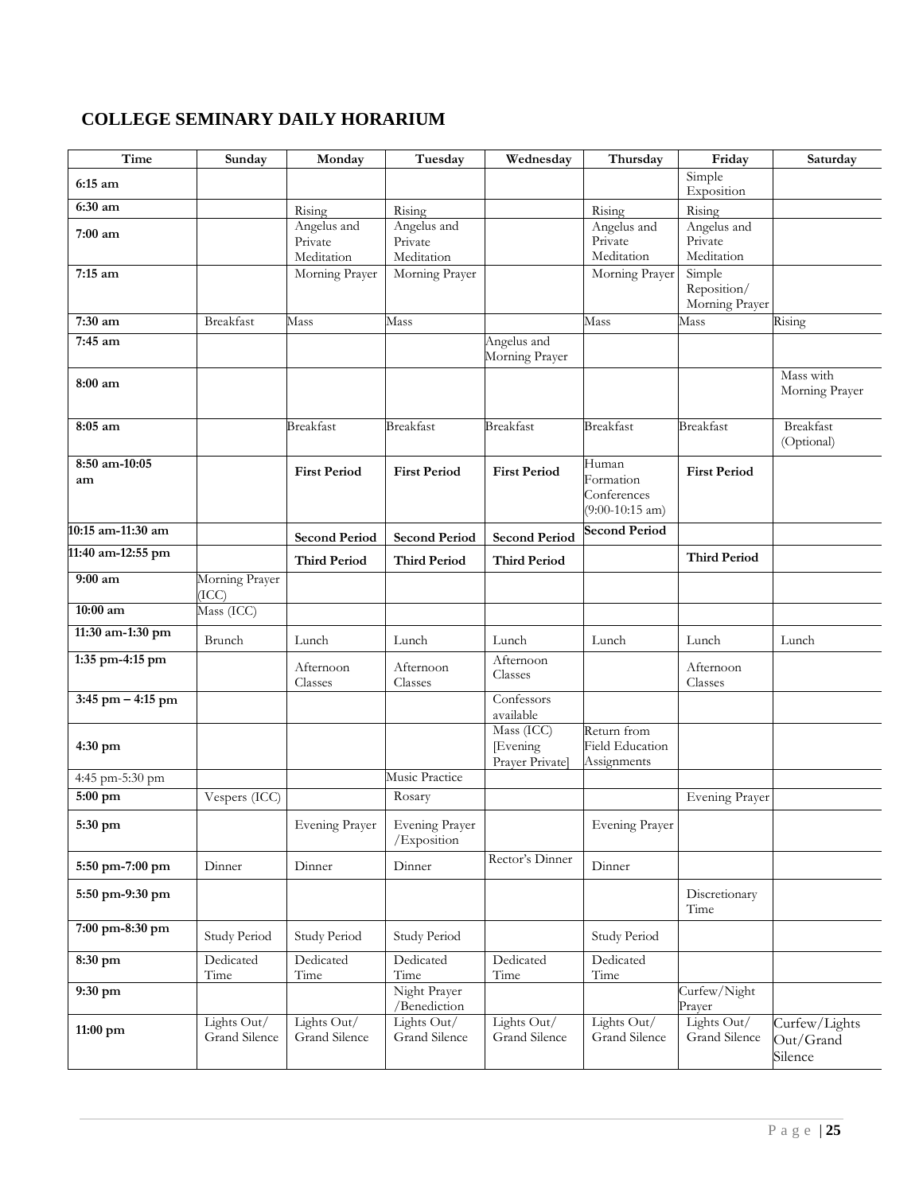## COLLEGE SEMINARY DAILY HORARIUM

| Time | Sunday | Monday | Tuesday | Wednesday | Thursday | Friday | Saturday |
|---|---|---|---|---|---|---|---|
| **6:15 am** | | | | | | Simple Exposition | |
| **6:30 am** | | Rising | Rising | | Rising | Rising | |
| **7:00 am** | | Angelus and Private Meditation | Angelus and Private Meditation | | Angelus and Private Meditation | Angelus and Private Meditation | |
| **7:15 am** | | Morning Prayer | Morning Prayer | | Morning Prayer | Simple Reposition/ Morning Prayer | |
| **7:30 am** | Breakfast | Mass | Mass | | Mass | Mass | Rising |
| **7:45 am** | | | | Angelus and Morning Prayer | | | |
| **8:00 am** | | | | | | | Mass with Morning Prayer |
| **8:05 am** | | Breakfast | Breakfast | Breakfast | Breakfast | Breakfast | Breakfast (Optional) |
| **8:50 am-10:05 am** | | **First Period** | **First Period** | **First Period** | Human Formation Conferences (9:00-10:15 am) | **First Period** | |
| **10:15 am-11:30 am** | | **Second Period** | **Second Period** | **Second Period** | **Second Period** | | |
| **11:40 am-12:55 pm** | | **Third Period** | **Third Period** | **Third Period** | | **Third Period** | |
| **9:00 am** | Morning Prayer (ICC) | | | | | | |
| **10:00 am** | Mass (ICC) | | | | | | |
| **11:30 am-1:30 pm** | Brunch | Lunch | Lunch | Lunch | Lunch | Lunch | Lunch |
| **1:35 pm-4:15 pm** | | Afternoon Classes | Afternoon Classes | Afternoon Classes | | Afternoon Classes | |
| **3:45 pm – 4:15 pm** | | | | Confessors available | | | |
| **4:30 pm** | | | | Mass (ICC) [Evening Prayer Private] | Return from Field Education Assignments | | |
| 4:45 pm-5:30 pm | | | Music Practice | | | | |
| **5:00 pm** | Vespers (ICC) | | Rosary | | | Evening Prayer | |
| **5:30 pm** | | Evening Prayer | Evening Prayer /Exposition | | Evening Prayer | | |
| **5:50 pm-7:00 pm** | Dinner | Dinner | Dinner | Rector's Dinner | Dinner | | |
| **5:50 pm-9:30 pm** | | | | | | Discretionary Time | |
| **7:00 pm-8:30 pm** | Study Period | Study Period | Study Period | | Study Period | | |
| **8:30 pm** | Dedicated Time | Dedicated Time | Dedicated Time | Dedicated Time | Dedicated Time | | |
| **9:30 pm** | | | Night Prayer /Benediction | | | Curfew/Night Prayer | |
| **11:00 pm** | Lights Out/ Grand Silence | Lights Out/ Grand Silence | Lights Out/ Grand Silence | Lights Out/ Grand Silence | Lights Out/ Grand Silence | Lights Out/ Grand Silence | Curfew/Lights Out/Grand Silence |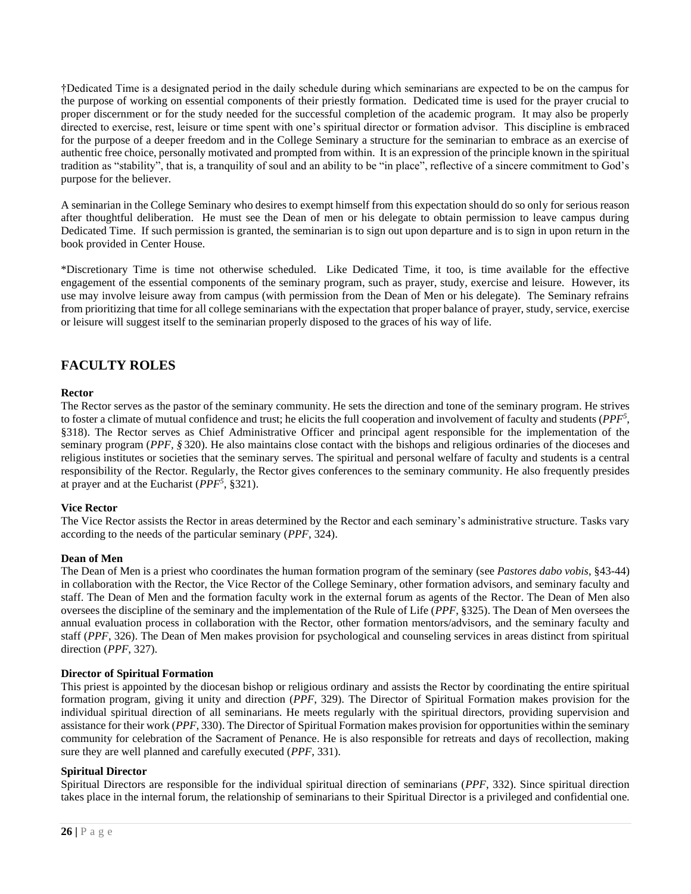†Dedicated Time is a designated period in the daily schedule during which seminarians are expected to be on the campus for the purpose of working on essential components of their priestly formation. Dedicated time is used for the prayer crucial to proper discernment or for the study needed for the successful completion of the academic program. It may also be properly directed to exercise, rest, leisure or time spent with one's spiritual director or formation advisor. This discipline is embraced for the purpose of a deeper freedom and in the College Seminary a structure for the seminarian to embrace as an exercise of authentic free choice, personally motivated and prompted from within. It is an expression of the principle known in the spiritual tradition as "stability", that is, a tranquility of soul and an ability to be "in place", reflective of a sincere commitment to God's purpose for the believer.

A seminarian in the College Seminary who desires to exempt himself from this expectation should do so only for serious reason after thoughtful deliberation. He must see the Dean of men or his delegate to obtain permission to leave campus during Dedicated Time. If such permission is granted, the seminarian is to sign out upon departure and is to sign in upon return in the book provided in Center House.

*Discretionary Time is time not otherwise scheduled. Like Dedicated Time, it too, is time available for the effective engagement of the essential components of the seminary program, such as prayer, study, exercise and leisure. However, its use may involve leisure away from campus (with permission from the Dean of Men or his delegate). The Seminary refrains from prioritizing that time for all college seminarians with the expectation that proper balance of prayer, study, service, exercise or leisure will suggest itself to the seminarian properly disposed to the graces of his way of life.

## FACULTY ROLES

**Rector**

The Rector serves as the pastor of the seminary community. He sets the direction and tone of the seminary program. He strives to foster a climate of mutual confidence and trust; he elicits the full cooperation and involvement of faculty and students (*PPF*[5], §318). The Rector serves as Chief Administrative Officer and principal agent responsible for the implementation of the seminary program (*PPF*, *§* 320). He also maintains close contact with the bishops and religious ordinaries of the dioceses and religious institutes or societies that the seminary serves. The spiritual and personal welfare of faculty and students is a central responsibility of the Rector. Regularly, the Rector gives conferences to the seminary community. He also frequently presides at prayer and at the Eucharist (*PPF*[5], §321).

**Vice Rector**

The Vice Rector assists the Rector in areas determined by the Rector and each seminary's administrative structure. Tasks vary according to the needs of the particular seminary (*PPF*, 324).

**Dean of Men**

The Dean of Men is a priest who coordinates the human formation program of the seminary (see *Pastores dabo vobis*, §43-44) in collaboration with the Rector, the Vice Rector of the College Seminary, other formation advisors, and seminary faculty and staff. The Dean of Men and the formation faculty work in the external forum as agents of the Rector. The Dean of Men also oversees the discipline of the seminary and the implementation of the Rule of Life (*PPF*, §325). The Dean of Men oversees the annual evaluation process in collaboration with the Rector, other formation mentors/advisors, and the seminary faculty and staff (*PPF*, 326). The Dean of Men makes provision for psychological and counseling services in areas distinct from spiritual direction (*PPF*, 327).

**Director of Spiritual Formation**

This priest is appointed by the diocesan bishop or religious ordinary and assists the Rector by coordinating the entire spiritual formation program, giving it unity and direction (*PPF*, 329). The Director of Spiritual Formation makes provision for the individual spiritual direction of all seminarians. He meets regularly with the spiritual directors, providing supervision and assistance for their work (*PPF*, 330). The Director of Spiritual Formation makes provision for opportunities within the seminary community for celebration of the Sacrament of Penance. He is also responsible for retreats and days of recollection, making sure they are well planned and carefully executed (*PPF*, 331).

**Spiritual Director**

Spiritual Directors are responsible for the individual spiritual direction of seminarians (*PPF*, 332). Since spiritual direction takes place in the internal forum, the relationship of seminarians to their Spiritual Director is a privileged and confidential one.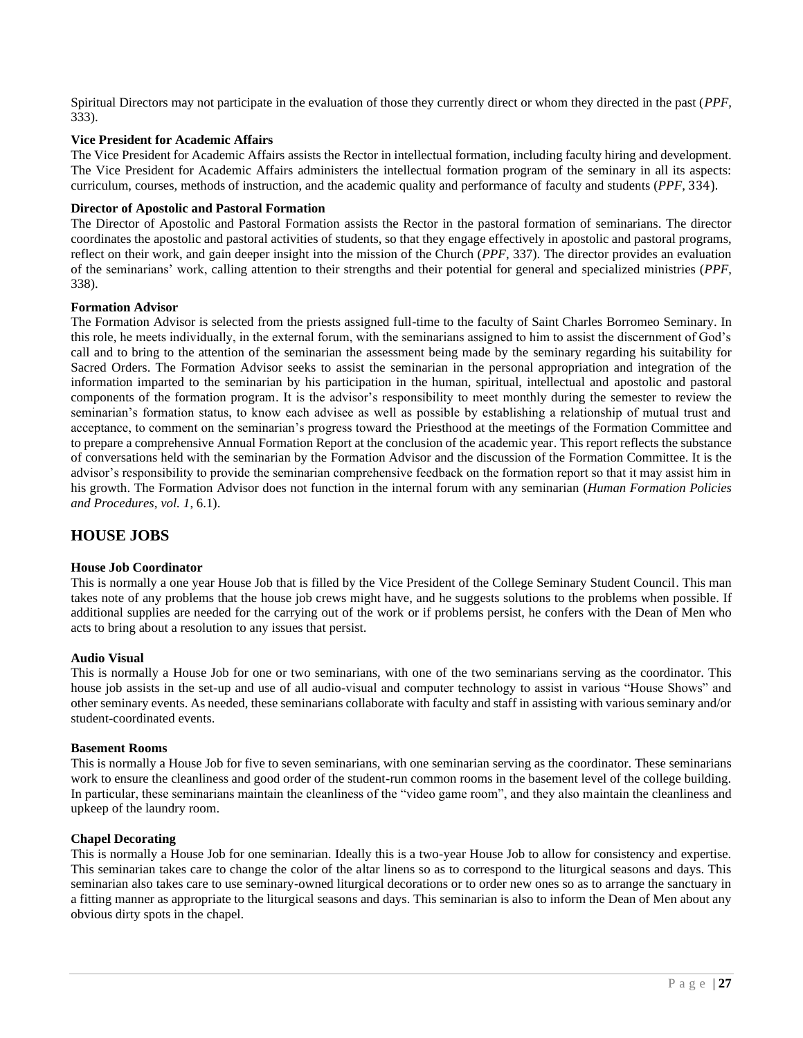Spiritual Directors may not participate in the evaluation of those they currently direct or whom they directed in the past (*PPF*, 333).

**Vice President for Academic Affairs**
The Vice President for Academic Affairs assists the Rector in intellectual formation, including faculty hiring and development. The Vice President for Academic Affairs administers the intellectual formation program of the seminary in all its aspects: curriculum, courses, methods of instruction, and the academic quality and performance of faculty and students (*PPF*, 334).

**Director of Apostolic and Pastoral Formation**
The Director of Apostolic and Pastoral Formation assists the Rector in the pastoral formation of seminarians. The director coordinates the apostolic and pastoral activities of students, so that they engage effectively in apostolic and pastoral programs, reflect on their work, and gain deeper insight into the mission of the Church (*PPF*, 337). The director provides an evaluation of the seminarians' work, calling attention to their strengths and their potential for general and specialized ministries (*PPF*, 338).

**Formation Advisor**
The Formation Advisor is selected from the priests assigned full-time to the faculty of Saint Charles Borromeo Seminary. In this role, he meets individually, in the external forum, with the seminarians assigned to him to assist the discernment of God's call and to bring to the attention of the seminarian the assessment being made by the seminary regarding his suitability for Sacred Orders. The Formation Advisor seeks to assist the seminarian in the personal appropriation and integration of the information imparted to the seminarian by his participation in the human, spiritual, intellectual and apostolic and pastoral components of the formation program. It is the advisor's responsibility to meet monthly during the semester to review the seminarian's formation status, to know each advisee as well as possible by establishing a relationship of mutual trust and acceptance, to comment on the seminarian's progress toward the Priesthood at the meetings of the Formation Committee and to prepare a comprehensive Annual Formation Report at the conclusion of the academic year. This report reflects the substance of conversations held with the seminarian by the Formation Advisor and the discussion of the Formation Committee. It is the advisor's responsibility to provide the seminarian comprehensive feedback on the formation report so that it may assist him in his growth. The Formation Advisor does not function in the internal forum with any seminarian (*Human Formation Policies and Procedures, vol. 1*, 6.1).

## HOUSE JOBS

**House Job Coordinator**
This is normally a one year House Job that is filled by the Vice President of the College Seminary Student Council. This man takes note of any problems that the house job crews might have, and he suggests solutions to the problems when possible. If additional supplies are needed for the carrying out of the work or if problems persist, he confers with the Dean of Men who acts to bring about a resolution to any issues that persist.

**Audio Visual**
This is normally a House Job for one or two seminarians, with one of the two seminarians serving as the coordinator. This house job assists in the set-up and use of all audio-visual and computer technology to assist in various "House Shows" and other seminary events. As needed, these seminarians collaborate with faculty and staff in assisting with various seminary and/or student-coordinated events.

**Basement Rooms**
This is normally a House Job for five to seven seminarians, with one seminarian serving as the coordinator. These seminarians work to ensure the cleanliness and good order of the student-run common rooms in the basement level of the college building. In particular, these seminarians maintain the cleanliness of the "video game room", and they also maintain the cleanliness and upkeep of the laundry room.

**Chapel Decorating**
This is normally a House Job for one seminarian. Ideally this is a two-year House Job to allow for consistency and expertise. This seminarian takes care to change the color of the altar linens so as to correspond to the liturgical seasons and days. This seminarian also takes care to use seminary-owned liturgical decorations or to order new ones so as to arrange the sanctuary in a fitting manner as appropriate to the liturgical seasons and days. This seminarian is also to inform the Dean of Men about any obvious dirty spots in the chapel.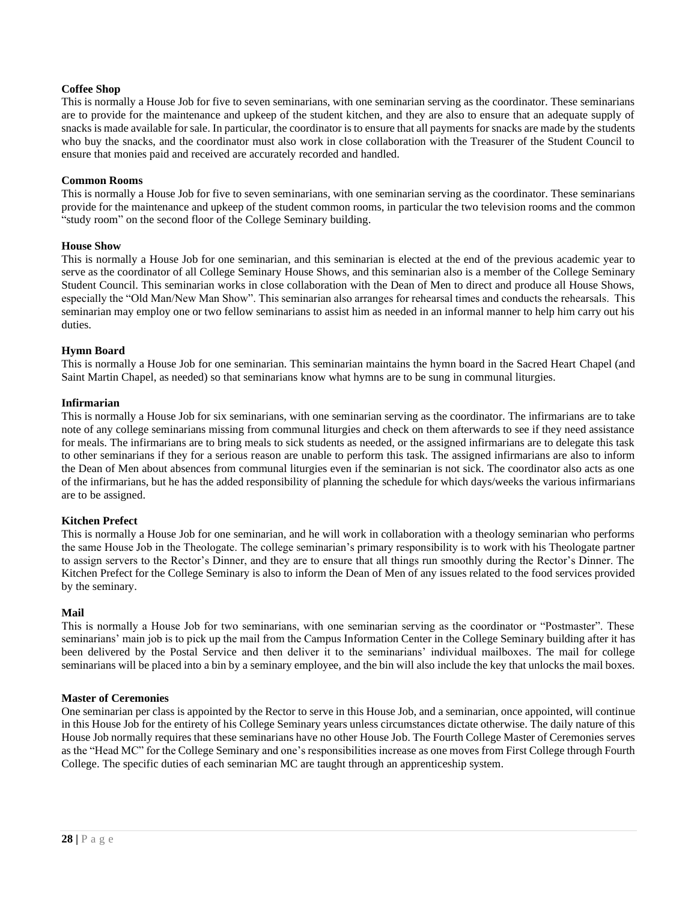**Coffee Shop**

This is normally a House Job for five to seven seminarians, with one seminarian serving as the coordinator. These seminarians are to provide for the maintenance and upkeep of the student kitchen, and they are also to ensure that an adequate supply of snacks is made available for sale. In particular, the coordinator is to ensure that all payments for snacks are made by the students who buy the snacks, and the coordinator must also work in close collaboration with the Treasurer of the Student Council to ensure that monies paid and received are accurately recorded and handled.

**Common Rooms**

This is normally a House Job for five to seven seminarians, with one seminarian serving as the coordinator. These seminarians provide for the maintenance and upkeep of the student common rooms, in particular the two television rooms and the common "study room" on the second floor of the College Seminary building.

**House Show**

This is normally a House Job for one seminarian, and this seminarian is elected at the end of the previous academic year to serve as the coordinator of all College Seminary House Shows, and this seminarian also is a member of the College Seminary Student Council. This seminarian works in close collaboration with the Dean of Men to direct and produce all House Shows, especially the "Old Man/New Man Show". This seminarian also arranges for rehearsal times and conducts the rehearsals. This seminarian may employ one or two fellow seminarians to assist him as needed in an informal manner to help him carry out his duties.

**Hymn Board**

This is normally a House Job for one seminarian. This seminarian maintains the hymn board in the Sacred Heart Chapel (and Saint Martin Chapel, as needed) so that seminarians know what hymns are to be sung in communal liturgies.

**Infirmarian**

This is normally a House Job for six seminarians, with one seminarian serving as the coordinator. The infirmarians are to take note of any college seminarians missing from communal liturgies and check on them afterwards to see if they need assistance for meals. The infirmarians are to bring meals to sick students as needed, or the assigned infirmarians are to delegate this task to other seminarians if they for a serious reason are unable to perform this task. The assigned infirmarians are also to inform the Dean of Men about absences from communal liturgies even if the seminarian is not sick. The coordinator also acts as one of the infirmarians, but he has the added responsibility of planning the schedule for which days/weeks the various infirmarians are to be assigned.

**Kitchen Prefect**

This is normally a House Job for one seminarian, and he will work in collaboration with a theology seminarian who performs the same House Job in the Theologate. The college seminarian's primary responsibility is to work with his Theologate partner to assign servers to the Rector's Dinner, and they are to ensure that all things run smoothly during the Rector's Dinner. The Kitchen Prefect for the College Seminary is also to inform the Dean of Men of any issues related to the food services provided by the seminary.

**Mail**

This is normally a House Job for two seminarians, with one seminarian serving as the coordinator or "Postmaster". These seminarians' main job is to pick up the mail from the Campus Information Center in the College Seminary building after it has been delivered by the Postal Service and then deliver it to the seminarians' individual mailboxes. The mail for college seminarians will be placed into a bin by a seminary employee, and the bin will also include the key that unlocks the mail boxes.

**Master of Ceremonies**

One seminarian per class is appointed by the Rector to serve in this House Job, and a seminarian, once appointed, will continue in this House Job for the entirety of his College Seminary years unless circumstances dictate otherwise. The daily nature of this House Job normally requires that these seminarians have no other House Job. The Fourth College Master of Ceremonies serves as the "Head MC" for the College Seminary and one's responsibilities increase as one moves from First College through Fourth College. The specific duties of each seminarian MC are taught through an apprenticeship system.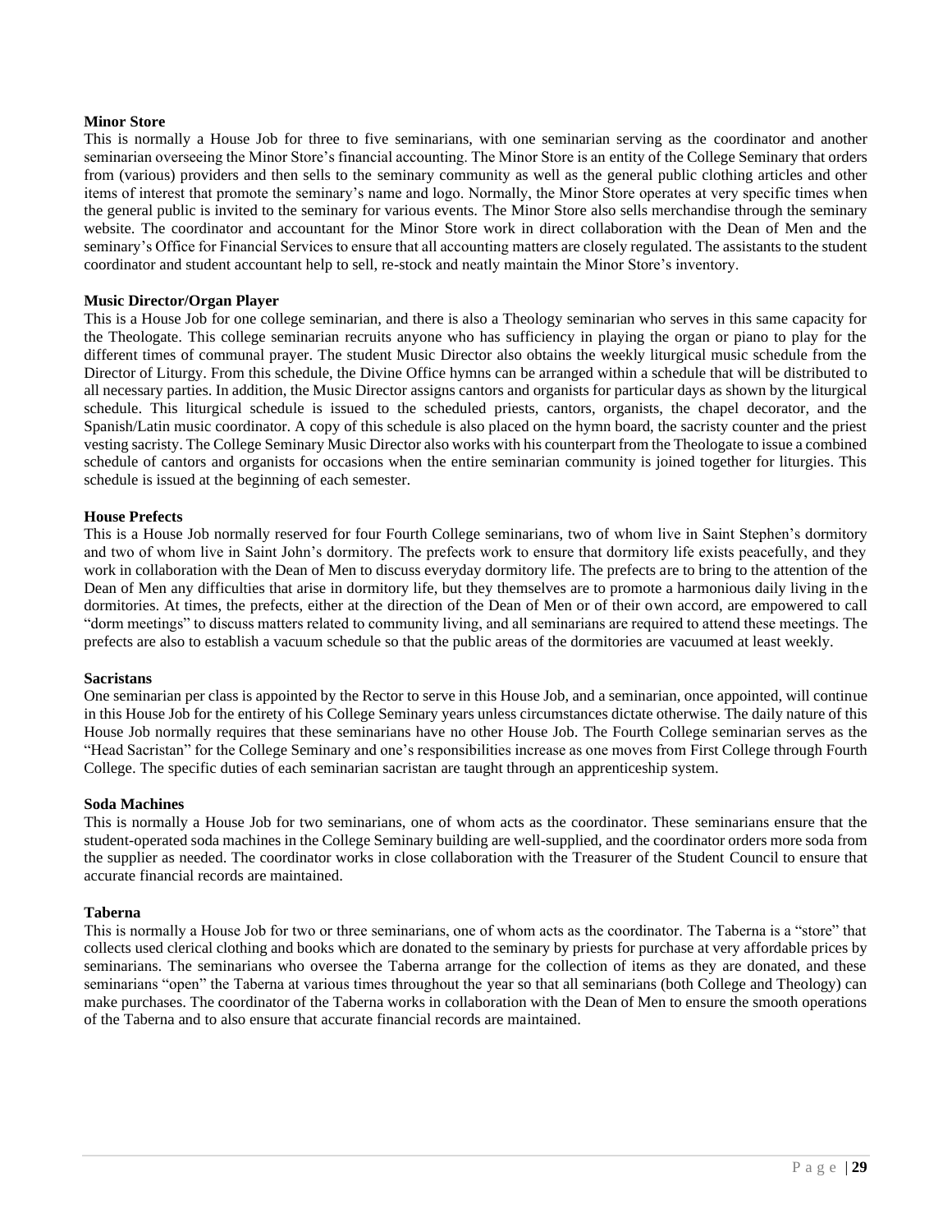**Minor Store**

This is normally a House Job for three to five seminarians, with one seminarian serving as the coordinator and another seminarian overseeing the Minor Store's financial accounting. The Minor Store is an entity of the College Seminary that orders from (various) providers and then sells to the seminary community as well as the general public clothing articles and other items of interest that promote the seminary's name and logo. Normally, the Minor Store operates at very specific times when the general public is invited to the seminary for various events. The Minor Store also sells merchandise through the seminary website. The coordinator and accountant for the Minor Store work in direct collaboration with the Dean of Men and the seminary's Office for Financial Services to ensure that all accounting matters are closely regulated. The assistants to the student coordinator and student accountant help to sell, re-stock and neatly maintain the Minor Store's inventory.

**Music Director/Organ Player**

This is a House Job for one college seminarian, and there is also a Theology seminarian who serves in this same capacity for the Theologate. This college seminarian recruits anyone who has sufficiency in playing the organ or piano to play for the different times of communal prayer. The student Music Director also obtains the weekly liturgical music schedule from the Director of Liturgy. From this schedule, the Divine Office hymns can be arranged within a schedule that will be distributed to all necessary parties. In addition, the Music Director assigns cantors and organists for particular days as shown by the liturgical schedule. This liturgical schedule is issued to the scheduled priests, cantors, organists, the chapel decorator, and the Spanish/Latin music coordinator. A copy of this schedule is also placed on the hymn board, the sacristy counter and the priest vesting sacristy. The College Seminary Music Director also works with his counterpart from the Theologate to issue a combined schedule of cantors and organists for occasions when the entire seminarian community is joined together for liturgies. This schedule is issued at the beginning of each semester.

**House Prefects**

This is a House Job normally reserved for four Fourth College seminarians, two of whom live in Saint Stephen's dormitory and two of whom live in Saint John's dormitory. The prefects work to ensure that dormitory life exists peacefully, and they work in collaboration with the Dean of Men to discuss everyday dormitory life. The prefects are to bring to the attention of the Dean of Men any difficulties that arise in dormitory life, but they themselves are to promote a harmonious daily living in the dormitories. At times, the prefects, either at the direction of the Dean of Men or of their own accord, are empowered to call "dorm meetings" to discuss matters related to community living, and all seminarians are required to attend these meetings. The prefects are also to establish a vacuum schedule so that the public areas of the dormitories are vacuumed at least weekly.

**Sacristans**

One seminarian per class is appointed by the Rector to serve in this House Job, and a seminarian, once appointed, will continue in this House Job for the entirety of his College Seminary years unless circumstances dictate otherwise. The daily nature of this House Job normally requires that these seminarians have no other House Job. The Fourth College seminarian serves as the "Head Sacristan" for the College Seminary and one's responsibilities increase as one moves from First College through Fourth College. The specific duties of each seminarian sacristan are taught through an apprenticeship system.

**Soda Machines**

This is normally a House Job for two seminarians, one of whom acts as the coordinator. These seminarians ensure that the student-operated soda machines in the College Seminary building are well-supplied, and the coordinator orders more soda from the supplier as needed. The coordinator works in close collaboration with the Treasurer of the Student Council to ensure that accurate financial records are maintained.

**Taberna**

This is normally a House Job for two or three seminarians, one of whom acts as the coordinator. The Taberna is a "store" that collects used clerical clothing and books which are donated to the seminary by priests for purchase at very affordable prices by seminarians. The seminarians who oversee the Taberna arrange for the collection of items as they are donated, and these seminarians "open" the Taberna at various times throughout the year so that all seminarians (both College and Theology) can make purchases. The coordinator of the Taberna works in collaboration with the Dean of Men to ensure the smooth operations of the Taberna and to also ensure that accurate financial records are maintained.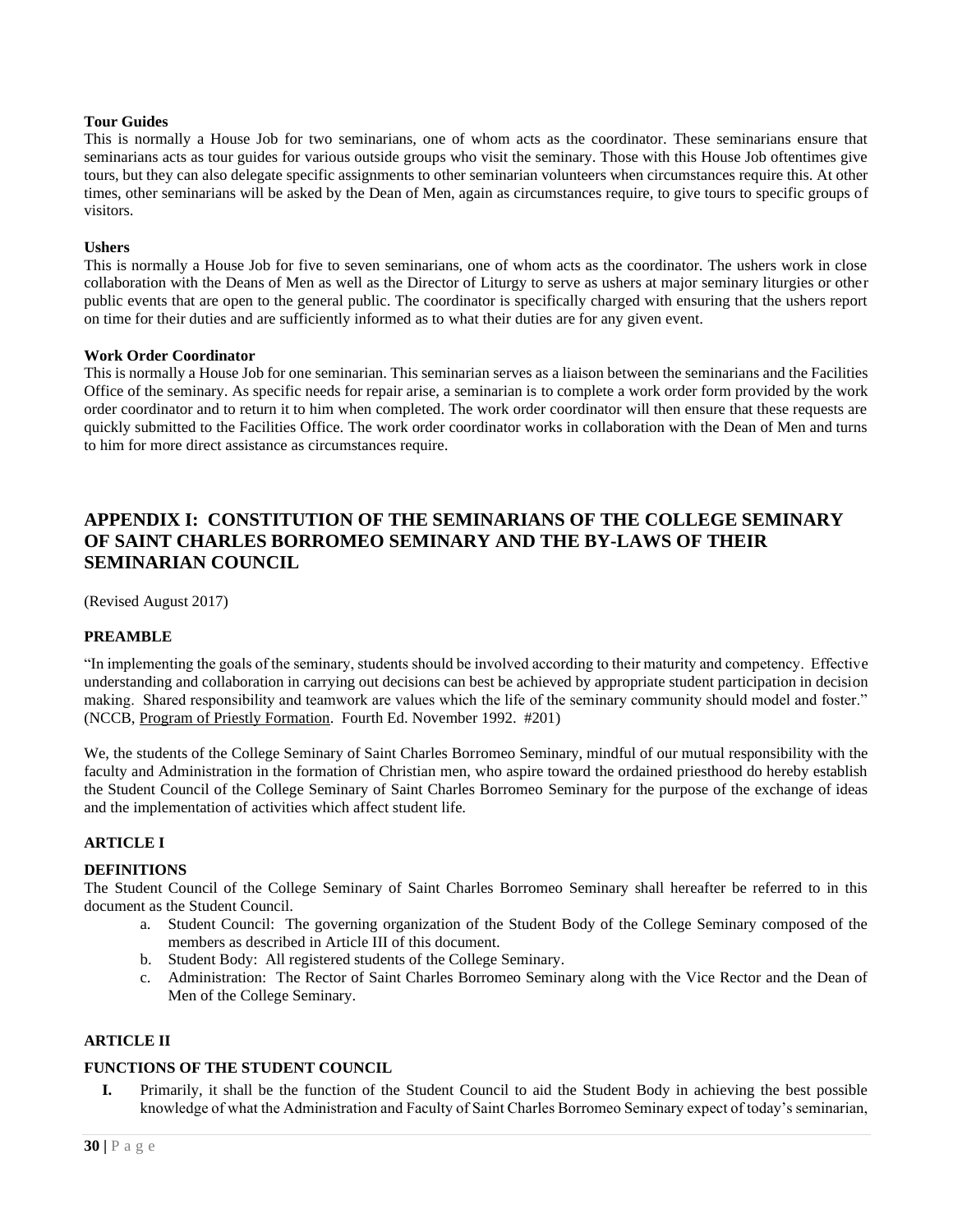**Tour Guides**

This is normally a House Job for two seminarians, one of whom acts as the coordinator. These seminarians ensure that seminarians acts as tour guides for various outside groups who visit the seminary. Those with this House Job oftentimes give tours, but they can also delegate specific assignments to other seminarian volunteers when circumstances require this. At other times, other seminarians will be asked by the Dean of Men, again as circumstances require, to give tours to specific groups of visitors.

**Ushers**

This is normally a House Job for five to seven seminarians, one of whom acts as the coordinator. The ushers work in close collaboration with the Deans of Men as well as the Director of Liturgy to serve as ushers at major seminary liturgies or other public events that are open to the general public. The coordinator is specifically charged with ensuring that the ushers report on time for their duties and are sufficiently informed as to what their duties are for any given event.

**Work Order Coordinator**

This is normally a House Job for one seminarian. This seminarian serves as a liaison between the seminarians and the Facilities Office of the seminary. As specific needs for repair arise, a seminarian is to complete a work order form provided by the work order coordinator and to return it to him when completed. The work order coordinator will then ensure that these requests are quickly submitted to the Facilities Office. The work order coordinator works in collaboration with the Dean of Men and turns to him for more direct assistance as circumstances require.

## APPENDIX I: CONSTITUTION OF THE SEMINARIANS OF THE COLLEGE SEMINARY OF SAINT CHARLES BORROMEO SEMINARY AND THE BY-LAWS OF THEIR SEMINARIAN COUNCIL

(Revised August 2017)

### PREAMBLE

"In implementing the goals of the seminary, students should be involved according to their maturity and competency. Effective understanding and collaboration in carrying out decisions can best be achieved by appropriate student participation in decision making. Shared responsibility and teamwork are values which the life of the seminary community should model and foster." (NCCB, Program of Priestly Formation. Fourth Ed. November 1992. #201)

We, the students of the College Seminary of Saint Charles Borromeo Seminary, mindful of our mutual responsibility with the faculty and Administration in the formation of Christian men, who aspire toward the ordained priesthood do hereby establish the Student Council of the College Seminary of Saint Charles Borromeo Seminary for the purpose of the exchange of ideas and the implementation of activities which affect student life.

### ARTICLE I

### DEFINITIONS

The Student Council of the College Seminary of Saint Charles Borromeo Seminary shall hereafter be referred to in this document as the Student Council.

a. Student Council: The governing organization of the Student Body of the College Seminary composed of the members as described in Article III of this document.
b. Student Body: All registered students of the College Seminary.
c. Administration: The Rector of Saint Charles Borromeo Seminary along with the Vice Rector and the Dean of Men of the College Seminary.

### ARTICLE II

### FUNCTIONS OF THE STUDENT COUNCIL

**I.** Primarily, it shall be the function of the Student Council to aid the Student Body in achieving the best possible knowledge of what the Administration and Faculty of Saint Charles Borromeo Seminary expect of today's seminarian,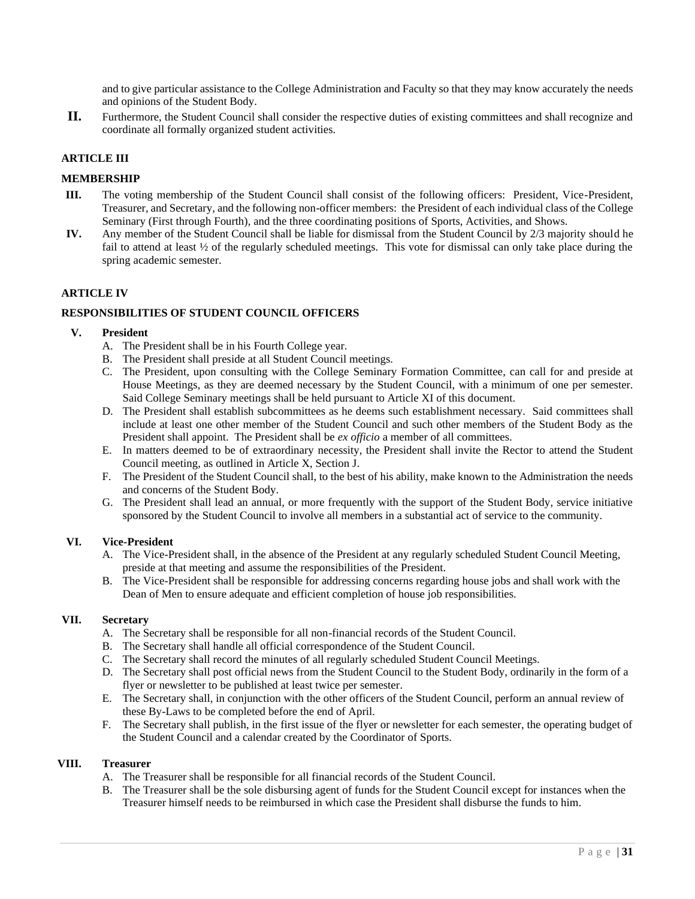and to give particular assistance to the College Administration and Faculty so that they may know accurately the needs and opinions of the Student Body.

**II.** Furthermore, the Student Council shall consider the respective duties of existing committees and shall recognize and coordinate all formally organized student activities.

**ARTICLE III**

**MEMBERSHIP**

**III.** The voting membership of the Student Council shall consist of the following officers: President, Vice-President, Treasurer, and Secretary, and the following non-officer members: the President of each individual class of the College Seminary (First through Fourth), and the three coordinating positions of Sports, Activities, and Shows.

**IV.** Any member of the Student Council shall be liable for dismissal from the Student Council by 2/3 majority should he fail to attend at least ½ of the regularly scheduled meetings. This vote for dismissal can only take place during the spring academic semester.

**ARTICLE IV**

**RESPONSIBILITIES OF STUDENT COUNCIL OFFICERS**

**V. President**

A. The President shall be in his Fourth College year.
B. The President shall preside at all Student Council meetings.
C. The President, upon consulting with the College Seminary Formation Committee, can call for and preside at House Meetings, as they are deemed necessary by the Student Council, with a minimum of one per semester. Said College Seminary meetings shall be held pursuant to Article XI of this document.
D. The President shall establish subcommittees as he deems such establishment necessary. Said committees shall include at least one other member of the Student Council and such other members of the Student Body as the President shall appoint. The President shall be *ex officio* a member of all committees.
E. In matters deemed to be of extraordinary necessity, the President shall invite the Rector to attend the Student Council meeting, as outlined in Article X, Section J.
F. The President of the Student Council shall, to the best of his ability, make known to the Administration the needs and concerns of the Student Body.
G. The President shall lead an annual, or more frequently with the support of the Student Body, service initiative sponsored by the Student Council to involve all members in a substantial act of service to the community.

**VI. Vice-President**

A. The Vice-President shall, in the absence of the President at any regularly scheduled Student Council Meeting, preside at that meeting and assume the responsibilities of the President.
B. The Vice-President shall be responsible for addressing concerns regarding house jobs and shall work with the Dean of Men to ensure adequate and efficient completion of house job responsibilities.

**VII. Secretary**

A. The Secretary shall be responsible for all non-financial records of the Student Council.
B. The Secretary shall handle all official correspondence of the Student Council.
C. The Secretary shall record the minutes of all regularly scheduled Student Council Meetings.
D. The Secretary shall post official news from the Student Council to the Student Body, ordinarily in the form of a flyer or newsletter to be published at least twice per semester.
E. The Secretary shall, in conjunction with the other officers of the Student Council, perform an annual review of these By-Laws to be completed before the end of April.
F. The Secretary shall publish, in the first issue of the flyer or newsletter for each semester, the operating budget of the Student Council and a calendar created by the Coordinator of Sports.

**VIII. Treasurer**

A. The Treasurer shall be responsible for all financial records of the Student Council.
B. The Treasurer shall be the sole disbursing agent of funds for the Student Council except for instances when the Treasurer himself needs to be reimbursed in which case the President shall disburse the funds to him.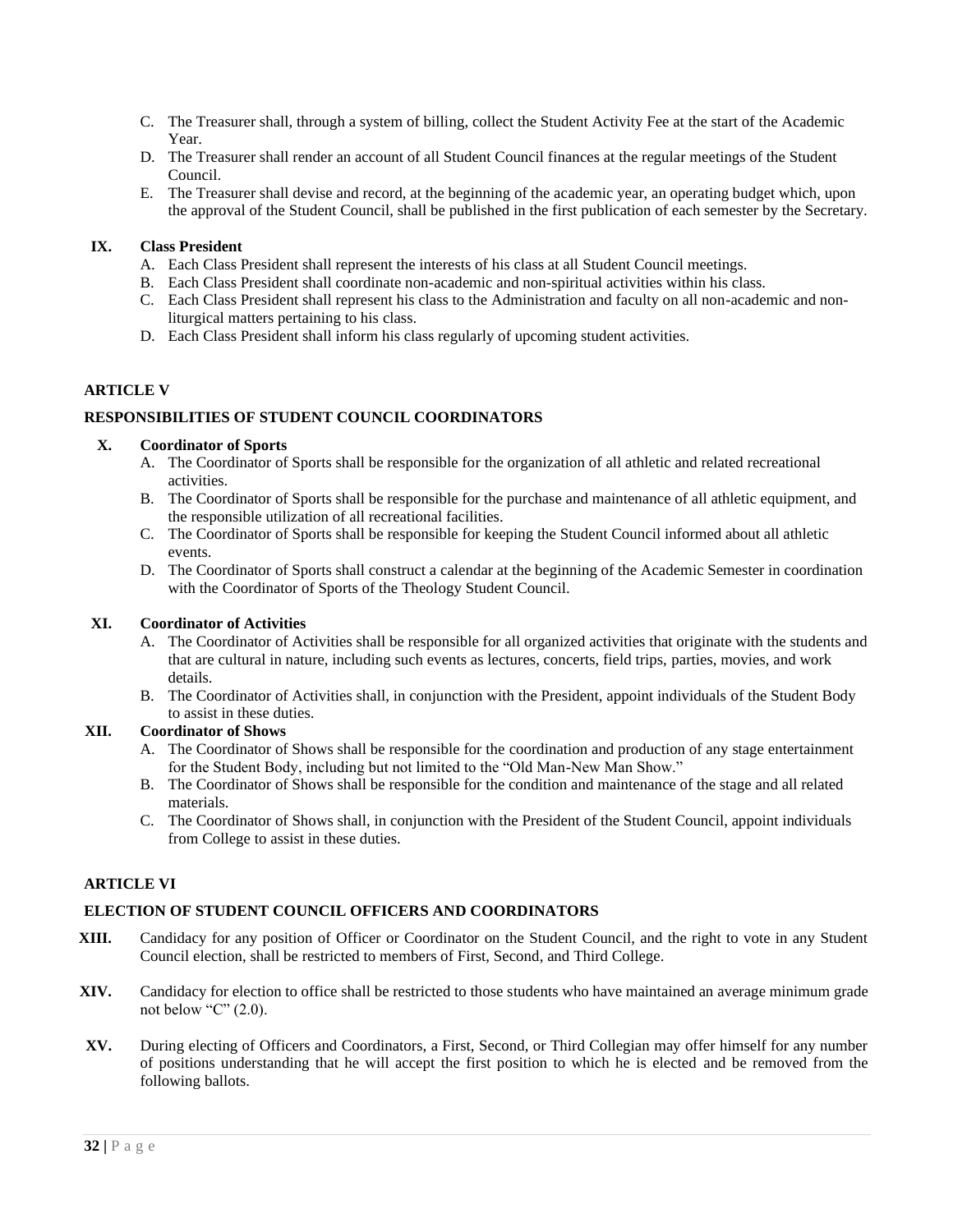C. The Treasurer shall, through a system of billing, collect the Student Activity Fee at the start of the Academic Year.
D. The Treasurer shall render an account of all Student Council finances at the regular meetings of the Student Council.
E. The Treasurer shall devise and record, at the beginning of the academic year, an operating budget which, upon the approval of the Student Council, shall be published in the first publication of each semester by the Secretary.

**IX. Class President**

A. Each Class President shall represent the interests of his class at all Student Council meetings.
B. Each Class President shall coordinate non-academic and non-spiritual activities within his class.
C. Each Class President shall represent his class to the Administration and faculty on all non-academic and non-liturgical matters pertaining to his class.
D. Each Class President shall inform his class regularly of upcoming student activities.

## ARTICLE V

## RESPONSIBILITIES OF STUDENT COUNCIL COORDINATORS

**X. Coordinator of Sports**

A. The Coordinator of Sports shall be responsible for the organization of all athletic and related recreational activities.
B. The Coordinator of Sports shall be responsible for the purchase and maintenance of all athletic equipment, and the responsible utilization of all recreational facilities.
C. The Coordinator of Sports shall be responsible for keeping the Student Council informed about all athletic events.
D. The Coordinator of Sports shall construct a calendar at the beginning of the Academic Semester in coordination with the Coordinator of Sports of the Theology Student Council.

**XI. Coordinator of Activities**

A. The Coordinator of Activities shall be responsible for all organized activities that originate with the students and that are cultural in nature, including such events as lectures, concerts, field trips, parties, movies, and work details.
B. The Coordinator of Activities shall, in conjunction with the President, appoint individuals of the Student Body to assist in these duties.

**XII. Coordinator of Shows**

A. The Coordinator of Shows shall be responsible for the coordination and production of any stage entertainment for the Student Body, including but not limited to the "Old Man-New Man Show."
B. The Coordinator of Shows shall be responsible for the condition and maintenance of the stage and all related materials.
C. The Coordinator of Shows shall, in conjunction with the President of the Student Council, appoint individuals from College to assist in these duties.

## ARTICLE VI

## ELECTION OF STUDENT COUNCIL OFFICERS AND COORDINATORS

**XIII.** Candidacy for any position of Officer or Coordinator on the Student Council, and the right to vote in any Student Council election, shall be restricted to members of First, Second, and Third College.

**XIV.** Candidacy for election to office shall be restricted to those students who have maintained an average minimum grade not below "C" (2.0).

**XV.** During electing of Officers and Coordinators, a First, Second, or Third Collegian may offer himself for any number of positions understanding that he will accept the first position to which he is elected and be removed from the following ballots.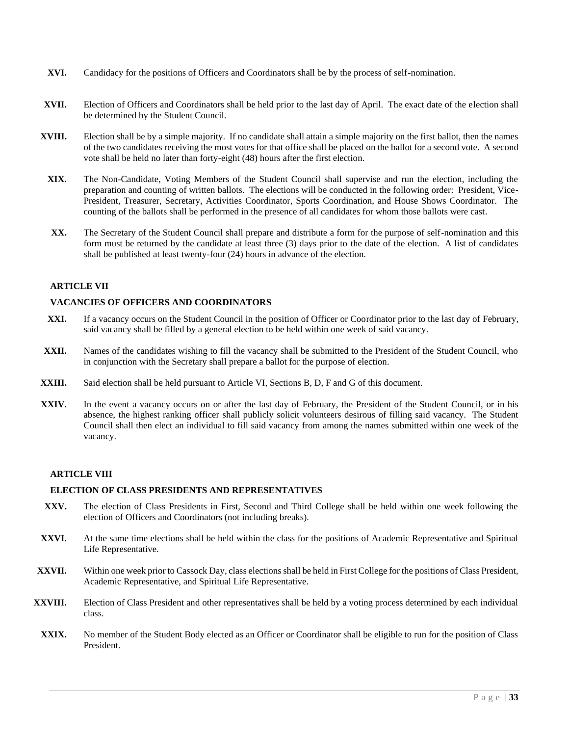**XVI.** Candidacy for the positions of Officers and Coordinators shall be by the process of self-nomination.

**XVII.** Election of Officers and Coordinators shall be held prior to the last day of April. The exact date of the election shall be determined by the Student Council.

**XVIII.** Election shall be by a simple majority. If no candidate shall attain a simple majority on the first ballot, then the names of the two candidates receiving the most votes for that office shall be placed on the ballot for a second vote. A second vote shall be held no later than forty-eight (48) hours after the first election.

**XIX.** The Non-Candidate, Voting Members of the Student Council shall supervise and run the election, including the preparation and counting of written ballots. The elections will be conducted in the following order: President, Vice-President, Treasurer, Secretary, Activities Coordinator, Sports Coordination, and House Shows Coordinator. The counting of the ballots shall be performed in the presence of all candidates for whom those ballots were cast.

**XX.** The Secretary of the Student Council shall prepare and distribute a form for the purpose of self-nomination and this form must be returned by the candidate at least three (3) days prior to the date of the election. A list of candidates shall be published at least twenty-four (24) hours in advance of the election.

## ARTICLE VII

### VACANCIES OF OFFICERS AND COORDINATORS

**XXI.** If a vacancy occurs on the Student Council in the position of Officer or Coordinator prior to the last day of February, said vacancy shall be filled by a general election to be held within one week of said vacancy.

**XXII.** Names of the candidates wishing to fill the vacancy shall be submitted to the President of the Student Council, who in conjunction with the Secretary shall prepare a ballot for the purpose of election.

**XXIII.** Said election shall be held pursuant to Article VI, Sections B, D, F and G of this document.

**XXIV.** In the event a vacancy occurs on or after the last day of February, the President of the Student Council, or in his absence, the highest ranking officer shall publicly solicit volunteers desirous of filling said vacancy. The Student Council shall then elect an individual to fill said vacancy from among the names submitted within one week of the vacancy.

## ARTICLE VIII

### ELECTION OF CLASS PRESIDENTS AND REPRESENTATIVES

**XXV.** The election of Class Presidents in First, Second and Third College shall be held within one week following the election of Officers and Coordinators (not including breaks).

**XXVI.** At the same time elections shall be held within the class for the positions of Academic Representative and Spiritual Life Representative.

**XXVII.** Within one week prior to Cassock Day, class elections shall be held in First College for the positions of Class President, Academic Representative, and Spiritual Life Representative.

**XXVIII.** Election of Class President and other representatives shall be held by a voting process determined by each individual class.

**XXIX.** No member of the Student Body elected as an Officer or Coordinator shall be eligible to run for the position of Class President.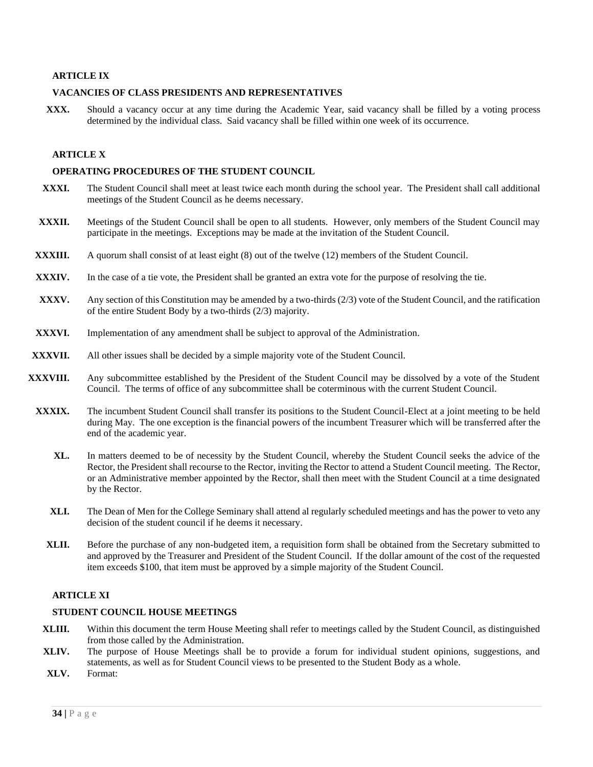**ARTICLE IX**

**VACANCIES OF CLASS PRESIDENTS AND REPRESENTATIVES**

**XXX.** Should a vacancy occur at any time during the Academic Year, said vacancy shall be filled by a voting process determined by the individual class. Said vacancy shall be filled within one week of its occurrence.

**ARTICLE X**

**OPERATING PROCEDURES OF THE STUDENT COUNCIL**

**XXXI.** The Student Council shall meet at least twice each month during the school year. The President shall call additional meetings of the Student Council as he deems necessary.

**XXXII.** Meetings of the Student Council shall be open to all students. However, only members of the Student Council may participate in the meetings. Exceptions may be made at the invitation of the Student Council.

**XXXIII.** A quorum shall consist of at least eight (8) out of the twelve (12) members of the Student Council.

**XXXIV.** In the case of a tie vote, the President shall be granted an extra vote for the purpose of resolving the tie.

**XXXV.** Any section of this Constitution may be amended by a two-thirds (2/3) vote of the Student Council, and the ratification of the entire Student Body by a two-thirds (2/3) majority.

**XXXVI.** Implementation of any amendment shall be subject to approval of the Administration.

**XXXVII.** All other issues shall be decided by a simple majority vote of the Student Council.

**XXXVIII.** Any subcommittee established by the President of the Student Council may be dissolved by a vote of the Student Council. The terms of office of any subcommittee shall be coterminous with the current Student Council.

**XXXIX.** The incumbent Student Council shall transfer its positions to the Student Council-Elect at a joint meeting to be held during May. The one exception is the financial powers of the incumbent Treasurer which will be transferred after the end of the academic year.

**XL.** In matters deemed to be of necessity by the Student Council, whereby the Student Council seeks the advice of the Rector, the President shall recourse to the Rector, inviting the Rector to attend a Student Council meeting. The Rector, or an Administrative member appointed by the Rector, shall then meet with the Student Council at a time designated by the Rector.

**XLI.** The Dean of Men for the College Seminary shall attend al regularly scheduled meetings and has the power to veto any decision of the student council if he deems it necessary.

**XLII.** Before the purchase of any non-budgeted item, a requisition form shall be obtained from the Secretary submitted to and approved by the Treasurer and President of the Student Council. If the dollar amount of the cost of the requested item exceeds $100, that item must be approved by a simple majority of the Student Council.

**ARTICLE XI**

**STUDENT COUNCIL HOUSE MEETINGS**

**XLIII.** Within this document the term House Meeting shall refer to meetings called by the Student Council, as distinguished from those called by the Administration.

**XLIV.** The purpose of House Meetings shall be to provide a forum for individual student opinions, suggestions, and statements, as well as for Student Council views to be presented to the Student Body as a whole.

**XLV.** Format: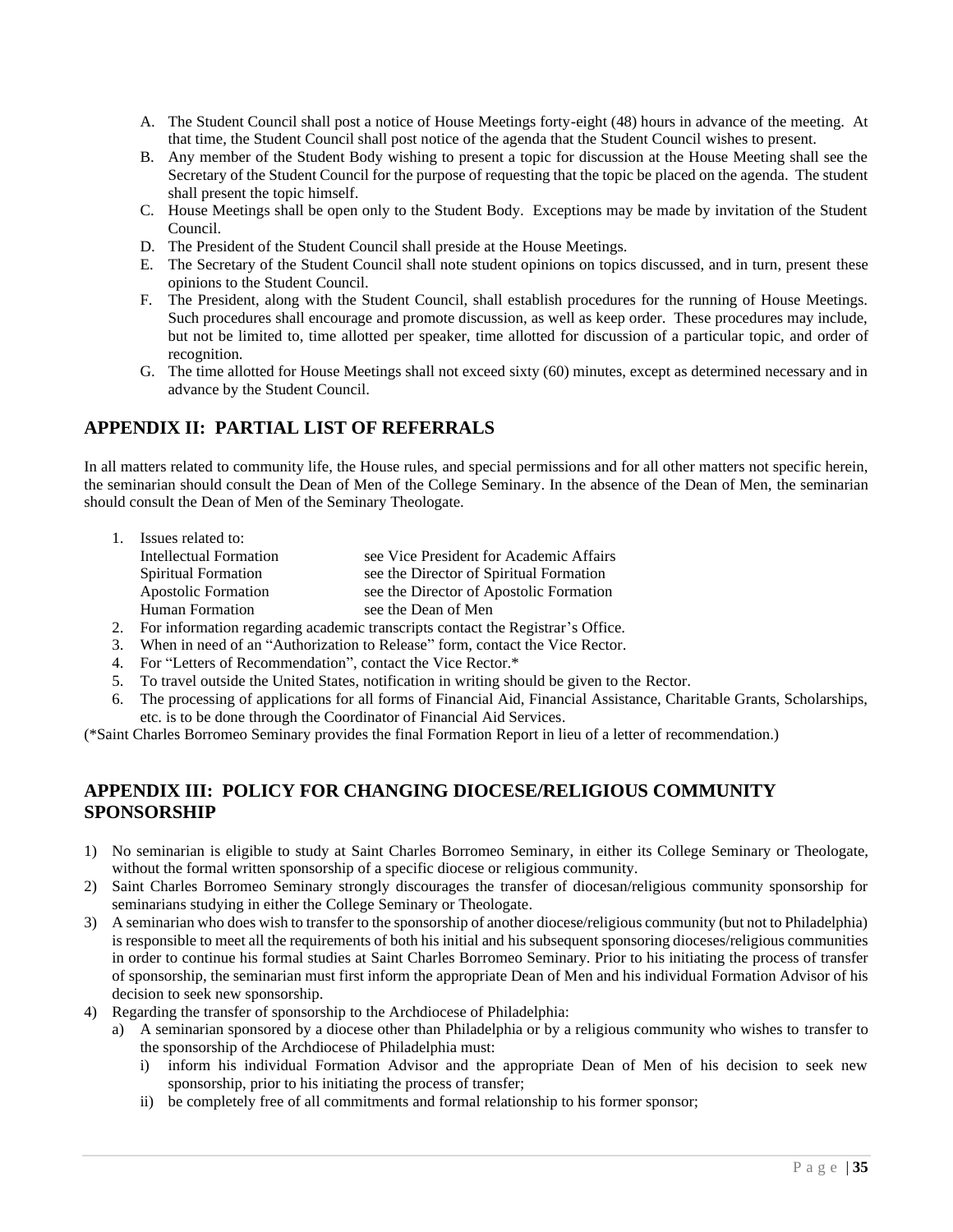A. The Student Council shall post a notice of House Meetings forty-eight (48) hours in advance of the meeting. At that time, the Student Council shall post notice of the agenda that the Student Council wishes to present.
B. Any member of the Student Body wishing to present a topic for discussion at the House Meeting shall see the Secretary of the Student Council for the purpose of requesting that the topic be placed on the agenda. The student shall present the topic himself.
C. House Meetings shall be open only to the Student Body. Exceptions may be made by invitation of the Student Council.
D. The President of the Student Council shall preside at the House Meetings.
E. The Secretary of the Student Council shall note student opinions on topics discussed, and in turn, present these opinions to the Student Council.
F. The President, along with the Student Council, shall establish procedures for the running of House Meetings. Such procedures shall encourage and promote discussion, as well as keep order. These procedures may include, but not be limited to, time allotted per speaker, time allotted for discussion of a particular topic, and order of recognition.
G. The time allotted for House Meetings shall not exceed sixty (60) minutes, except as determined necessary and in advance by the Student Council.

## APPENDIX II: PARTIAL LIST OF REFERRALS

In all matters related to community life, the House rules, and special permissions and for all other matters not specific herein, the seminarian should consult the Dean of Men of the College Seminary. In the absence of the Dean of Men, the seminarian should consult the Dean of Men of the Seminary Theologate.

1. Issues related to:
   - Intellectual Formation — see Vice President for Academic Affairs
   - Spiritual Formation — see the Director of Spiritual Formation
   - Apostolic Formation — see the Director of Apostolic Formation
   - Human Formation — see the Dean of Men
2. For information regarding academic transcripts contact the Registrar's Office.
3. When in need of an "Authorization to Release" form, contact the Vice Rector.
4. For "Letters of Recommendation", contact the Vice Rector.*
5. To travel outside the United States, notification in writing should be given to the Rector.
6. The processing of applications for all forms of Financial Aid, Financial Assistance, Charitable Grants, Scholarships, etc. is to be done through the Coordinator of Financial Aid Services.

(*Saint Charles Borromeo Seminary provides the final Formation Report in lieu of a letter of recommendation.)

## APPENDIX III: POLICY FOR CHANGING DIOCESE/RELIGIOUS COMMUNITY SPONSORSHIP

1) No seminarian is eligible to study at Saint Charles Borromeo Seminary, in either its College Seminary or Theologate, without the formal written sponsorship of a specific diocese or religious community.
2) Saint Charles Borromeo Seminary strongly discourages the transfer of diocesan/religious community sponsorship for seminarians studying in either the College Seminary or Theologate.
3) A seminarian who does wish to transfer to the sponsorship of another diocese/religious community (but not to Philadelphia) is responsible to meet all the requirements of both his initial and his subsequent sponsoring dioceses/religious communities in order to continue his formal studies at Saint Charles Borromeo Seminary. Prior to his initiating the process of transfer of sponsorship, the seminarian must first inform the appropriate Dean of Men and his individual Formation Advisor of his decision to seek new sponsorship.
4) Regarding the transfer of sponsorship to the Archdiocese of Philadelphia:
   a) A seminarian sponsored by a diocese other than Philadelphia or by a religious community who wishes to transfer to the sponsorship of the Archdiocese of Philadelphia must:
      i) inform his individual Formation Advisor and the appropriate Dean of Men of his decision to seek new sponsorship, prior to his initiating the process of transfer;
      ii) be completely free of all commitments and formal relationship to his former sponsor;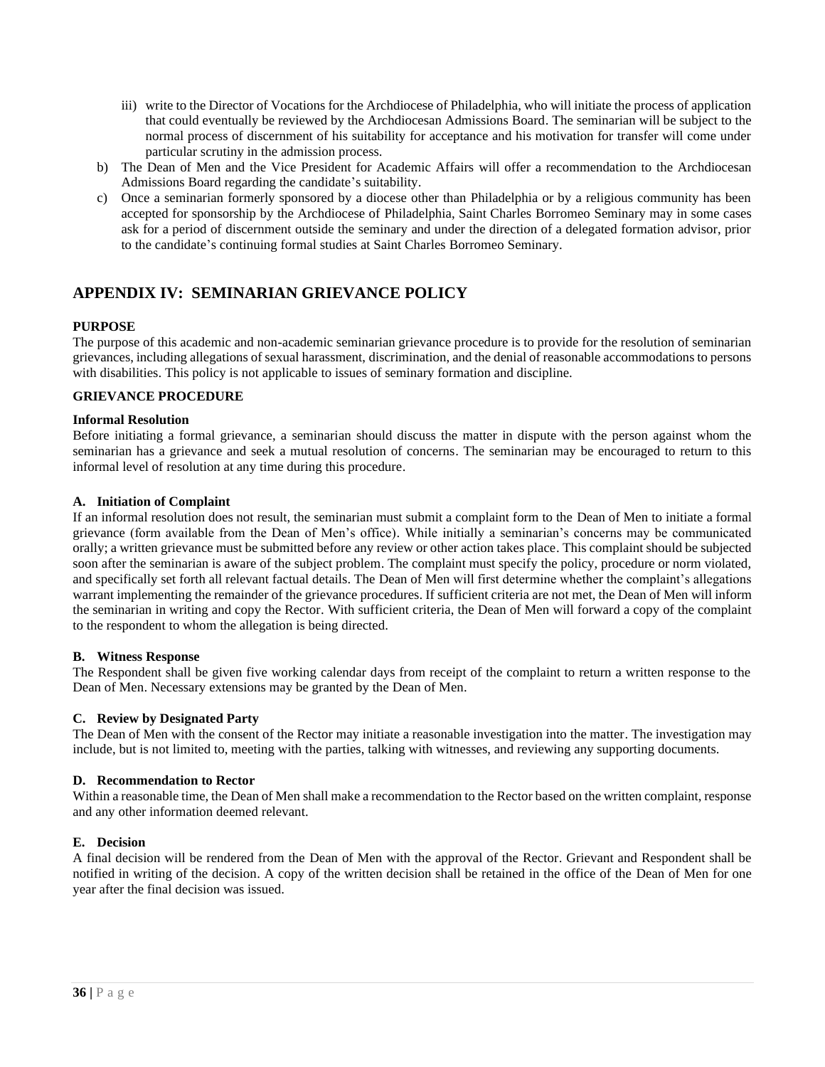iii) write to the Director of Vocations for the Archdiocese of Philadelphia, who will initiate the process of application that could eventually be reviewed by the Archdiocesan Admissions Board. The seminarian will be subject to the normal process of discernment of his suitability for acceptance and his motivation for transfer will come under particular scrutiny in the admission process.

b) The Dean of Men and the Vice President for Academic Affairs will offer a recommendation to the Archdiocesan Admissions Board regarding the candidate's suitability.

c) Once a seminarian formerly sponsored by a diocese other than Philadelphia or by a religious community has been accepted for sponsorship by the Archdiocese of Philadelphia, Saint Charles Borromeo Seminary may in some cases ask for a period of discernment outside the seminary and under the direction of a delegated formation advisor, prior to the candidate's continuing formal studies at Saint Charles Borromeo Seminary.

## APPENDIX IV: SEMINARIAN GRIEVANCE POLICY

**PURPOSE**

The purpose of this academic and non-academic seminarian grievance procedure is to provide for the resolution of seminarian grievances, including allegations of sexual harassment, discrimination, and the denial of reasonable accommodations to persons with disabilities. This policy is not applicable to issues of seminary formation and discipline.

**GRIEVANCE PROCEDURE**

**Informal Resolution**

Before initiating a formal grievance, a seminarian should discuss the matter in dispute with the person against whom the seminarian has a grievance and seek a mutual resolution of concerns. The seminarian may be encouraged to return to this informal level of resolution at any time during this procedure.

**A. Initiation of Complaint**

If an informal resolution does not result, the seminarian must submit a complaint form to the Dean of Men to initiate a formal grievance (form available from the Dean of Men's office). While initially a seminarian's concerns may be communicated orally; a written grievance must be submitted before any review or other action takes place. This complaint should be subjected soon after the seminarian is aware of the subject problem. The complaint must specify the policy, procedure or norm violated, and specifically set forth all relevant factual details. The Dean of Men will first determine whether the complaint's allegations warrant implementing the remainder of the grievance procedures. If sufficient criteria are not met, the Dean of Men will inform the seminarian in writing and copy the Rector. With sufficient criteria, the Dean of Men will forward a copy of the complaint to the respondent to whom the allegation is being directed.

**B. Witness Response**

The Respondent shall be given five working calendar days from receipt of the complaint to return a written response to the Dean of Men. Necessary extensions may be granted by the Dean of Men.

**C. Review by Designated Party**

The Dean of Men with the consent of the Rector may initiate a reasonable investigation into the matter. The investigation may include, but is not limited to, meeting with the parties, talking with witnesses, and reviewing any supporting documents.

**D. Recommendation to Rector**

Within a reasonable time, the Dean of Men shall make a recommendation to the Rector based on the written complaint, response and any other information deemed relevant.

**E. Decision**

A final decision will be rendered from the Dean of Men with the approval of the Rector. Grievant and Respondent shall be notified in writing of the decision. A copy of the written decision shall be retained in the office of the Dean of Men for one year after the final decision was issued.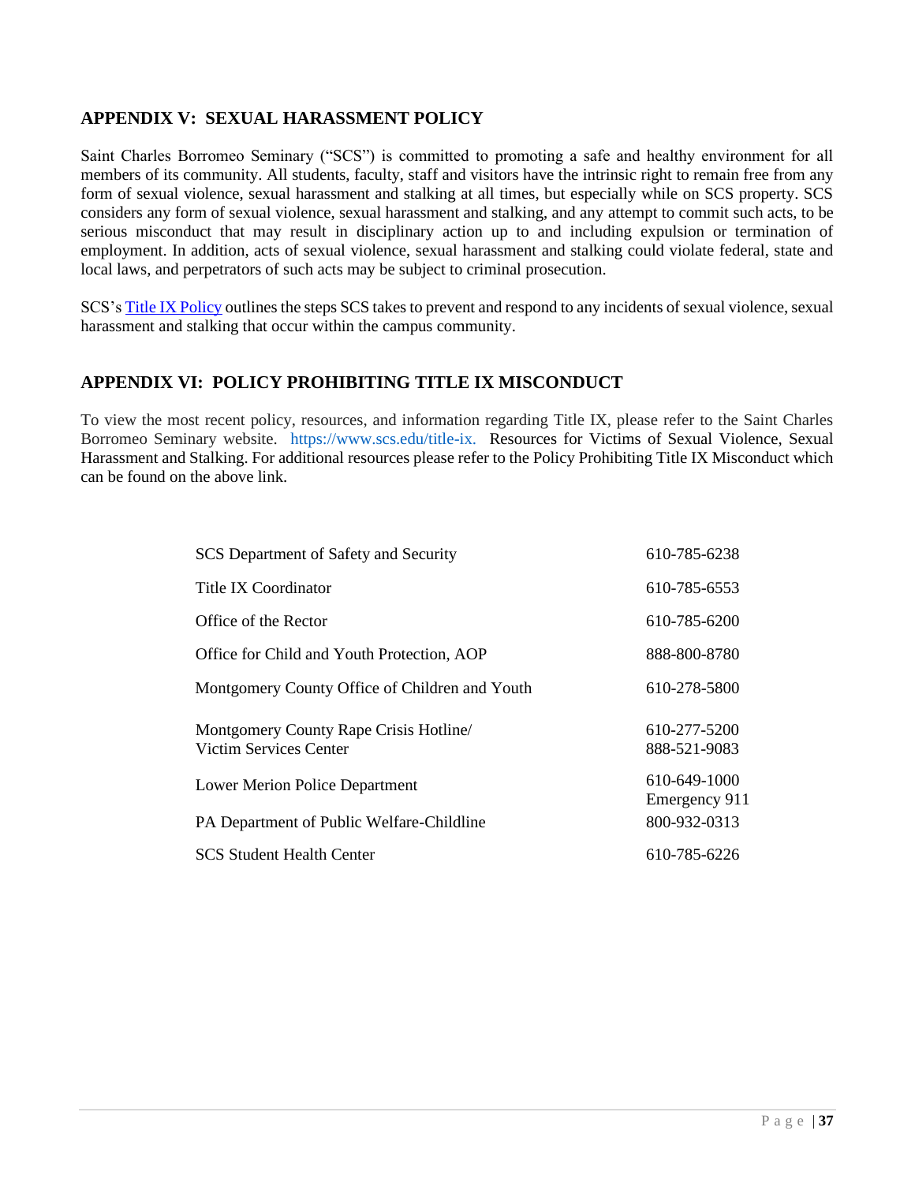## APPENDIX V: SEXUAL HARASSMENT POLICY

Saint Charles Borromeo Seminary ("SCS") is committed to promoting a safe and healthy environment for all members of its community. All students, faculty, staff and visitors have the intrinsic right to remain free from any form of sexual violence, sexual harassment and stalking at all times, but especially while on SCS property. SCS considers any form of sexual violence, sexual harassment and stalking, and any attempt to commit such acts, to be serious misconduct that may result in disciplinary action up to and including expulsion or termination of employment. In addition, acts of sexual violence, sexual harassment and stalking could violate federal, state and local laws, and perpetrators of such acts may be subject to criminal prosecution.

SCS's Title IX Policy outlines the steps SCS takes to prevent and respond to any incidents of sexual violence, sexual harassment and stalking that occur within the campus community.

## APPENDIX VI: POLICY PROHIBITING TITLE IX MISCONDUCT

To view the most recent policy, resources, and information regarding Title IX, please refer to the Saint Charles Borromeo Seminary website. https://www.scs.edu/title-ix. Resources for Victims of Sexual Violence, Sexual Harassment and Stalking. For additional resources please refer to the Policy Prohibiting Title IX Misconduct which can be found on the above link.

| | |
|---|---|
| SCS Department of Safety and Security | 610-785-6238 |
| Title IX Coordinator | 610-785-6553 |
| Office of the Rector | 610-785-6200 |
| Office for Child and Youth Protection, AOP | 888-800-8780 |
| Montgomery County Office of Children and Youth | 610-278-5800 |
| Montgomery County Rape Crisis Hotline/ Victim Services Center | 610-277-5200<br>888-521-9083 |
| Lower Merion Police Department | 610-649-1000<br>Emergency 911 |
| PA Department of Public Welfare-Childline | 800-932-0313 |
| SCS Student Health Center | 610-785-6226 |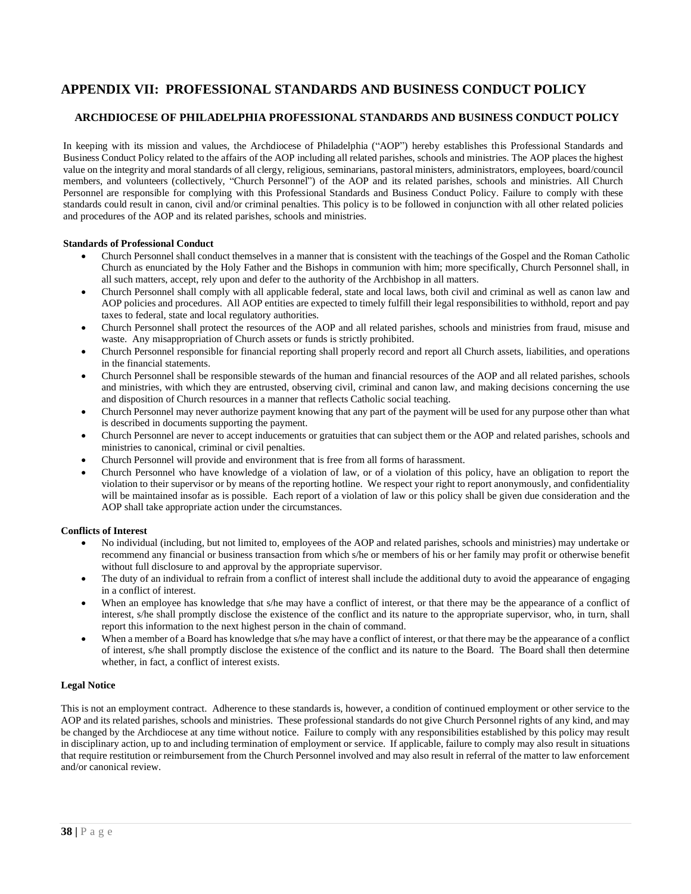# APPENDIX VII: PROFESSIONAL STANDARDS AND BUSINESS CONDUCT POLICY

## ARCHDIOCESE OF PHILADELPHIA PROFESSIONAL STANDARDS AND BUSINESS CONDUCT POLICY

In keeping with its mission and values, the Archdiocese of Philadelphia ("AOP") hereby establishes this Professional Standards and Business Conduct Policy related to the affairs of the AOP including all related parishes, schools and ministries. The AOP places the highest value on the integrity and moral standards of all clergy, religious, seminarians, pastoral ministers, administrators, employees, board/council members, and volunteers (collectively, "Church Personnel") of the AOP and its related parishes, schools and ministries. All Church Personnel are responsible for complying with this Professional Standards and Business Conduct Policy. Failure to comply with these standards could result in canon, civil and/or criminal penalties. This policy is to be followed in conjunction with all other related policies and procedures of the AOP and its related parishes, schools and ministries.

**Standards of Professional Conduct**

- Church Personnel shall conduct themselves in a manner that is consistent with the teachings of the Gospel and the Roman Catholic Church as enunciated by the Holy Father and the Bishops in communion with him; more specifically, Church Personnel shall, in all such matters, accept, rely upon and defer to the authority of the Archbishop in all matters.
- Church Personnel shall comply with all applicable federal, state and local laws, both civil and criminal as well as canon law and AOP policies and procedures. All AOP entities are expected to timely fulfill their legal responsibilities to withhold, report and pay taxes to federal, state and local regulatory authorities.
- Church Personnel shall protect the resources of the AOP and all related parishes, schools and ministries from fraud, misuse and waste. Any misappropriation of Church assets or funds is strictly prohibited.
- Church Personnel responsible for financial reporting shall properly record and report all Church assets, liabilities, and operations in the financial statements.
- Church Personnel shall be responsible stewards of the human and financial resources of the AOP and all related parishes, schools and ministries, with which they are entrusted, observing civil, criminal and canon law, and making decisions concerning the use and disposition of Church resources in a manner that reflects Catholic social teaching.
- Church Personnel may never authorize payment knowing that any part of the payment will be used for any purpose other than what is described in documents supporting the payment.
- Church Personnel are never to accept inducements or gratuities that can subject them or the AOP and related parishes, schools and ministries to canonical, criminal or civil penalties.
- Church Personnel will provide and environment that is free from all forms of harassment.
- Church Personnel who have knowledge of a violation of law, or of a violation of this policy, have an obligation to report the violation to their supervisor or by means of the reporting hotline. We respect your right to report anonymously, and confidentiality will be maintained insofar as is possible. Each report of a violation of law or this policy shall be given due consideration and the AOP shall take appropriate action under the circumstances.

**Conflicts of Interest**

- No individual (including, but not limited to, employees of the AOP and related parishes, schools and ministries) may undertake or recommend any financial or business transaction from which s/he or members of his or her family may profit or otherwise benefit without full disclosure to and approval by the appropriate supervisor.
- The duty of an individual to refrain from a conflict of interest shall include the additional duty to avoid the appearance of engaging in a conflict of interest.
- When an employee has knowledge that s/he may have a conflict of interest, or that there may be the appearance of a conflict of interest, s/he shall promptly disclose the existence of the conflict and its nature to the appropriate supervisor, who, in turn, shall report this information to the next highest person in the chain of command.
- When a member of a Board has knowledge that s/he may have a conflict of interest, or that there may be the appearance of a conflict of interest, s/he shall promptly disclose the existence of the conflict and its nature to the Board. The Board shall then determine whether, in fact, a conflict of interest exists.

**Legal Notice**

This is not an employment contract. Adherence to these standards is, however, a condition of continued employment or other service to the AOP and its related parishes, schools and ministries. These professional standards do not give Church Personnel rights of any kind, and may be changed by the Archdiocese at any time without notice. Failure to comply with any responsibilities established by this policy may result in disciplinary action, up to and including termination of employment or service. If applicable, failure to comply may also result in situations that require restitution or reimbursement from the Church Personnel involved and may also result in referral of the matter to law enforcement and/or canonical review.